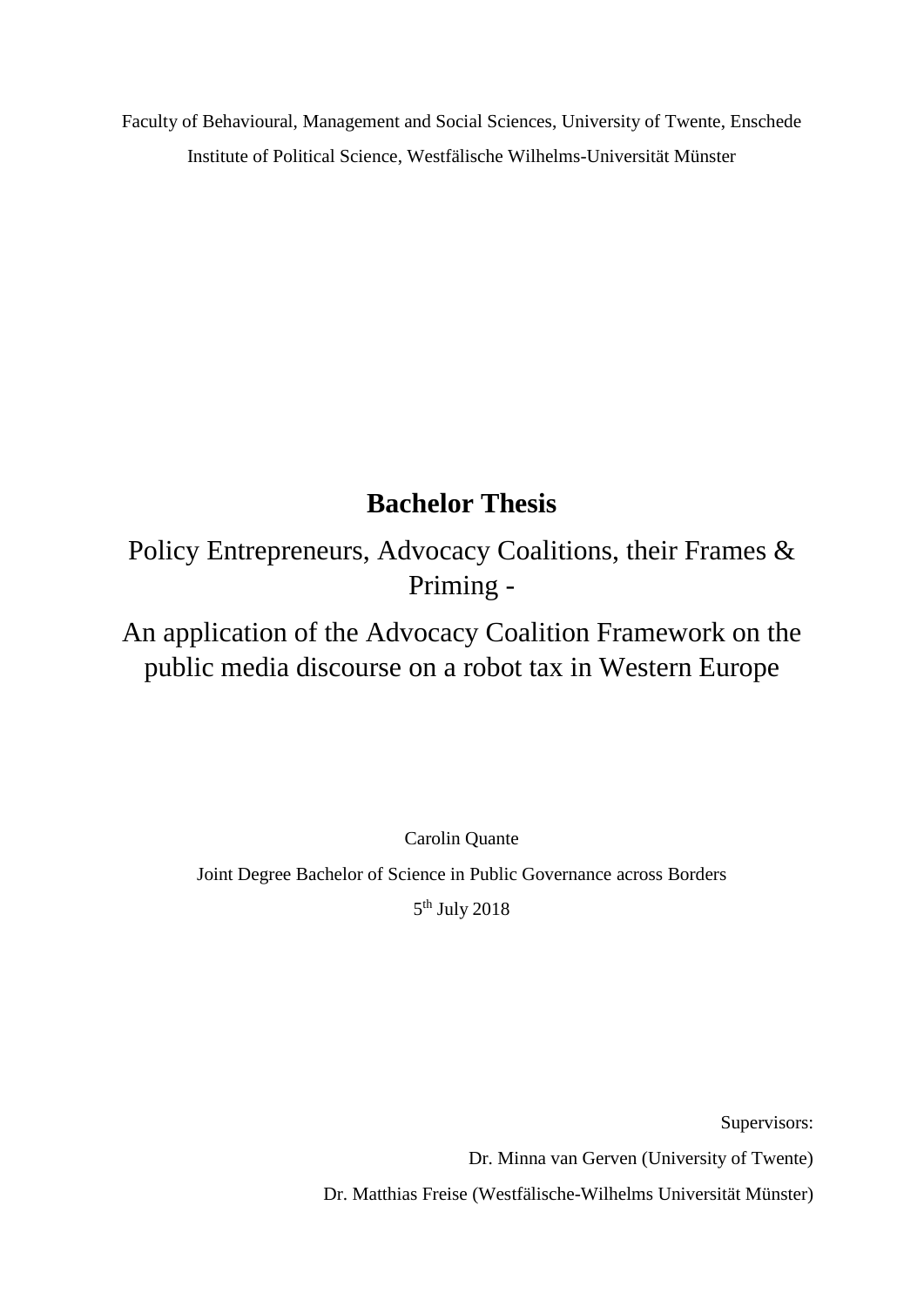Faculty of Behavioural, Management and Social Sciences, University of Twente, Enschede

Institute of Political Science, Westfälische Wilhelms-Universität Münster

# Bachelor Thesis

## Policy Entrepreneurs, Advocacy Coalitions, their Frames & Priming -

## An application of the Advocacy Coalition Framework on the public media discourse on a robot tax in Western Europe

Carolin Quante

Joint Degree Bachelor of Science in Public Governance across Borders

5th July 2018

Supervisors:

Dr. Minna van Gerven (University of Twente)

Dr. Matthias Freise (Westfälische-Wilhelms Universität Münster)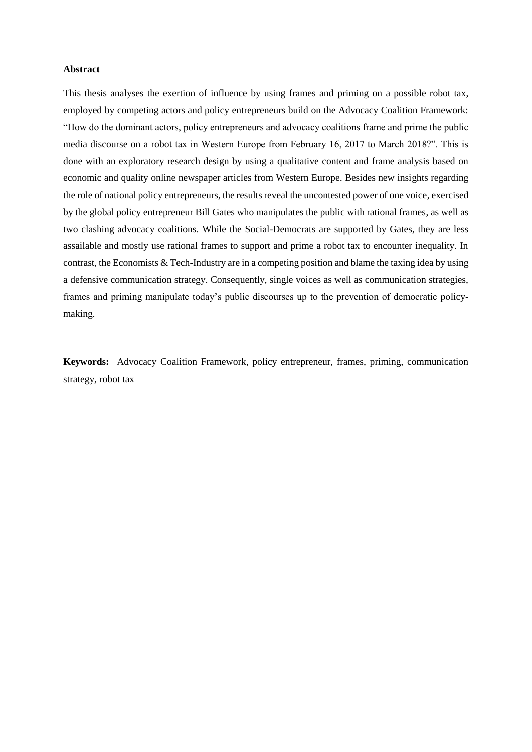**Abstract**

This thesis analyses the exertion of influence by using frames and priming on a possible robot tax, employed by competing actors and policy entrepreneurs build on the Advocacy Coalition Framework: "How do the dominant actors, policy entrepreneurs and advocacy coalitions frame and prime the public media discourse on a robot tax in Western Europe from February 16, 2017 to March 2018?". This is done with an exploratory research design by using a qualitative content and frame analysis based on economic and quality online newspaper articles from Western Europe. Besides new insights regarding the role of national policy entrepreneurs, the results reveal the uncontested power of one voice, exercised by the global policy entrepreneur Bill Gates who manipulates the public with rational frames, as well as two clashing advocacy coalitions. While the Social-Democrats are supported by Gates, they are less assailable and mostly use rational frames to support and prime a robot tax to encounter inequality. In contrast, the Economists & Tech-Industry are in a competing position and blame the taxing idea by using a defensive communication strategy. Consequently, single voices as well as communication strategies, frames and priming manipulate today's public discourses up to the prevention of democratic policy-making.

**Keywords:** Advocacy Coalition Framework, policy entrepreneur, frames, priming, communication strategy, robot tax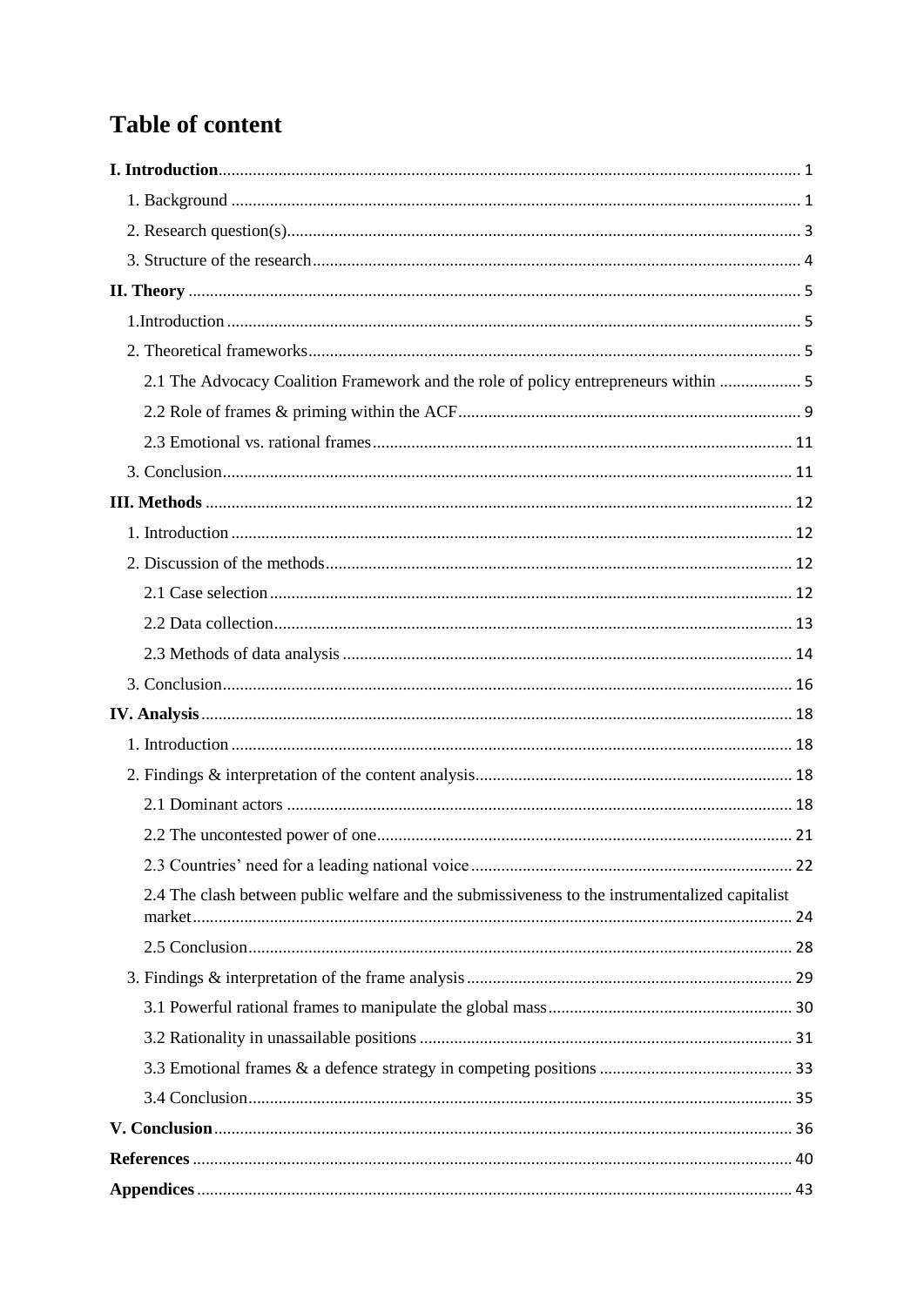# Table of content

**I. Introduction** ..... 1

1. Background ..... 1
2. Research question(s) ..... 3
3. Structure of the research ..... 4

**II. Theory** ..... 5

1. Introduction ..... 5
2. Theoretical frameworks ..... 5
   - 2.1 The Advocacy Coalition Framework and the role of policy entrepreneurs within ..... 5
   - 2.2 Role of frames & priming within the ACF ..... 9
   - 2.3 Emotional vs. rational frames ..... 11
3. Conclusion ..... 11

**III. Methods** ..... 12

1. Introduction ..... 12
2. Discussion of the methods ..... 12
   - 2.1 Case selection ..... 12
   - 2.2 Data collection ..... 13
   - 2.3 Methods of data analysis ..... 14
3. Conclusion ..... 16

**IV. Analysis** ..... 18

1. Introduction ..... 18
2. Findings & interpretation of the content analysis ..... 18
   - 2.1 Dominant actors ..... 18
   - 2.2 The uncontested power of one ..... 21
   - 2.3 Countries' need for a leading national voice ..... 22
   - 2.4 The clash between public welfare and the submissiveness to the instrumentalized capitalist market ..... 24
   - 2.5 Conclusion ..... 28
3. Findings & interpretation of the frame analysis ..... 29
   - 3.1 Powerful rational frames to manipulate the global mass ..... 30
   - 3.2 Rationality in unassailable positions ..... 31
   - 3.3 Emotional frames & a defence strategy in competing positions ..... 33
   - 3.4 Conclusion ..... 35

**V. Conclusion** ..... 36

**References** ..... 40

**Appendices** ..... 43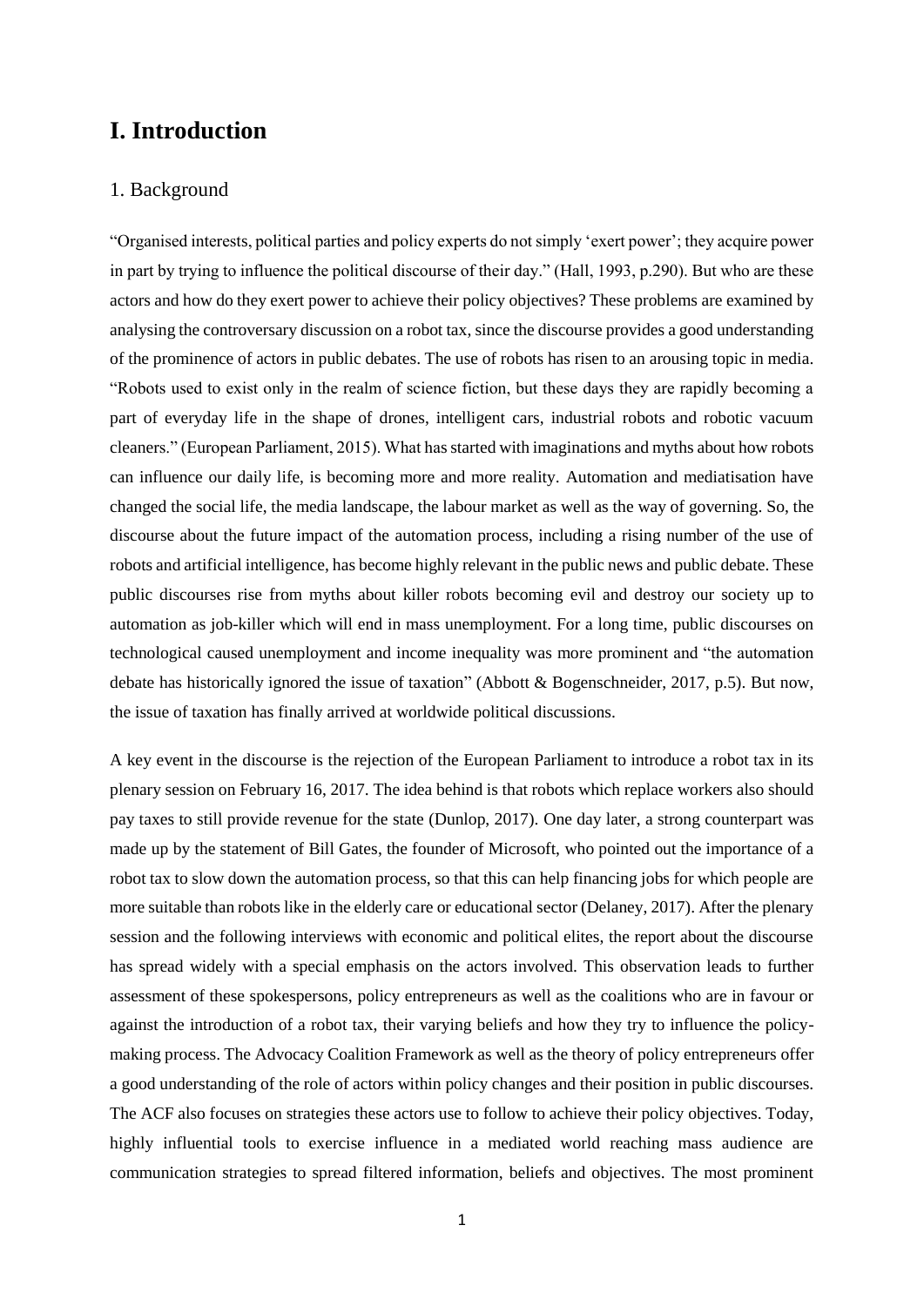# I. Introduction

## 1. Background

"Organised interests, political parties and policy experts do not simply 'exert power'; they acquire power in part by trying to influence the political discourse of their day." (Hall, 1993, p.290). But who are these actors and how do they exert power to achieve their policy objectives? These problems are examined by analysing the controversary discussion on a robot tax, since the discourse provides a good understanding of the prominence of actors in public debates. The use of robots has risen to an arousing topic in media. "Robots used to exist only in the realm of science fiction, but these days they are rapidly becoming a part of everyday life in the shape of drones, intelligent cars, industrial robots and robotic vacuum cleaners." (European Parliament, 2015). What has started with imaginations and myths about how robots can influence our daily life, is becoming more and more reality. Automation and mediatisation have changed the social life, the media landscape, the labour market as well as the way of governing. So, the discourse about the future impact of the automation process, including a rising number of the use of robots and artificial intelligence, has become highly relevant in the public news and public debate. These public discourses rise from myths about killer robots becoming evil and destroy our society up to automation as job-killer which will end in mass unemployment. For a long time, public discourses on technological caused unemployment and income inequality was more prominent and "the automation debate has historically ignored the issue of taxation" (Abbott & Bogenschneider, 2017, p.5). But now, the issue of taxation has finally arrived at worldwide political discussions.

A key event in the discourse is the rejection of the European Parliament to introduce a robot tax in its plenary session on February 16, 2017. The idea behind is that robots which replace workers also should pay taxes to still provide revenue for the state (Dunlop, 2017). One day later, a strong counterpart was made up by the statement of Bill Gates, the founder of Microsoft, who pointed out the importance of a robot tax to slow down the automation process, so that this can help financing jobs for which people are more suitable than robots like in the elderly care or educational sector (Delaney, 2017). After the plenary session and the following interviews with economic and political elites, the report about the discourse has spread widely with a special emphasis on the actors involved. This observation leads to further assessment of these spokespersons, policy entrepreneurs as well as the coalitions who are in favour or against the introduction of a robot tax, their varying beliefs and how they try to influence the policy-making process. The Advocacy Coalition Framework as well as the theory of policy entrepreneurs offer a good understanding of the role of actors within policy changes and their position in public discourses. The ACF also focuses on strategies these actors use to follow to achieve their policy objectives. Today, highly influential tools to exercise influence in a mediated world reaching mass audience are communication strategies to spread filtered information, beliefs and objectives. The most prominent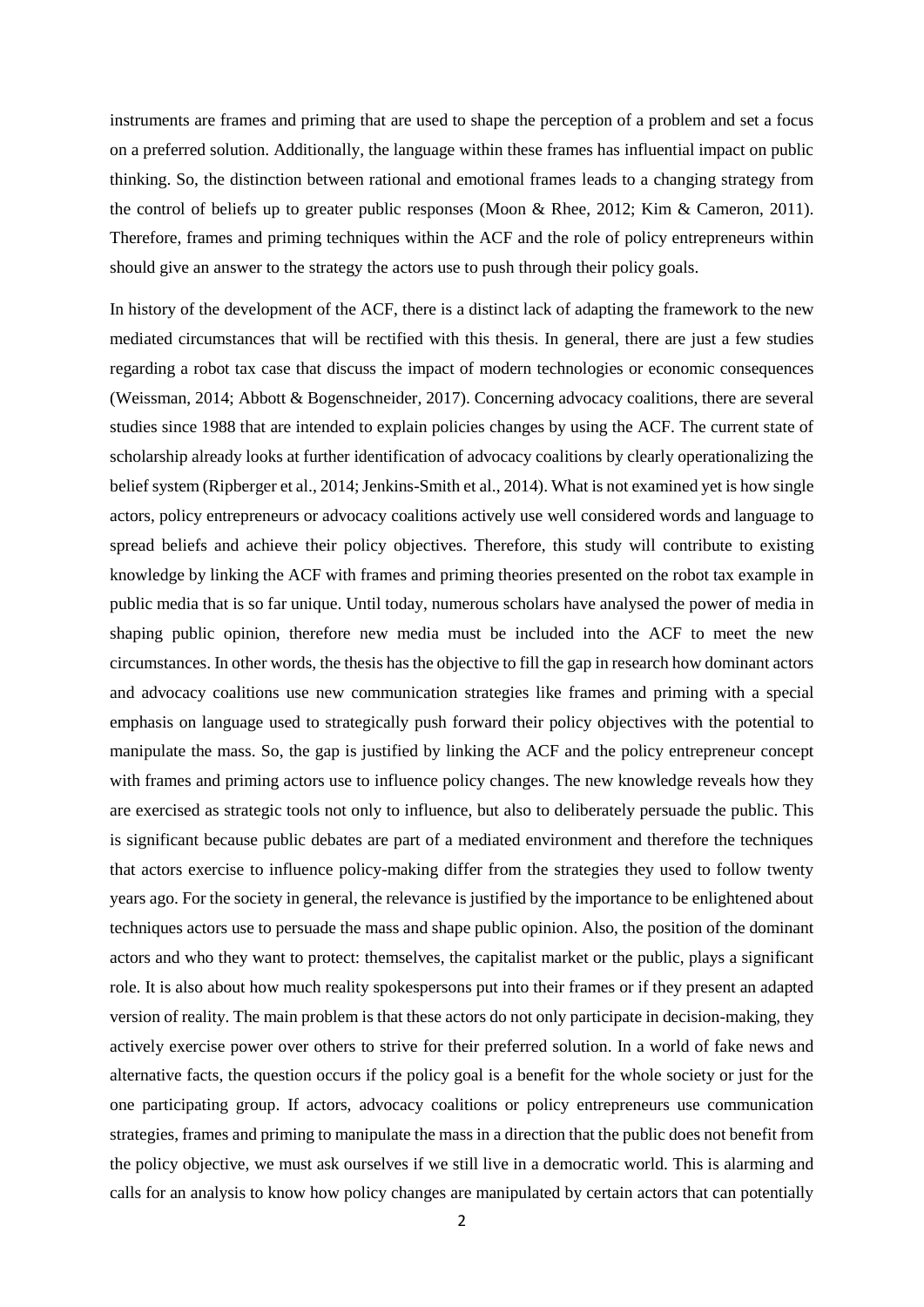instruments are frames and priming that are used to shape the perception of a problem and set a focus on a preferred solution. Additionally, the language within these frames has influential impact on public thinking. So, the distinction between rational and emotional frames leads to a changing strategy from the control of beliefs up to greater public responses (Moon & Rhee, 2012; Kim & Cameron, 2011). Therefore, frames and priming techniques within the ACF and the role of policy entrepreneurs within should give an answer to the strategy the actors use to push through their policy goals.

In history of the development of the ACF, there is a distinct lack of adapting the framework to the new mediated circumstances that will be rectified with this thesis. In general, there are just a few studies regarding a robot tax case that discuss the impact of modern technologies or economic consequences (Weissman, 2014; Abbott & Bogenschneider, 2017). Concerning advocacy coalitions, there are several studies since 1988 that are intended to explain policies changes by using the ACF. The current state of scholarship already looks at further identification of advocacy coalitions by clearly operationalizing the belief system (Ripberger et al., 2014; Jenkins-Smith et al., 2014). What is not examined yet is how single actors, policy entrepreneurs or advocacy coalitions actively use well considered words and language to spread beliefs and achieve their policy objectives. Therefore, this study will contribute to existing knowledge by linking the ACF with frames and priming theories presented on the robot tax example in public media that is so far unique. Until today, numerous scholars have analysed the power of media in shaping public opinion, therefore new media must be included into the ACF to meet the new circumstances. In other words, the thesis has the objective to fill the gap in research how dominant actors and advocacy coalitions use new communication strategies like frames and priming with a special emphasis on language used to strategically push forward their policy objectives with the potential to manipulate the mass. So, the gap is justified by linking the ACF and the policy entrepreneur concept with frames and priming actors use to influence policy changes. The new knowledge reveals how they are exercised as strategic tools not only to influence, but also to deliberately persuade the public. This is significant because public debates are part of a mediated environment and therefore the techniques that actors exercise to influence policy-making differ from the strategies they used to follow twenty years ago. For the society in general, the relevance is justified by the importance to be enlightened about techniques actors use to persuade the mass and shape public opinion. Also, the position of the dominant actors and who they want to protect: themselves, the capitalist market or the public, plays a significant role. It is also about how much reality spokespersons put into their frames or if they present an adapted version of reality. The main problem is that these actors do not only participate in decision-making, they actively exercise power over others to strive for their preferred solution. In a world of fake news and alternative facts, the question occurs if the policy goal is a benefit for the whole society or just for the one participating group. If actors, advocacy coalitions or policy entrepreneurs use communication strategies, frames and priming to manipulate the mass in a direction that the public does not benefit from the policy objective, we must ask ourselves if we still live in a democratic world. This is alarming and calls for an analysis to know how policy changes are manipulated by certain actors that can potentially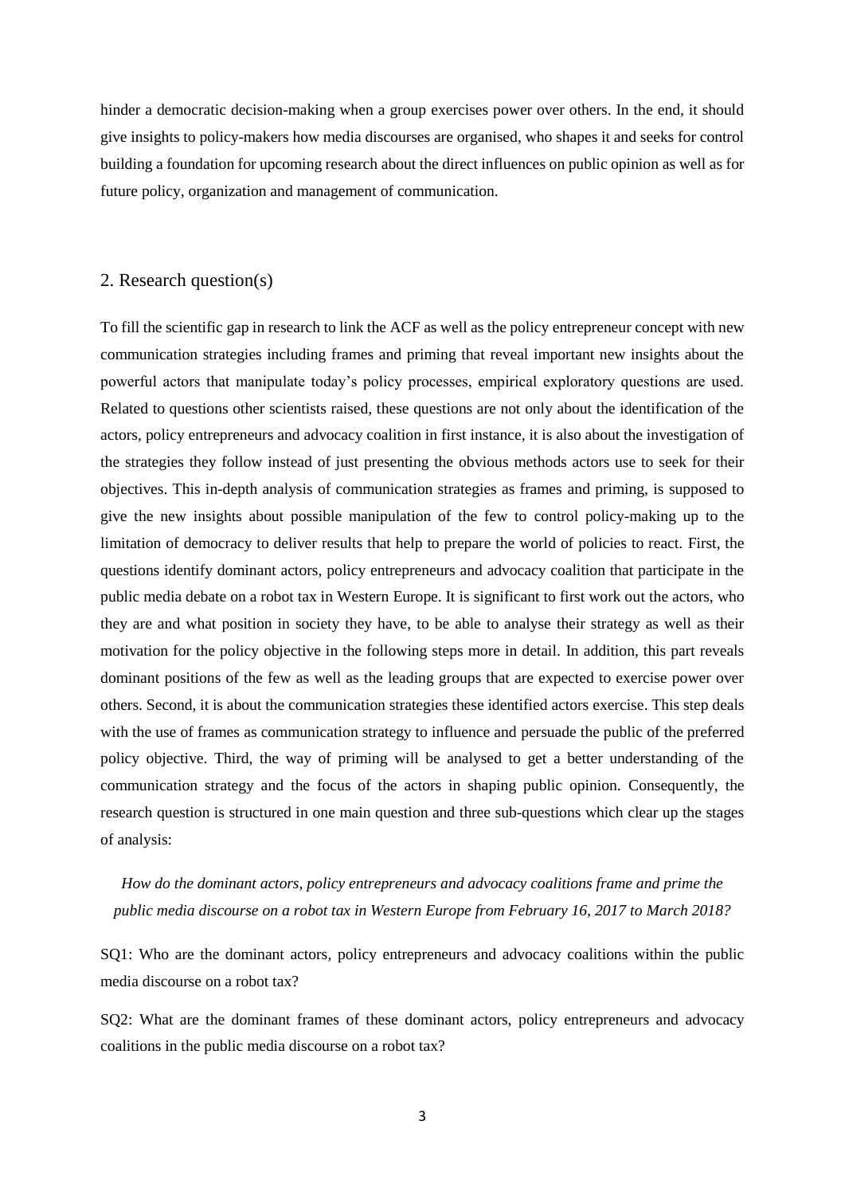hinder a democratic decision-making when a group exercises power over others. In the end, it should give insights to policy-makers how media discourses are organised, who shapes it and seeks for control building a foundation for upcoming research about the direct influences on public opinion as well as for future policy, organization and management of communication.

## 2. Research question(s)

To fill the scientific gap in research to link the ACF as well as the policy entrepreneur concept with new communication strategies including frames and priming that reveal important new insights about the powerful actors that manipulate today's policy processes, empirical exploratory questions are used. Related to questions other scientists raised, these questions are not only about the identification of the actors, policy entrepreneurs and advocacy coalition in first instance, it is also about the investigation of the strategies they follow instead of just presenting the obvious methods actors use to seek for their objectives. This in-depth analysis of communication strategies as frames and priming, is supposed to give the new insights about possible manipulation of the few to control policy-making up to the limitation of democracy to deliver results that help to prepare the world of policies to react. First, the questions identify dominant actors, policy entrepreneurs and advocacy coalition that participate in the public media debate on a robot tax in Western Europe. It is significant to first work out the actors, who they are and what position in society they have, to be able to analyse their strategy as well as their motivation for the policy objective in the following steps more in detail. In addition, this part reveals dominant positions of the few as well as the leading groups that are expected to exercise power over others. Second, it is about the communication strategies these identified actors exercise. This step deals with the use of frames as communication strategy to influence and persuade the public of the preferred policy objective. Third, the way of priming will be analysed to get a better understanding of the communication strategy and the focus of the actors in shaping public opinion. Consequently, the research question is structured in one main question and three sub-questions which clear up the stages of analysis:

*How do the dominant actors, policy entrepreneurs and advocacy coalitions frame and prime the public media discourse on a robot tax in Western Europe from February 16, 2017 to March 2018?*

SQ1: Who are the dominant actors, policy entrepreneurs and advocacy coalitions within the public media discourse on a robot tax?

SQ2: What are the dominant frames of these dominant actors, policy entrepreneurs and advocacy coalitions in the public media discourse on a robot tax?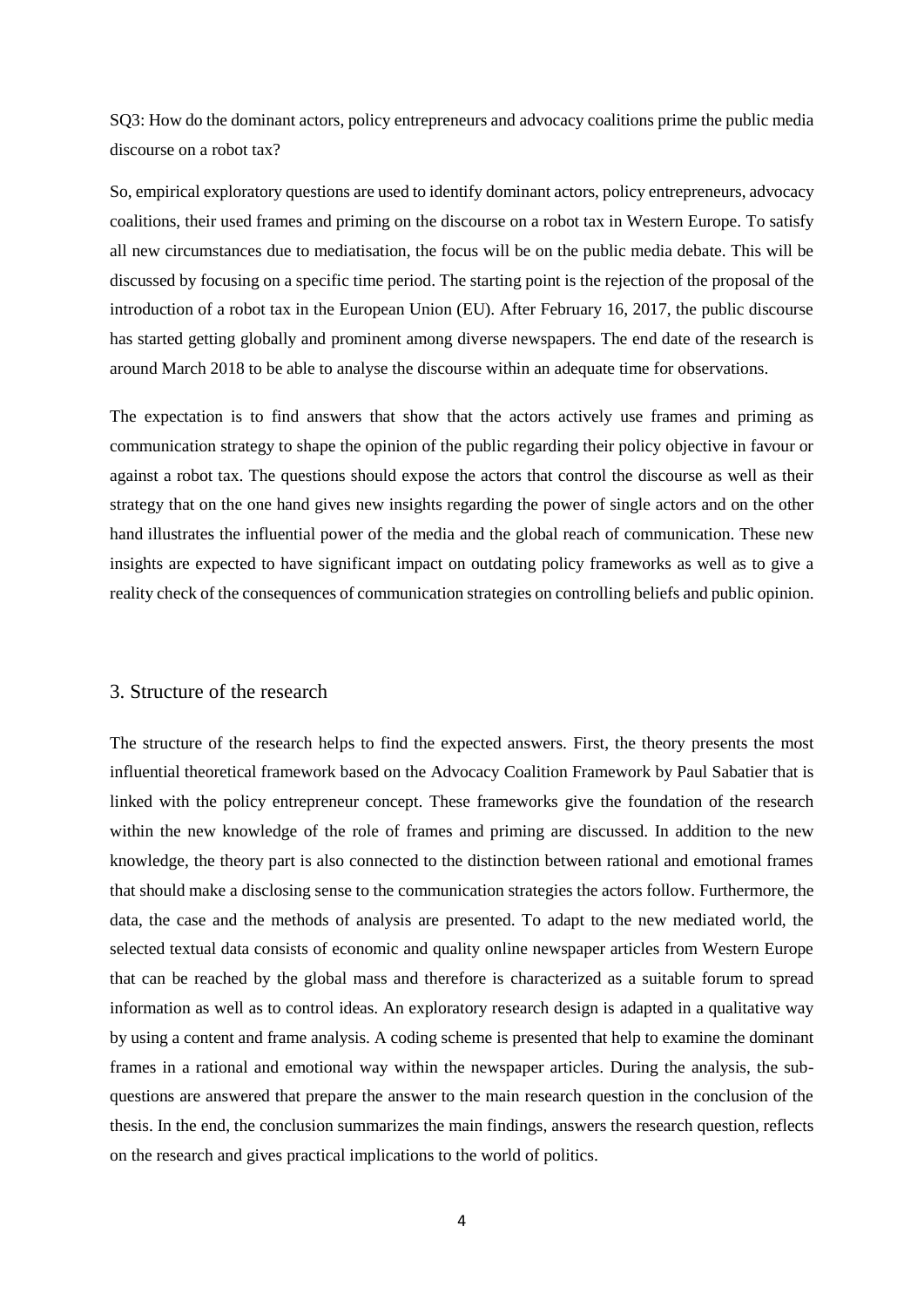SQ3: How do the dominant actors, policy entrepreneurs and advocacy coalitions prime the public media discourse on a robot tax?

So, empirical exploratory questions are used to identify dominant actors, policy entrepreneurs, advocacy coalitions, their used frames and priming on the discourse on a robot tax in Western Europe. To satisfy all new circumstances due to mediatisation, the focus will be on the public media debate. This will be discussed by focusing on a specific time period. The starting point is the rejection of the proposal of the introduction of a robot tax in the European Union (EU). After February 16, 2017, the public discourse has started getting globally and prominent among diverse newspapers. The end date of the research is around March 2018 to be able to analyse the discourse within an adequate time for observations.

The expectation is to find answers that show that the actors actively use frames and priming as communication strategy to shape the opinion of the public regarding their policy objective in favour or against a robot tax. The questions should expose the actors that control the discourse as well as their strategy that on the one hand gives new insights regarding the power of single actors and on the other hand illustrates the influential power of the media and the global reach of communication. These new insights are expected to have significant impact on outdating policy frameworks as well as to give a reality check of the consequences of communication strategies on controlling beliefs and public opinion.

## 3. Structure of the research

The structure of the research helps to find the expected answers. First, the theory presents the most influential theoretical framework based on the Advocacy Coalition Framework by Paul Sabatier that is linked with the policy entrepreneur concept. These frameworks give the foundation of the research within the new knowledge of the role of frames and priming are discussed. In addition to the new knowledge, the theory part is also connected to the distinction between rational and emotional frames that should make a disclosing sense to the communication strategies the actors follow. Furthermore, the data, the case and the methods of analysis are presented. To adapt to the new mediated world, the selected textual data consists of economic and quality online newspaper articles from Western Europe that can be reached by the global mass and therefore is characterized as a suitable forum to spread information as well as to control ideas. An exploratory research design is adapted in a qualitative way by using a content and frame analysis. A coding scheme is presented that help to examine the dominant frames in a rational and emotional way within the newspaper articles. During the analysis, the sub-questions are answered that prepare the answer to the main research question in the conclusion of the thesis. In the end, the conclusion summarizes the main findings, answers the research question, reflects on the research and gives practical implications to the world of politics.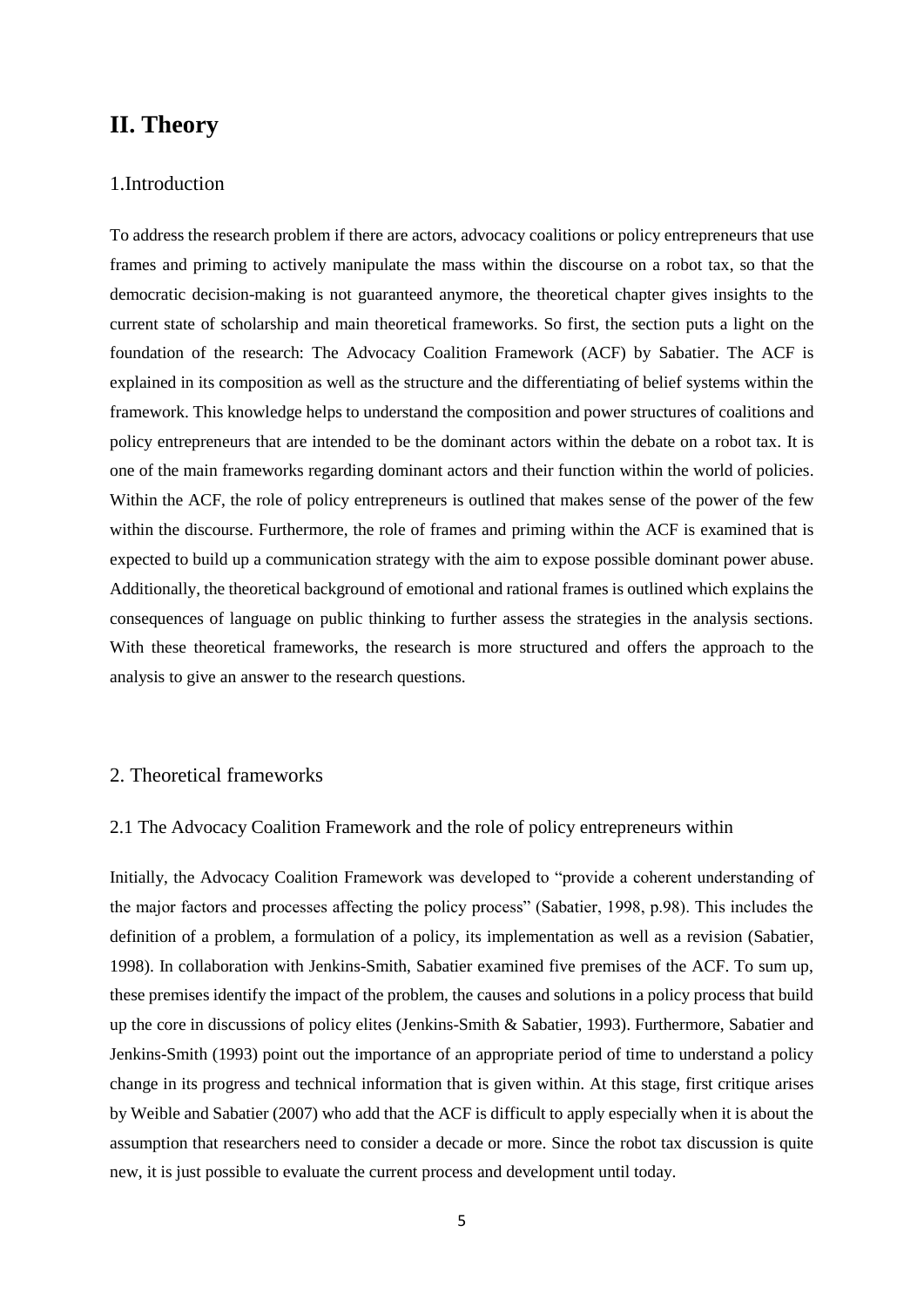# II. Theory

## 1.Introduction

To address the research problem if there are actors, advocacy coalitions or policy entrepreneurs that use frames and priming to actively manipulate the mass within the discourse on a robot tax, so that the democratic decision-making is not guaranteed anymore, the theoretical chapter gives insights to the current state of scholarship and main theoretical frameworks. So first, the section puts a light on the foundation of the research: The Advocacy Coalition Framework (ACF) by Sabatier. The ACF is explained in its composition as well as the structure and the differentiating of belief systems within the framework. This knowledge helps to understand the composition and power structures of coalitions and policy entrepreneurs that are intended to be the dominant actors within the debate on a robot tax. It is one of the main frameworks regarding dominant actors and their function within the world of policies. Within the ACF, the role of policy entrepreneurs is outlined that makes sense of the power of the few within the discourse. Furthermore, the role of frames and priming within the ACF is examined that is expected to build up a communication strategy with the aim to expose possible dominant power abuse. Additionally, the theoretical background of emotional and rational frames is outlined which explains the consequences of language on public thinking to further assess the strategies in the analysis sections. With these theoretical frameworks, the research is more structured and offers the approach to the analysis to give an answer to the research questions.

## 2. Theoretical frameworks

### 2.1 The Advocacy Coalition Framework and the role of policy entrepreneurs within

Initially, the Advocacy Coalition Framework was developed to "provide a coherent understanding of the major factors and processes affecting the policy process" (Sabatier, 1998, p.98). This includes the definition of a problem, a formulation of a policy, its implementation as well as a revision (Sabatier, 1998). In collaboration with Jenkins-Smith, Sabatier examined five premises of the ACF. To sum up, these premises identify the impact of the problem, the causes and solutions in a policy process that build up the core in discussions of policy elites (Jenkins-Smith & Sabatier, 1993). Furthermore, Sabatier and Jenkins-Smith (1993) point out the importance of an appropriate period of time to understand a policy change in its progress and technical information that is given within. At this stage, first critique arises by Weible and Sabatier (2007) who add that the ACF is difficult to apply especially when it is about the assumption that researchers need to consider a decade or more. Since the robot tax discussion is quite new, it is just possible to evaluate the current process and development until today.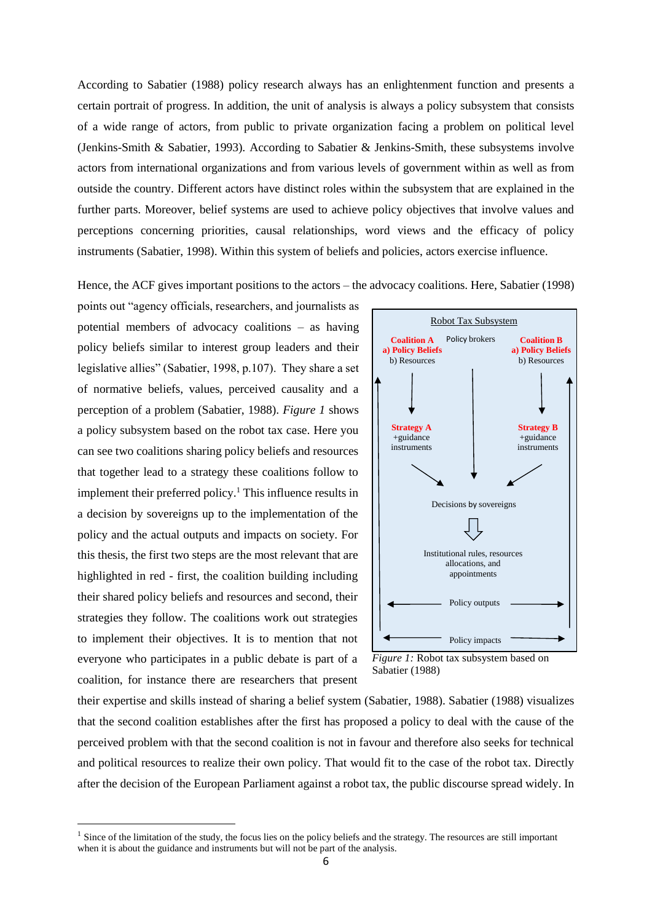According to Sabatier (1988) policy research always has an enlightenment function and presents a certain portrait of progress. In addition, the unit of analysis is always a policy subsystem that consists of a wide range of actors, from public to private organization facing a problem on political level (Jenkins-Smith & Sabatier, 1993). According to Sabatier & Jenkins-Smith, these subsystems involve actors from international organizations and from various levels of government within as well as from outside the country. Different actors have distinct roles within the subsystem that are explained in the further parts. Moreover, belief systems are used to achieve policy objectives that involve values and perceptions concerning priorities, causal relationships, word views and the efficacy of policy instruments (Sabatier, 1998). Within this system of beliefs and policies, actors exercise influence.

Hence, the ACF gives important positions to the actors – the advocacy coalitions. Here, Sabatier (1998) points out "agency officials, researchers, and journalists as potential members of advocacy coalitions – as having policy beliefs similar to interest group leaders and their legislative allies" (Sabatier, 1998, p.107). They share a set of normative beliefs, values, perceived causality and a perception of a problem (Sabatier, 1988). *Figure 1* shows a policy subsystem based on the robot tax case. Here you can see two coalitions sharing policy beliefs and resources that together lead to a strategy these coalitions follow to implement their preferred policy.[1] This influence results in a decision by sovereigns up to the implementation of the policy and the actual outputs and impacts on society. For this thesis, the first two steps are the most relevant that are highlighted in red - first, the coalition building including their shared policy beliefs and resources and second, their strategies they follow. The coalitions work out strategies to implement their objectives. It is to mention that not everyone who participates in a public debate is part of a coalition, for instance there are researchers that present their expertise and skills instead of sharing a belief system (Sabatier, 1988). Sabatier (1988) visualizes that the second coalition establishes after the first has proposed a policy to deal with the cause of the perceived problem with that the second coalition is not in favour and therefore also seeks for technical and political resources to realize their own policy. That would fit to the case of the robot tax. Directly after the decision of the European Parliament against a robot tax, the public discourse spread widely. In

Robot Tax Subsystem

| Coalition A | Policy brokers | Coalition B |
|---|---|---|
| a) Policy Beliefs<br>b) Resources | | a) Policy Beliefs<br>b) Resources |
| ↓ | ↓ | ↓ |
| Strategy A<br>+guidance instruments | | Strategy B<br>+guidance instruments |

Decisions by sovereigns

⇩

Institutional rules, resources allocations, and appointments

← Policy outputs →

← Policy impacts →

*Figure 1:* Robot tax subsystem based on Sabatier (1988)

[1] Since of the limitation of the study, the focus lies on the policy beliefs and the strategy. The resources are still important when it is about the guidance and instruments but will not be part of the analysis.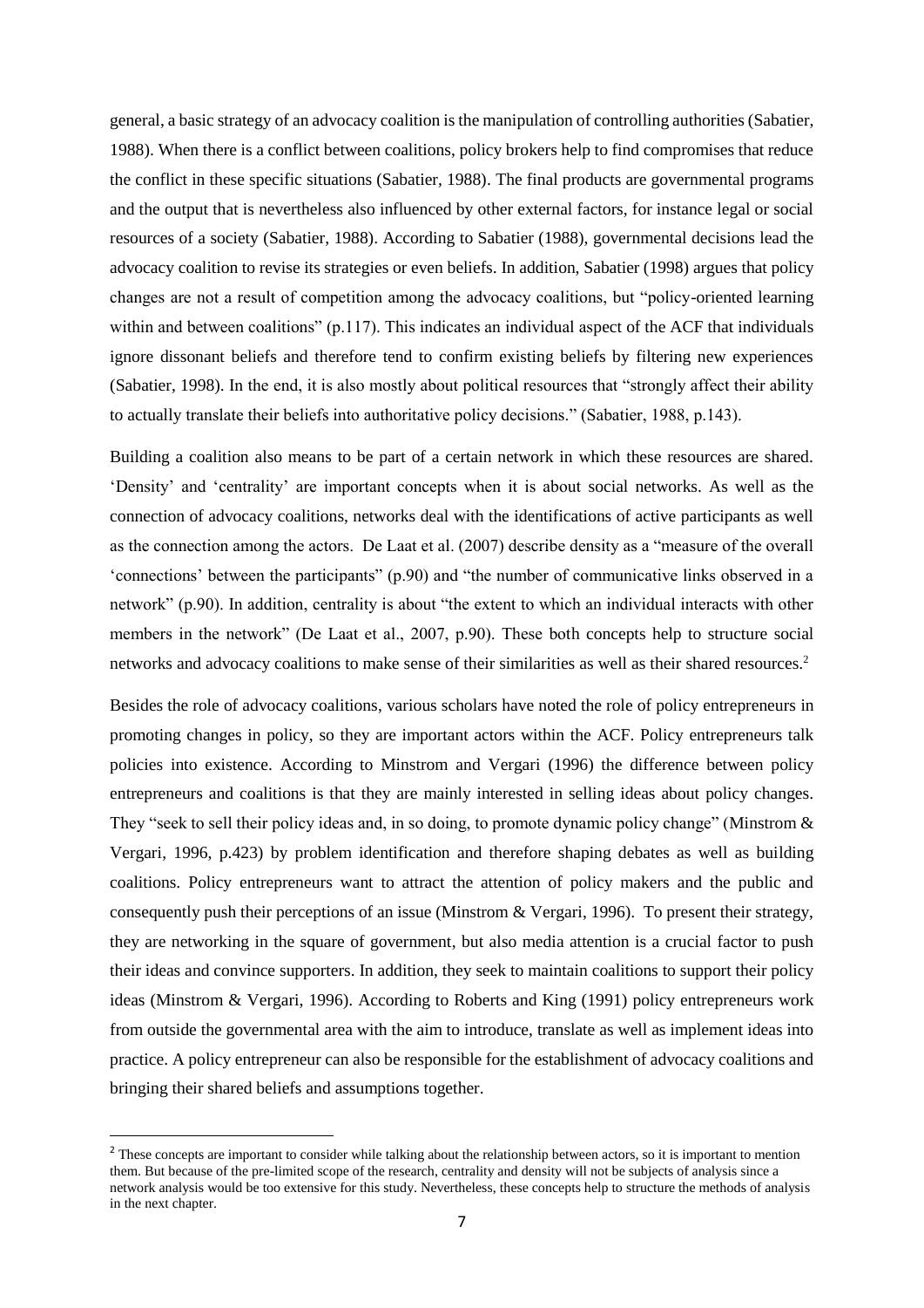general, a basic strategy of an advocacy coalition is the manipulation of controlling authorities (Sabatier, 1988). When there is a conflict between coalitions, policy brokers help to find compromises that reduce the conflict in these specific situations (Sabatier, 1988). The final products are governmental programs and the output that is nevertheless also influenced by other external factors, for instance legal or social resources of a society (Sabatier, 1988). According to Sabatier (1988), governmental decisions lead the advocacy coalition to revise its strategies or even beliefs. In addition, Sabatier (1998) argues that policy changes are not a result of competition among the advocacy coalitions, but "policy-oriented learning within and between coalitions" (p.117). This indicates an individual aspect of the ACF that individuals ignore dissonant beliefs and therefore tend to confirm existing beliefs by filtering new experiences (Sabatier, 1998). In the end, it is also mostly about political resources that "strongly affect their ability to actually translate their beliefs into authoritative policy decisions." (Sabatier, 1988, p.143).

Building a coalition also means to be part of a certain network in which these resources are shared. 'Density' and 'centrality' are important concepts when it is about social networks. As well as the connection of advocacy coalitions, networks deal with the identifications of active participants as well as the connection among the actors. De Laat et al. (2007) describe density as a "measure of the overall 'connections' between the participants" (p.90) and "the number of communicative links observed in a network" (p.90). In addition, centrality is about "the extent to which an individual interacts with other members in the network" (De Laat et al., 2007, p.90). These both concepts help to structure social networks and advocacy coalitions to make sense of their similarities as well as their shared resources.[2]

Besides the role of advocacy coalitions, various scholars have noted the role of policy entrepreneurs in promoting changes in policy, so they are important actors within the ACF. Policy entrepreneurs talk policies into existence. According to Minstrom and Vergari (1996) the difference between policy entrepreneurs and coalitions is that they are mainly interested in selling ideas about policy changes. They "seek to sell their policy ideas and, in so doing, to promote dynamic policy change" (Minstrom & Vergari, 1996, p.423) by problem identification and therefore shaping debates as well as building coalitions. Policy entrepreneurs want to attract the attention of policy makers and the public and consequently push their perceptions of an issue (Minstrom & Vergari, 1996). To present their strategy, they are networking in the square of government, but also media attention is a crucial factor to push their ideas and convince supporters. In addition, they seek to maintain coalitions to support their policy ideas (Minstrom & Vergari, 1996). According to Roberts and King (1991) policy entrepreneurs work from outside the governmental area with the aim to introduce, translate as well as implement ideas into practice. A policy entrepreneur can also be responsible for the establishment of advocacy coalitions and bringing their shared beliefs and assumptions together.

---

[2] These concepts are important to consider while talking about the relationship between actors, so it is important to mention them. But because of the pre-limited scope of the research, centrality and density will not be subjects of analysis since a network analysis would be too extensive for this study. Nevertheless, these concepts help to structure the methods of analysis in the next chapter.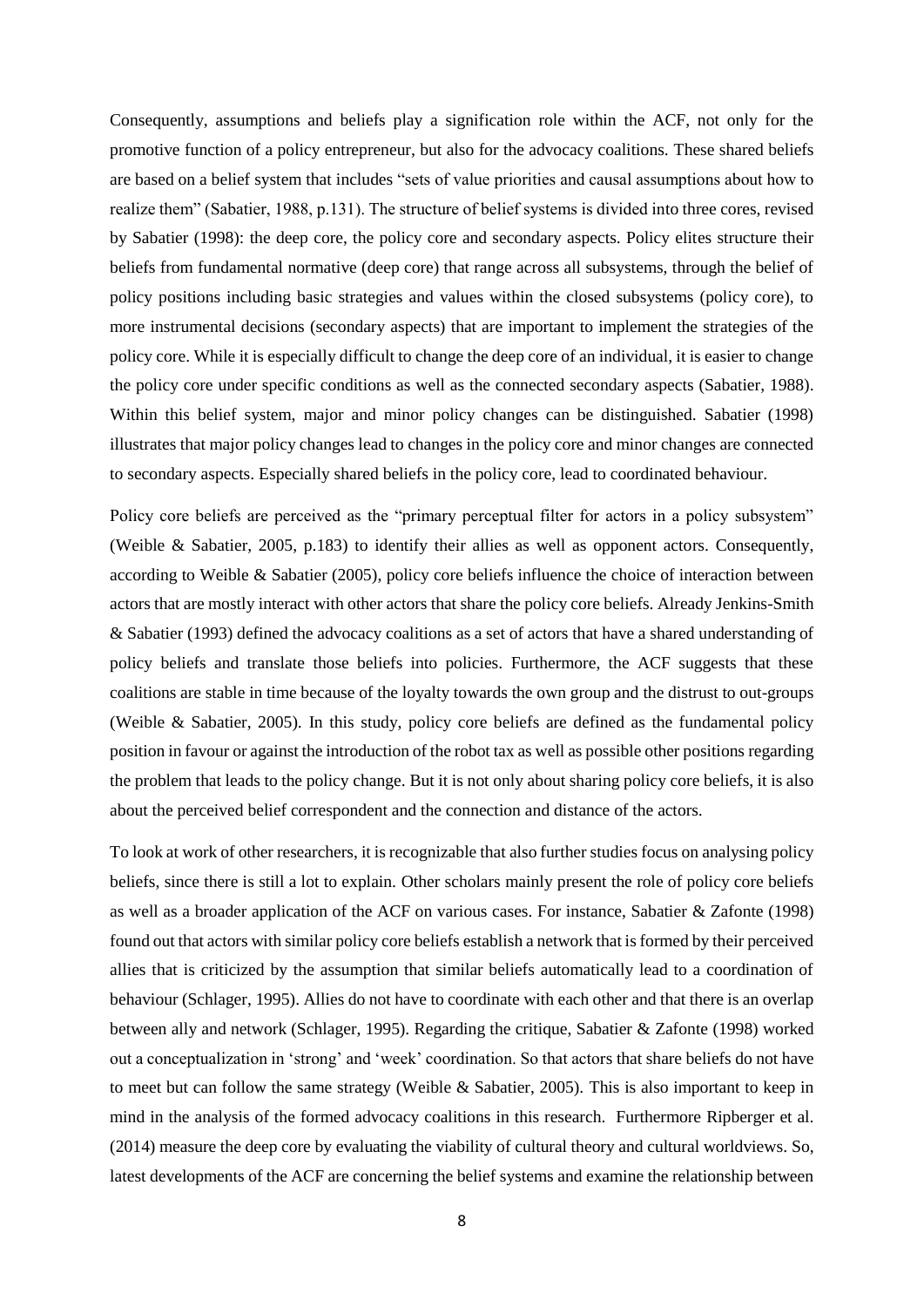Consequently, assumptions and beliefs play a signification role within the ACF, not only for the promotive function of a policy entrepreneur, but also for the advocacy coalitions. These shared beliefs are based on a belief system that includes "sets of value priorities and causal assumptions about how to realize them" (Sabatier, 1988, p.131). The structure of belief systems is divided into three cores, revised by Sabatier (1998): the deep core, the policy core and secondary aspects. Policy elites structure their beliefs from fundamental normative (deep core) that range across all subsystems, through the belief of policy positions including basic strategies and values within the closed subsystems (policy core), to more instrumental decisions (secondary aspects) that are important to implement the strategies of the policy core. While it is especially difficult to change the deep core of an individual, it is easier to change the policy core under specific conditions as well as the connected secondary aspects (Sabatier, 1988). Within this belief system, major and minor policy changes can be distinguished. Sabatier (1998) illustrates that major policy changes lead to changes in the policy core and minor changes are connected to secondary aspects. Especially shared beliefs in the policy core, lead to coordinated behaviour.

Policy core beliefs are perceived as the "primary perceptual filter for actors in a policy subsystem" (Weible & Sabatier, 2005, p.183) to identify their allies as well as opponent actors. Consequently, according to Weible & Sabatier (2005), policy core beliefs influence the choice of interaction between actors that are mostly interact with other actors that share the policy core beliefs. Already Jenkins-Smith & Sabatier (1993) defined the advocacy coalitions as a set of actors that have a shared understanding of policy beliefs and translate those beliefs into policies. Furthermore, the ACF suggests that these coalitions are stable in time because of the loyalty towards the own group and the distrust to out-groups (Weible & Sabatier, 2005). In this study, policy core beliefs are defined as the fundamental policy position in favour or against the introduction of the robot tax as well as possible other positions regarding the problem that leads to the policy change. But it is not only about sharing policy core beliefs, it is also about the perceived belief correspondent and the connection and distance of the actors.

To look at work of other researchers, it is recognizable that also further studies focus on analysing policy beliefs, since there is still a lot to explain. Other scholars mainly present the role of policy core beliefs as well as a broader application of the ACF on various cases. For instance, Sabatier & Zafonte (1998) found out that actors with similar policy core beliefs establish a network that is formed by their perceived allies that is criticized by the assumption that similar beliefs automatically lead to a coordination of behaviour (Schlager, 1995). Allies do not have to coordinate with each other and that there is an overlap between ally and network (Schlager, 1995). Regarding the critique, Sabatier & Zafonte (1998) worked out a conceptualization in 'strong' and 'week' coordination. So that actors that share beliefs do not have to meet but can follow the same strategy (Weible & Sabatier, 2005). This is also important to keep in mind in the analysis of the formed advocacy coalitions in this research. Furthermore Ripberger et al. (2014) measure the deep core by evaluating the viability of cultural theory and cultural worldviews. So, latest developments of the ACF are concerning the belief systems and examine the relationship between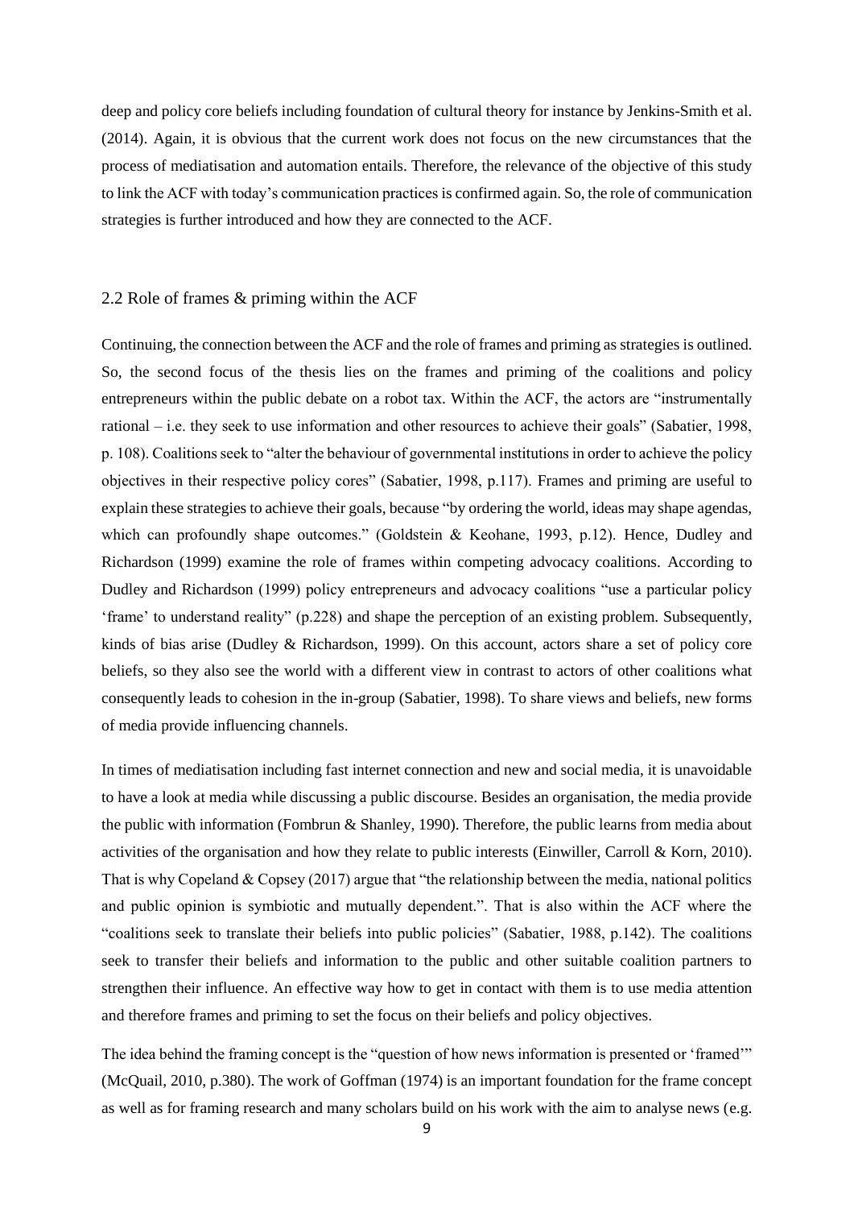deep and policy core beliefs including foundation of cultural theory for instance by Jenkins-Smith et al. (2014). Again, it is obvious that the current work does not focus on the new circumstances that the process of mediatisation and automation entails. Therefore, the relevance of the objective of this study to link the ACF with today's communication practices is confirmed again. So, the role of communication strategies is further introduced and how they are connected to the ACF.

## 2.2 Role of frames & priming within the ACF

Continuing, the connection between the ACF and the role of frames and priming as strategies is outlined. So, the second focus of the thesis lies on the frames and priming of the coalitions and policy entrepreneurs within the public debate on a robot tax. Within the ACF, the actors are "instrumentally rational – i.e. they seek to use information and other resources to achieve their goals" (Sabatier, 1998, p. 108). Coalitions seek to "alter the behaviour of governmental institutions in order to achieve the policy objectives in their respective policy cores" (Sabatier, 1998, p.117). Frames and priming are useful to explain these strategies to achieve their goals, because "by ordering the world, ideas may shape agendas, which can profoundly shape outcomes." (Goldstein & Keohane, 1993, p.12). Hence, Dudley and Richardson (1999) examine the role of frames within competing advocacy coalitions. According to Dudley and Richardson (1999) policy entrepreneurs and advocacy coalitions "use a particular policy 'frame' to understand reality" (p.228) and shape the perception of an existing problem. Subsequently, kinds of bias arise (Dudley & Richardson, 1999). On this account, actors share a set of policy core beliefs, so they also see the world with a different view in contrast to actors of other coalitions what consequently leads to cohesion in the in-group (Sabatier, 1998). To share views and beliefs, new forms of media provide influencing channels.

In times of mediatisation including fast internet connection and new and social media, it is unavoidable to have a look at media while discussing a public discourse. Besides an organisation, the media provide the public with information (Fombrun & Shanley, 1990). Therefore, the public learns from media about activities of the organisation and how they relate to public interests (Einwiller, Carroll & Korn, 2010). That is why Copeland & Copsey (2017) argue that "the relationship between the media, national politics and public opinion is symbiotic and mutually dependent.". That is also within the ACF where the "coalitions seek to translate their beliefs into public policies" (Sabatier, 1988, p.142). The coalitions seek to transfer their beliefs and information to the public and other suitable coalition partners to strengthen their influence. An effective way how to get in contact with them is to use media attention and therefore frames and priming to set the focus on their beliefs and policy objectives.

The idea behind the framing concept is the "question of how news information is presented or 'framed'" (McQuail, 2010, p.380). The work of Goffman (1974) is an important foundation for the frame concept as well as for framing research and many scholars build on his work with the aim to analyse news (e.g.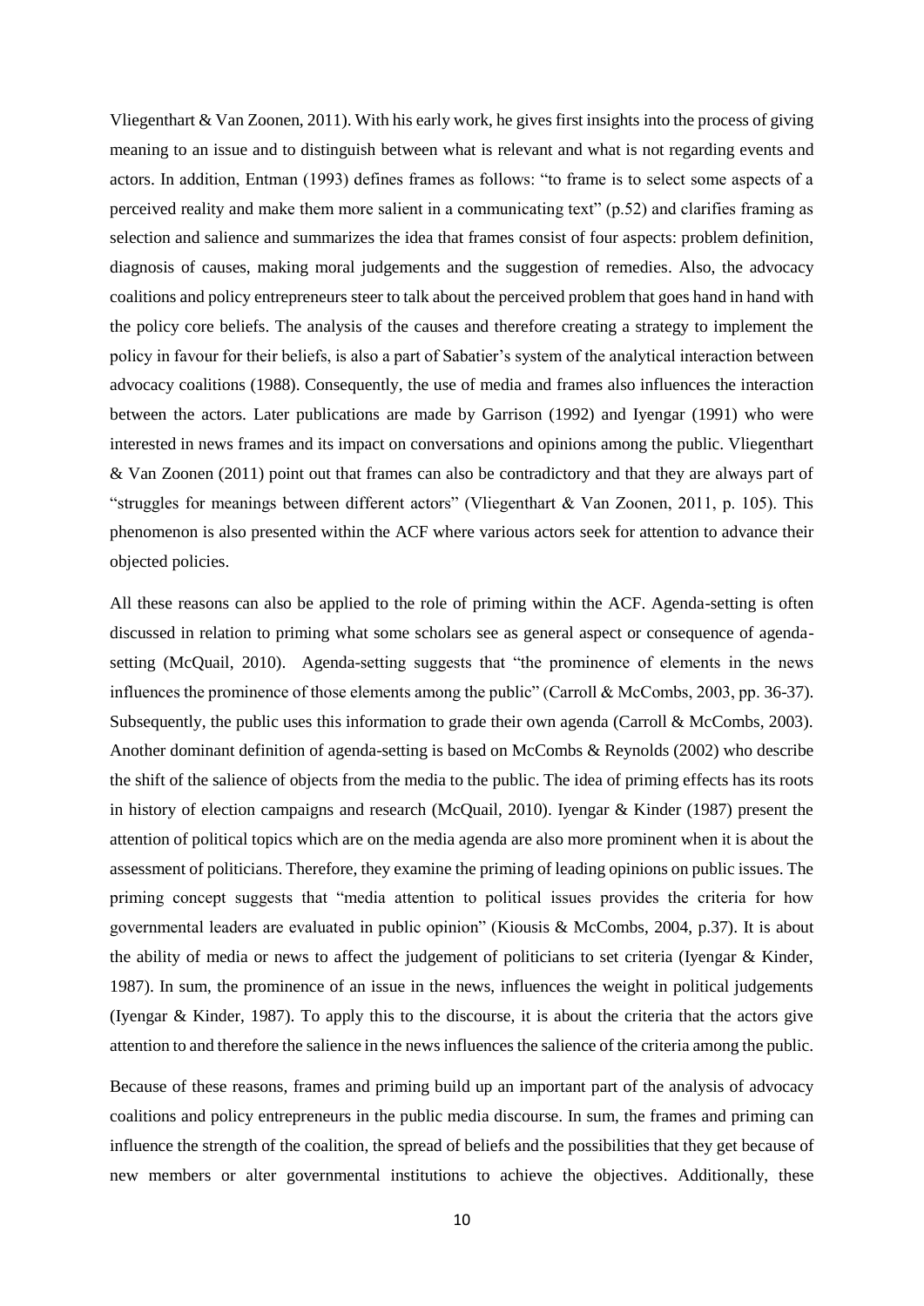Vliegenthart & Van Zoonen, 2011). With his early work, he gives first insights into the process of giving meaning to an issue and to distinguish between what is relevant and what is not regarding events and actors. In addition, Entman (1993) defines frames as follows: "to frame is to select some aspects of a perceived reality and make them more salient in a communicating text" (p.52) and clarifies framing as selection and salience and summarizes the idea that frames consist of four aspects: problem definition, diagnosis of causes, making moral judgements and the suggestion of remedies. Also, the advocacy coalitions and policy entrepreneurs steer to talk about the perceived problem that goes hand in hand with the policy core beliefs. The analysis of the causes and therefore creating a strategy to implement the policy in favour for their beliefs, is also a part of Sabatier's system of the analytical interaction between advocacy coalitions (1988). Consequently, the use of media and frames also influences the interaction between the actors. Later publications are made by Garrison (1992) and Iyengar (1991) who were interested in news frames and its impact on conversations and opinions among the public. Vliegenthart & Van Zoonen (2011) point out that frames can also be contradictory and that they are always part of "struggles for meanings between different actors" (Vliegenthart & Van Zoonen, 2011, p. 105). This phenomenon is also presented within the ACF where various actors seek for attention to advance their objected policies.

All these reasons can also be applied to the role of priming within the ACF. Agenda-setting is often discussed in relation to priming what some scholars see as general aspect or consequence of agenda-setting (McQuail, 2010). Agenda-setting suggests that "the prominence of elements in the news influences the prominence of those elements among the public" (Carroll & McCombs, 2003, pp. 36-37). Subsequently, the public uses this information to grade their own agenda (Carroll & McCombs, 2003). Another dominant definition of agenda-setting is based on McCombs & Reynolds (2002) who describe the shift of the salience of objects from the media to the public. The idea of priming effects has its roots in history of election campaigns and research (McQuail, 2010). Iyengar & Kinder (1987) present the attention of political topics which are on the media agenda are also more prominent when it is about the assessment of politicians. Therefore, they examine the priming of leading opinions on public issues. The priming concept suggests that "media attention to political issues provides the criteria for how governmental leaders are evaluated in public opinion" (Kiousis & McCombs, 2004, p.37). It is about the ability of media or news to affect the judgement of politicians to set criteria (Iyengar & Kinder, 1987). In sum, the prominence of an issue in the news, influences the weight in political judgements (Iyengar & Kinder, 1987). To apply this to the discourse, it is about the criteria that the actors give attention to and therefore the salience in the news influences the salience of the criteria among the public.

Because of these reasons, frames and priming build up an important part of the analysis of advocacy coalitions and policy entrepreneurs in the public media discourse. In sum, the frames and priming can influence the strength of the coalition, the spread of beliefs and the possibilities that they get because of new members or alter governmental institutions to achieve the objectives. Additionally, these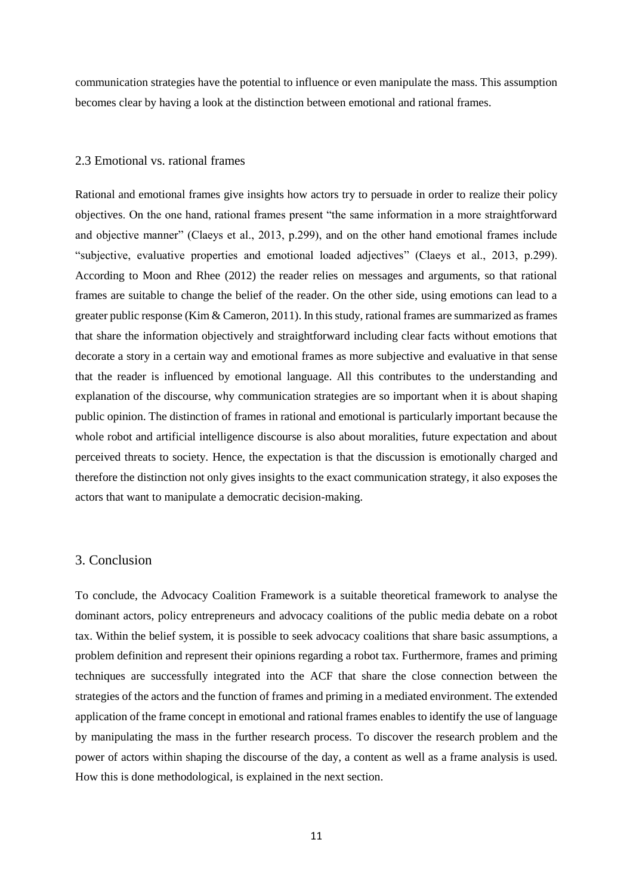communication strategies have the potential to influence or even manipulate the mass. This assumption becomes clear by having a look at the distinction between emotional and rational frames.

### 2.3 Emotional vs. rational frames

Rational and emotional frames give insights how actors try to persuade in order to realize their policy objectives. On the one hand, rational frames present "the same information in a more straightforward and objective manner" (Claeys et al., 2013, p.299), and on the other hand emotional frames include "subjective, evaluative properties and emotional loaded adjectives" (Claeys et al., 2013, p.299). According to Moon and Rhee (2012) the reader relies on messages and arguments, so that rational frames are suitable to change the belief of the reader. On the other side, using emotions can lead to a greater public response (Kim & Cameron, 2011). In this study, rational frames are summarized as frames that share the information objectively and straightforward including clear facts without emotions that decorate a story in a certain way and emotional frames as more subjective and evaluative in that sense that the reader is influenced by emotional language. All this contributes to the understanding and explanation of the discourse, why communication strategies are so important when it is about shaping public opinion. The distinction of frames in rational and emotional is particularly important because the whole robot and artificial intelligence discourse is also about moralities, future expectation and about perceived threats to society. Hence, the expectation is that the discussion is emotionally charged and therefore the distinction not only gives insights to the exact communication strategy, it also exposes the actors that want to manipulate a democratic decision-making.

## 3. Conclusion

To conclude, the Advocacy Coalition Framework is a suitable theoretical framework to analyse the dominant actors, policy entrepreneurs and advocacy coalitions of the public media debate on a robot tax. Within the belief system, it is possible to seek advocacy coalitions that share basic assumptions, a problem definition and represent their opinions regarding a robot tax. Furthermore, frames and priming techniques are successfully integrated into the ACF that share the close connection between the strategies of the actors and the function of frames and priming in a mediated environment. The extended application of the frame concept in emotional and rational frames enables to identify the use of language by manipulating the mass in the further research process. To discover the research problem and the power of actors within shaping the discourse of the day, a content as well as a frame analysis is used. How this is done methodological, is explained in the next section.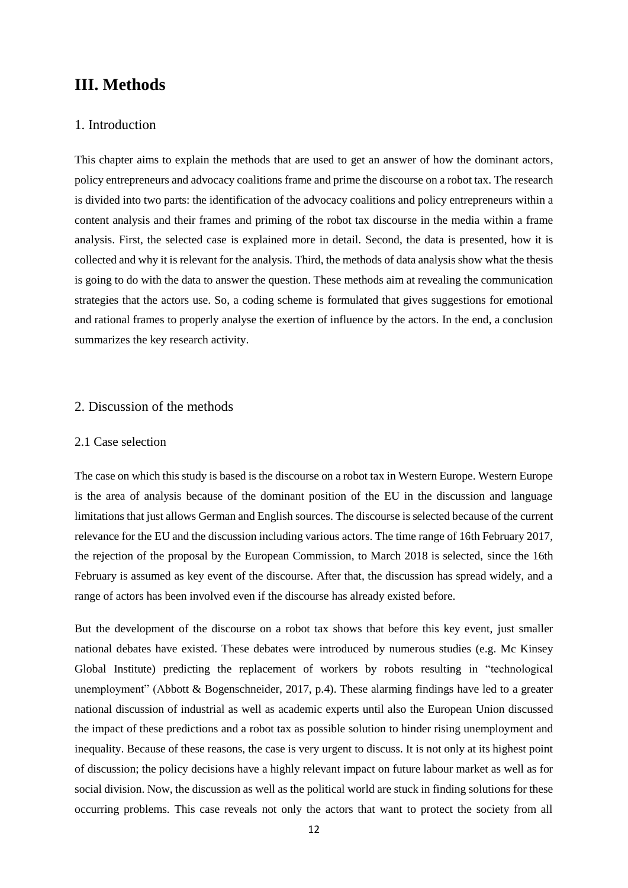# III. Methods

## 1. Introduction

This chapter aims to explain the methods that are used to get an answer of how the dominant actors, policy entrepreneurs and advocacy coalitions frame and prime the discourse on a robot tax. The research is divided into two parts: the identification of the advocacy coalitions and policy entrepreneurs within a content analysis and their frames and priming of the robot tax discourse in the media within a frame analysis. First, the selected case is explained more in detail. Second, the data is presented, how it is collected and why it is relevant for the analysis. Third, the methods of data analysis show what the thesis is going to do with the data to answer the question. These methods aim at revealing the communication strategies that the actors use. So, a coding scheme is formulated that gives suggestions for emotional and rational frames to properly analyse the exertion of influence by the actors. In the end, a conclusion summarizes the key research activity.

## 2. Discussion of the methods

### 2.1 Case selection

The case on which this study is based is the discourse on a robot tax in Western Europe. Western Europe is the area of analysis because of the dominant position of the EU in the discussion and language limitations that just allows German and English sources. The discourse is selected because of the current relevance for the EU and the discussion including various actors. The time range of 16th February 2017, the rejection of the proposal by the European Commission, to March 2018 is selected, since the 16th February is assumed as key event of the discourse. After that, the discussion has spread widely, and a range of actors has been involved even if the discourse has already existed before.

But the development of the discourse on a robot tax shows that before this key event, just smaller national debates have existed. These debates were introduced by numerous studies (e.g. Mc Kinsey Global Institute) predicting the replacement of workers by robots resulting in "technological unemployment" (Abbott & Bogenschneider, 2017, p.4). These alarming findings have led to a greater national discussion of industrial as well as academic experts until also the European Union discussed the impact of these predictions and a robot tax as possible solution to hinder rising unemployment and inequality. Because of these reasons, the case is very urgent to discuss. It is not only at its highest point of discussion; the policy decisions have a highly relevant impact on future labour market as well as for social division. Now, the discussion as well as the political world are stuck in finding solutions for these occurring problems. This case reveals not only the actors that want to protect the society from all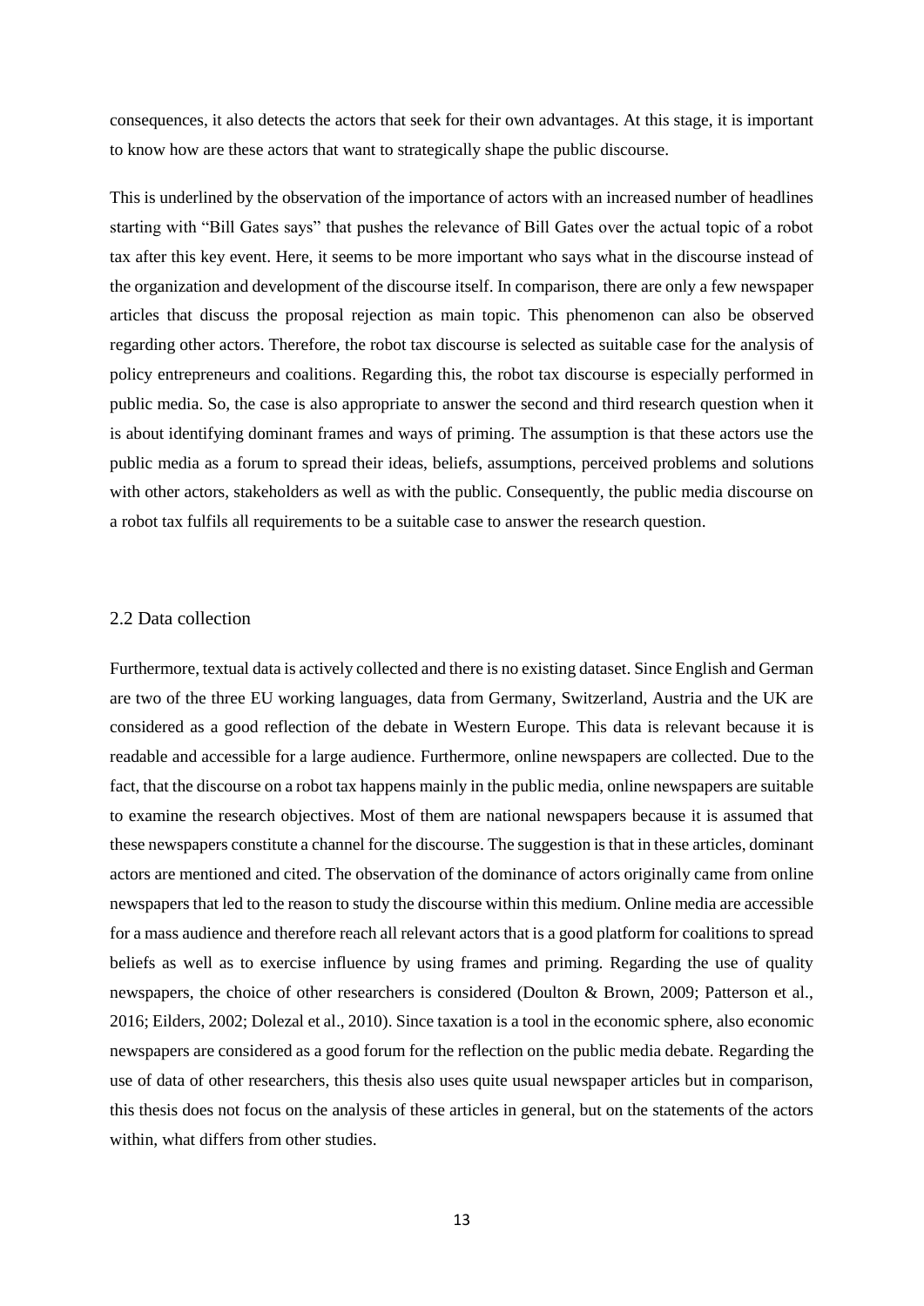consequences, it also detects the actors that seek for their own advantages. At this stage, it is important to know how are these actors that want to strategically shape the public discourse.

This is underlined by the observation of the importance of actors with an increased number of headlines starting with "Bill Gates says" that pushes the relevance of Bill Gates over the actual topic of a robot tax after this key event. Here, it seems to be more important who says what in the discourse instead of the organization and development of the discourse itself. In comparison, there are only a few newspaper articles that discuss the proposal rejection as main topic. This phenomenon can also be observed regarding other actors. Therefore, the robot tax discourse is selected as suitable case for the analysis of policy entrepreneurs and coalitions. Regarding this, the robot tax discourse is especially performed in public media. So, the case is also appropriate to answer the second and third research question when it is about identifying dominant frames and ways of priming. The assumption is that these actors use the public media as a forum to spread their ideas, beliefs, assumptions, perceived problems and solutions with other actors, stakeholders as well as with the public. Consequently, the public media discourse on a robot tax fulfils all requirements to be a suitable case to answer the research question.

## 2.2 Data collection

Furthermore, textual data is actively collected and there is no existing dataset. Since English and German are two of the three EU working languages, data from Germany, Switzerland, Austria and the UK are considered as a good reflection of the debate in Western Europe. This data is relevant because it is readable and accessible for a large audience. Furthermore, online newspapers are collected. Due to the fact, that the discourse on a robot tax happens mainly in the public media, online newspapers are suitable to examine the research objectives. Most of them are national newspapers because it is assumed that these newspapers constitute a channel for the discourse. The suggestion is that in these articles, dominant actors are mentioned and cited. The observation of the dominance of actors originally came from online newspapers that led to the reason to study the discourse within this medium. Online media are accessible for a mass audience and therefore reach all relevant actors that is a good platform for coalitions to spread beliefs as well as to exercise influence by using frames and priming. Regarding the use of quality newspapers, the choice of other researchers is considered (Doulton & Brown, 2009; Patterson et al., 2016; Eilders, 2002; Dolezal et al., 2010). Since taxation is a tool in the economic sphere, also economic newspapers are considered as a good forum for the reflection on the public media debate. Regarding the use of data of other researchers, this thesis also uses quite usual newspaper articles but in comparison, this thesis does not focus on the analysis of these articles in general, but on the statements of the actors within, what differs from other studies.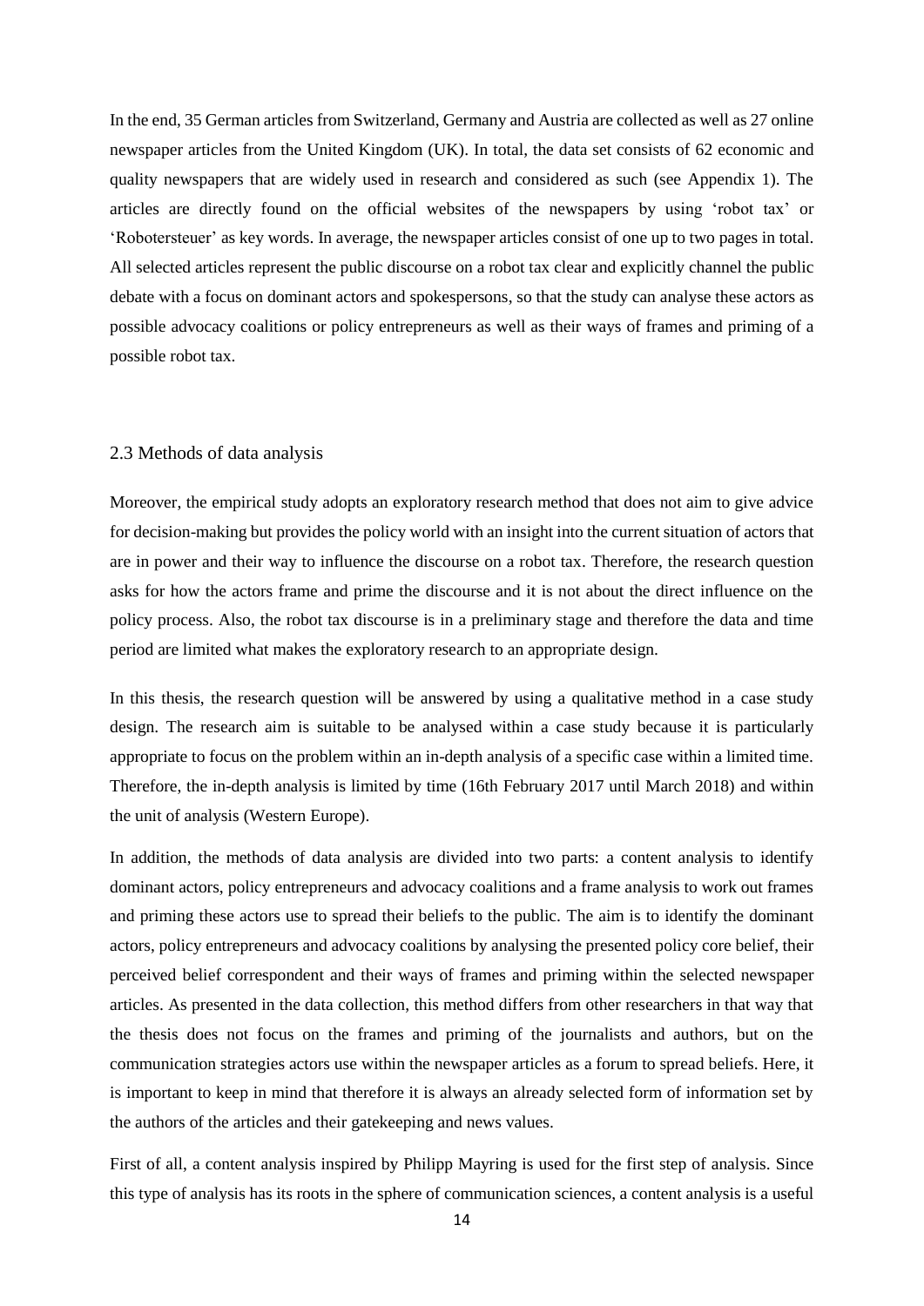In the end, 35 German articles from Switzerland, Germany and Austria are collected as well as 27 online newspaper articles from the United Kingdom (UK). In total, the data set consists of 62 economic and quality newspapers that are widely used in research and considered as such (see Appendix 1). The articles are directly found on the official websites of the newspapers by using 'robot tax' or 'Robotersteuer' as key words. In average, the newspaper articles consist of one up to two pages in total. All selected articles represent the public discourse on a robot tax clear and explicitly channel the public debate with a focus on dominant actors and spokespersons, so that the study can analyse these actors as possible advocacy coalitions or policy entrepreneurs as well as their ways of frames and priming of a possible robot tax.

## 2.3 Methods of data analysis

Moreover, the empirical study adopts an exploratory research method that does not aim to give advice for decision-making but provides the policy world with an insight into the current situation of actors that are in power and their way to influence the discourse on a robot tax. Therefore, the research question asks for how the actors frame and prime the discourse and it is not about the direct influence on the policy process. Also, the robot tax discourse is in a preliminary stage and therefore the data and time period are limited what makes the exploratory research to an appropriate design.

In this thesis, the research question will be answered by using a qualitative method in a case study design. The research aim is suitable to be analysed within a case study because it is particularly appropriate to focus on the problem within an in-depth analysis of a specific case within a limited time. Therefore, the in-depth analysis is limited by time (16th February 2017 until March 2018) and within the unit of analysis (Western Europe).

In addition, the methods of data analysis are divided into two parts: a content analysis to identify dominant actors, policy entrepreneurs and advocacy coalitions and a frame analysis to work out frames and priming these actors use to spread their beliefs to the public. The aim is to identify the dominant actors, policy entrepreneurs and advocacy coalitions by analysing the presented policy core belief, their perceived belief correspondent and their ways of frames and priming within the selected newspaper articles. As presented in the data collection, this method differs from other researchers in that way that the thesis does not focus on the frames and priming of the journalists and authors, but on the communication strategies actors use within the newspaper articles as a forum to spread beliefs. Here, it is important to keep in mind that therefore it is always an already selected form of information set by the authors of the articles and their gatekeeping and news values.

First of all, a content analysis inspired by Philipp Mayring is used for the first step of analysis. Since this type of analysis has its roots in the sphere of communication sciences, a content analysis is a useful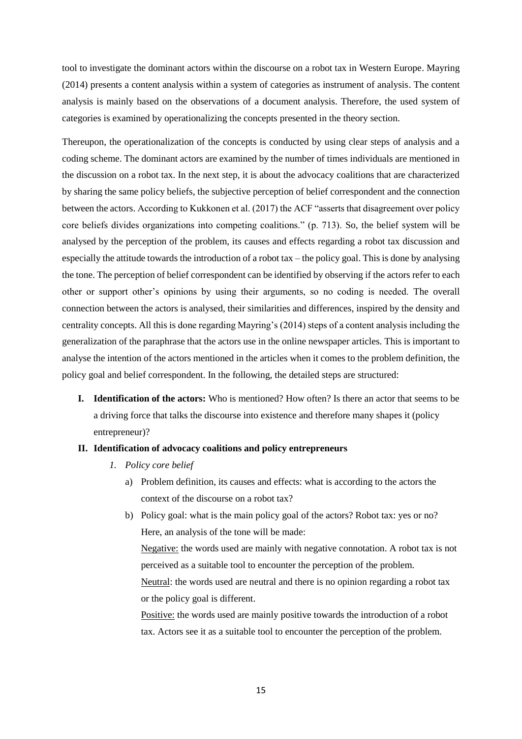tool to investigate the dominant actors within the discourse on a robot tax in Western Europe. Mayring (2014) presents a content analysis within a system of categories as instrument of analysis. The content analysis is mainly based on the observations of a document analysis. Therefore, the used system of categories is examined by operationalizing the concepts presented in the theory section.

Thereupon, the operationalization of the concepts is conducted by using clear steps of analysis and a coding scheme. The dominant actors are examined by the number of times individuals are mentioned in the discussion on a robot tax. In the next step, it is about the advocacy coalitions that are characterized by sharing the same policy beliefs, the subjective perception of belief correspondent and the connection between the actors. According to Kukkonen et al. (2017) the ACF "asserts that disagreement over policy core beliefs divides organizations into competing coalitions." (p. 713). So, the belief system will be analysed by the perception of the problem, its causes and effects regarding a robot tax discussion and especially the attitude towards the introduction of a robot tax – the policy goal. This is done by analysing the tone. The perception of belief correspondent can be identified by observing if the actors refer to each other or support other's opinions by using their arguments, so no coding is needed. The overall connection between the actors is analysed, their similarities and differences, inspired by the density and centrality concepts. All this is done regarding Mayring's (2014) steps of a content analysis including the generalization of the paraphrase that the actors use in the online newspaper articles. This is important to analyse the intention of the actors mentioned in the articles when it comes to the problem definition, the policy goal and belief correspondent. In the following, the detailed steps are structured:

I. **Identification of the actors:** Who is mentioned? How often? Is there an actor that seems to be a driving force that talks the discourse into existence and therefore many shapes it (policy entrepreneur)?

II. **Identification of advocacy coalitions and policy entrepreneurs**

   1. *Policy core belief*

      a) Problem definition, its causes and effects: what is according to the actors the context of the discourse on a robot tax?

      b) Policy goal: what is the main policy goal of the actors? Robot tax: yes or no? Here, an analysis of the tone will be made:

      Negative: the words used are mainly with negative connotation. A robot tax is not perceived as a suitable tool to encounter the perception of the problem.

      Neutral: the words used are neutral and there is no opinion regarding a robot tax or the policy goal is different.

      Positive: the words used are mainly positive towards the introduction of a robot tax. Actors see it as a suitable tool to encounter the perception of the problem.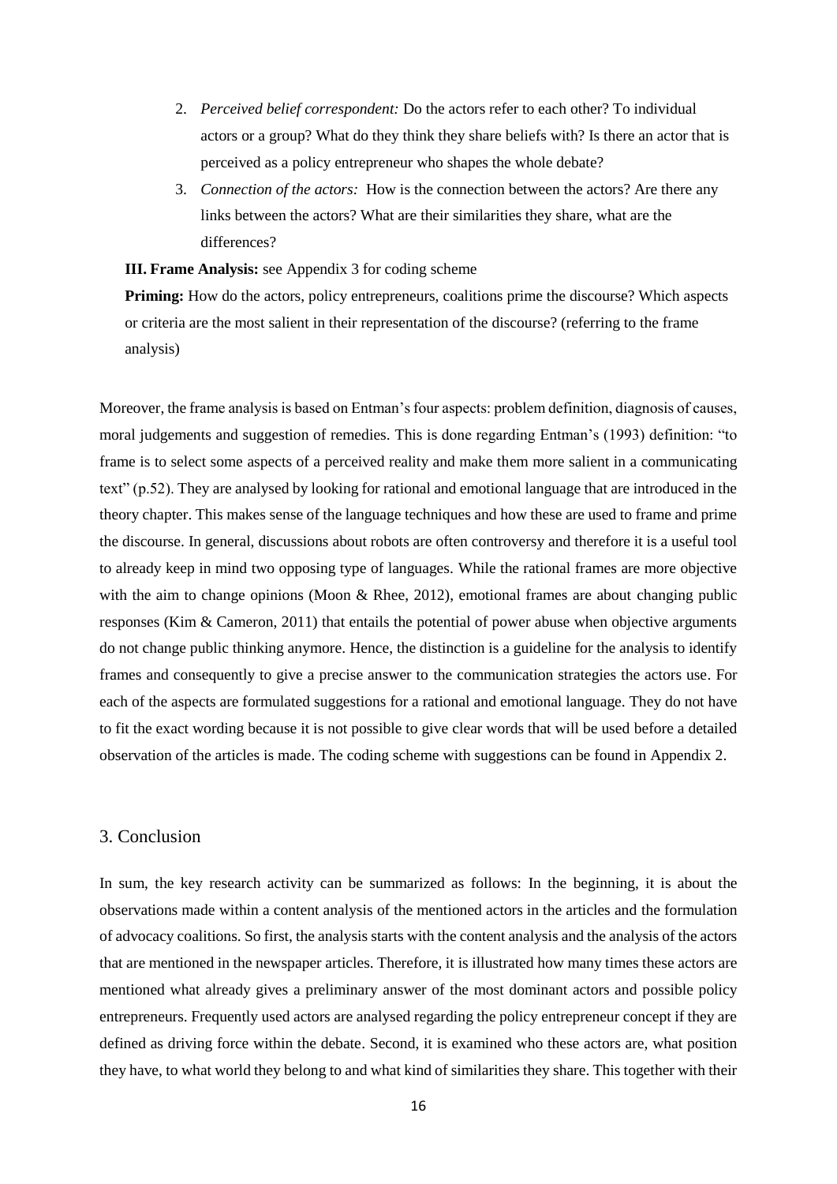2. *Perceived belief correspondent:* Do the actors refer to each other? To individual actors or a group? What do they think they share beliefs with? Is there an actor that is perceived as a policy entrepreneur who shapes the whole debate?
3. *Connection of the actors:* How is the connection between the actors? Are there any links between the actors? What are their similarities they share, what are the differences?

**III. Frame Analysis:** see Appendix 3 for coding scheme

**Priming:** How do the actors, policy entrepreneurs, coalitions prime the discourse? Which aspects or criteria are the most salient in their representation of the discourse? (referring to the frame analysis)

Moreover, the frame analysis is based on Entman's four aspects: problem definition, diagnosis of causes, moral judgements and suggestion of remedies. This is done regarding Entman's (1993) definition: "to frame is to select some aspects of a perceived reality and make them more salient in a communicating text" (p.52). They are analysed by looking for rational and emotional language that are introduced in the theory chapter. This makes sense of the language techniques and how these are used to frame and prime the discourse. In general, discussions about robots are often controversy and therefore it is a useful tool to already keep in mind two opposing type of languages. While the rational frames are more objective with the aim to change opinions (Moon & Rhee, 2012), emotional frames are about changing public responses (Kim & Cameron, 2011) that entails the potential of power abuse when objective arguments do not change public thinking anymore. Hence, the distinction is a guideline for the analysis to identify frames and consequently to give a precise answer to the communication strategies the actors use. For each of the aspects are formulated suggestions for a rational and emotional language. They do not have to fit the exact wording because it is not possible to give clear words that will be used before a detailed observation of the articles is made. The coding scheme with suggestions can be found in Appendix 2.

## 3. Conclusion

In sum, the key research activity can be summarized as follows: In the beginning, it is about the observations made within a content analysis of the mentioned actors in the articles and the formulation of advocacy coalitions. So first, the analysis starts with the content analysis and the analysis of the actors that are mentioned in the newspaper articles. Therefore, it is illustrated how many times these actors are mentioned what already gives a preliminary answer of the most dominant actors and possible policy entrepreneurs. Frequently used actors are analysed regarding the policy entrepreneur concept if they are defined as driving force within the debate. Second, it is examined who these actors are, what position they have, to what world they belong to and what kind of similarities they share. This together with their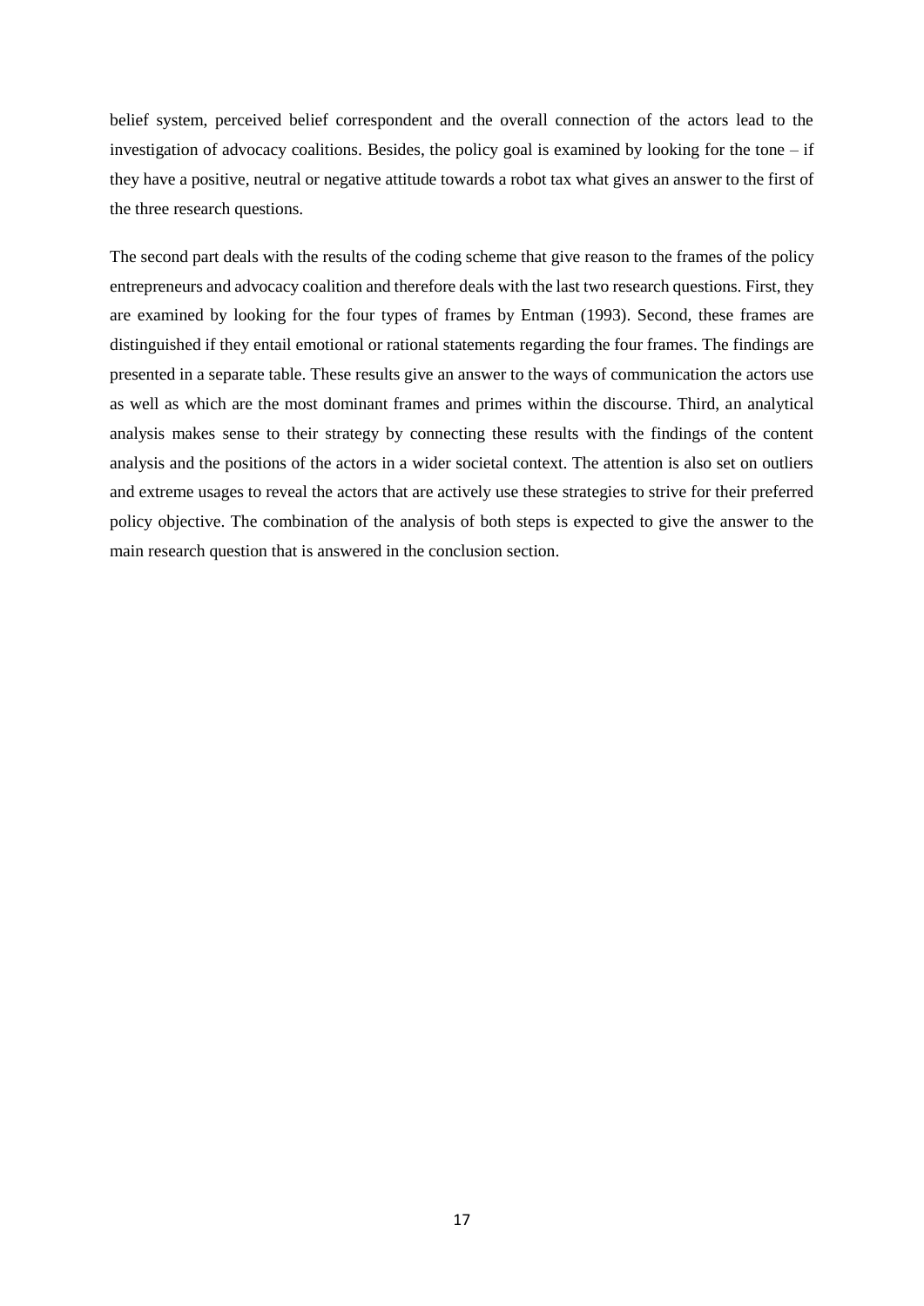belief system, perceived belief correspondent and the overall connection of the actors lead to the investigation of advocacy coalitions. Besides, the policy goal is examined by looking for the tone – if they have a positive, neutral or negative attitude towards a robot tax what gives an answer to the first of the three research questions.

The second part deals with the results of the coding scheme that give reason to the frames of the policy entrepreneurs and advocacy coalition and therefore deals with the last two research questions. First, they are examined by looking for the four types of frames by Entman (1993). Second, these frames are distinguished if they entail emotional or rational statements regarding the four frames. The findings are presented in a separate table. These results give an answer to the ways of communication the actors use as well as which are the most dominant frames and primes within the discourse. Third, an analytical analysis makes sense to their strategy by connecting these results with the findings of the content analysis and the positions of the actors in a wider societal context. The attention is also set on outliers and extreme usages to reveal the actors that are actively use these strategies to strive for their preferred policy objective. The combination of the analysis of both steps is expected to give the answer to the main research question that is answered in the conclusion section.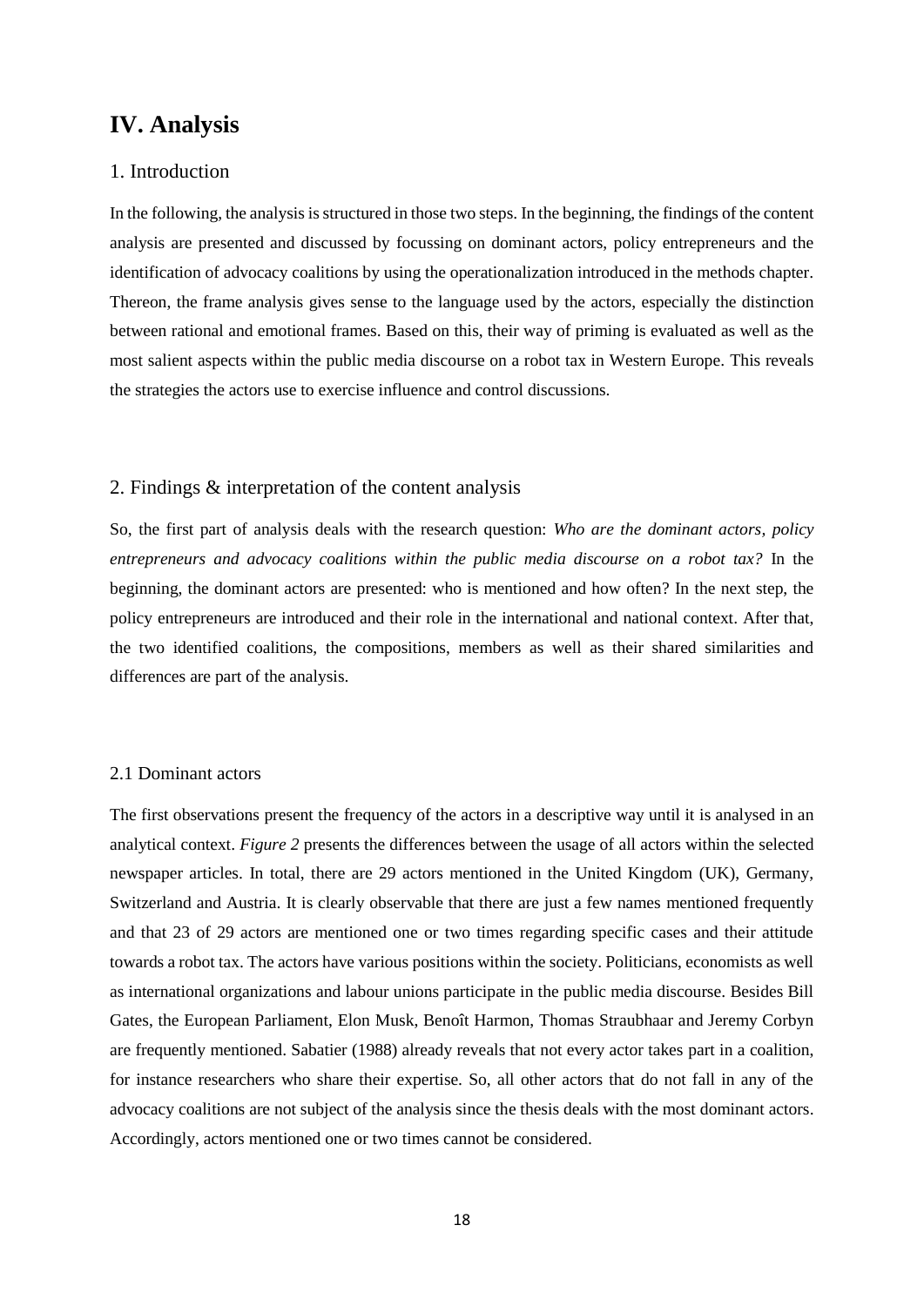# IV. Analysis

## 1. Introduction

In the following, the analysis is structured in those two steps. In the beginning, the findings of the content analysis are presented and discussed by focussing on dominant actors, policy entrepreneurs and the identification of advocacy coalitions by using the operationalization introduced in the methods chapter. Thereon, the frame analysis gives sense to the language used by the actors, especially the distinction between rational and emotional frames. Based on this, their way of priming is evaluated as well as the most salient aspects within the public media discourse on a robot tax in Western Europe. This reveals the strategies the actors use to exercise influence and control discussions.

## 2. Findings & interpretation of the content analysis

So, the first part of analysis deals with the research question: *Who are the dominant actors, policy entrepreneurs and advocacy coalitions within the public media discourse on a robot tax?* In the beginning, the dominant actors are presented: who is mentioned and how often? In the next step, the policy entrepreneurs are introduced and their role in the international and national context. After that, the two identified coalitions, the compositions, members as well as their shared similarities and differences are part of the analysis.

### 2.1 Dominant actors

The first observations present the frequency of the actors in a descriptive way until it is analysed in an analytical context. *Figure 2* presents the differences between the usage of all actors within the selected newspaper articles. In total, there are 29 actors mentioned in the United Kingdom (UK), Germany, Switzerland and Austria. It is clearly observable that there are just a few names mentioned frequently and that 23 of 29 actors are mentioned one or two times regarding specific cases and their attitude towards a robot tax. The actors have various positions within the society. Politicians, economists as well as international organizations and labour unions participate in the public media discourse. Besides Bill Gates, the European Parliament, Elon Musk, Benoît Harmon, Thomas Straubhaar and Jeremy Corbyn are frequently mentioned. Sabatier (1988) already reveals that not every actor takes part in a coalition, for instance researchers who share their expertise. So, all other actors that do not fall in any of the advocacy coalitions are not subject of the analysis since the thesis deals with the most dominant actors. Accordingly, actors mentioned one or two times cannot be considered.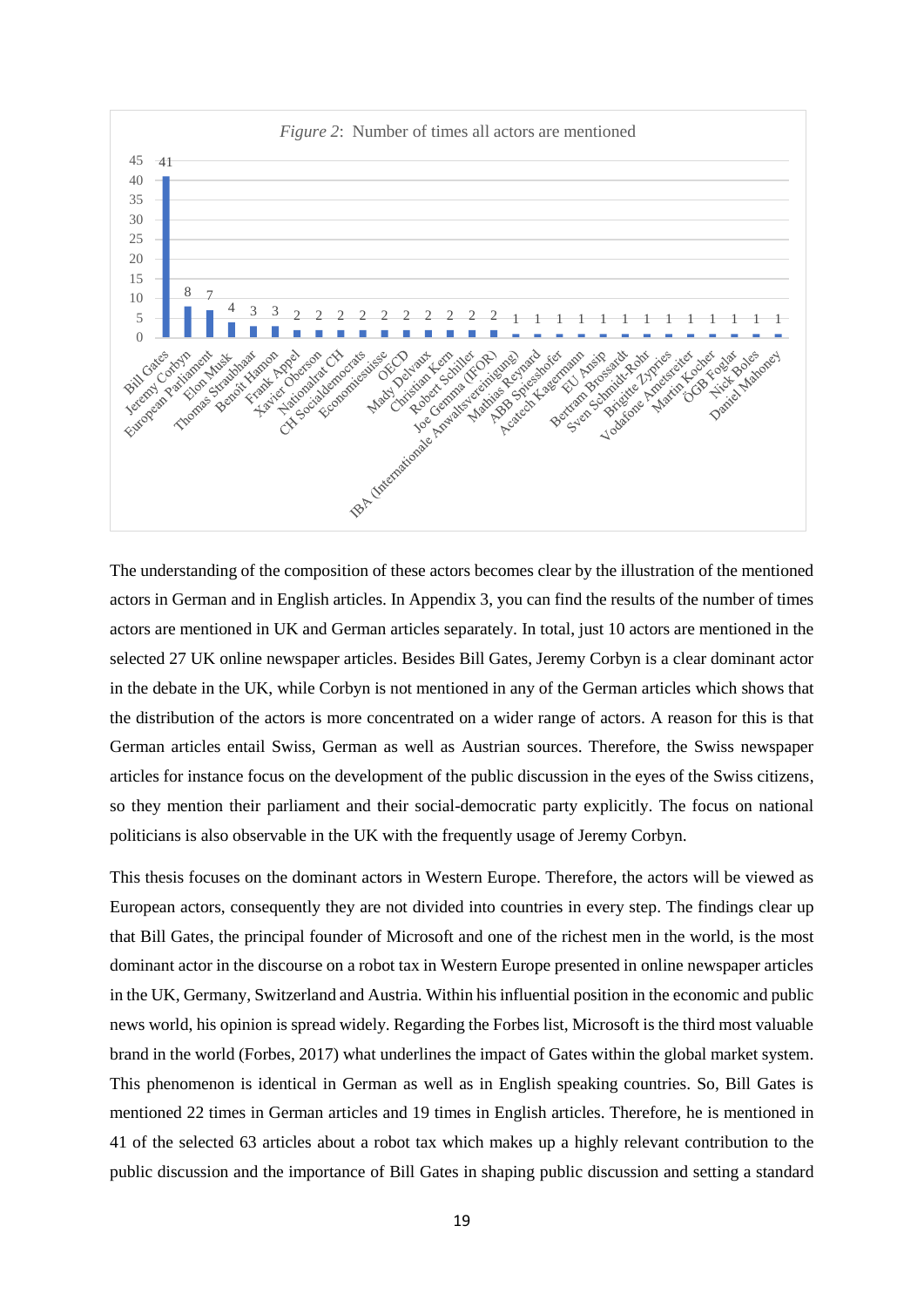*Figure 2*: Number of times all actors are mentioned

| Actor | Number of mentions |
|---|---|
| Bill Gates | 41 |
| Jeremy Corbyn | 8 |
| European Parliament | 7 |
| Elon Musk | 4 |
| Thomas Straubhaar | 3 |
| Benoît Hamon | 3 |
| Frank Appel | 2 |
| Xavier Oberson | 2 |
| Nationalrat CH | 2 |
| CH Socialdemocrats | 2 |
| Economiesuisse | 2 |
| OECD | 2 |
| Mady Delvaux | 2 |
| Christian Kern | 2 |
| Robert Schiller | 2 |
| Joe Gemma (IFOR) | 2 |
| IBA (Internationale Anwaltsvereinigung) | 1 |
| Mathias Reynard | 1 |
| ABB Spiesshofer | 1 |
| Acatech Kagermann | 1 |
| EU Ansip | 1 |
| Bertram Brossardt | 1 |
| Sven Schmidt-Rohr | 1 |
| Brigitte Zypries | 1 |
| Vodafone Ametsreiter | 1 |
| Martin Kocher | 1 |
| ÖGB Foglar | 1 |
| Nick Boles | 1 |
| Daniel Mahoney | 1 |

The understanding of the composition of these actors becomes clear by the illustration of the mentioned actors in German and in English articles. In Appendix 3, you can find the results of the number of times actors are mentioned in UK and German articles separately. In total, just 10 actors are mentioned in the selected 27 UK online newspaper articles. Besides Bill Gates, Jeremy Corbyn is a clear dominant actor in the debate in the UK, while Corbyn is not mentioned in any of the German articles which shows that the distribution of the actors is more concentrated on a wider range of actors. A reason for this is that German articles entail Swiss, German as well as Austrian sources. Therefore, the Swiss newspaper articles for instance focus on the development of the public discussion in the eyes of the Swiss citizens, so they mention their parliament and their social-democratic party explicitly. The focus on national politicians is also observable in the UK with the frequently usage of Jeremy Corbyn.

This thesis focuses on the dominant actors in Western Europe. Therefore, the actors will be viewed as European actors, consequently they are not divided into countries in every step. The findings clear up that Bill Gates, the principal founder of Microsoft and one of the richest men in the world, is the most dominant actor in the discourse on a robot tax in Western Europe presented in online newspaper articles in the UK, Germany, Switzerland and Austria. Within his influential position in the economic and public news world, his opinion is spread widely. Regarding the Forbes list, Microsoft is the third most valuable brand in the world (Forbes, 2017) what underlines the impact of Gates within the global market system. This phenomenon is identical in German as well as in English speaking countries. So, Bill Gates is mentioned 22 times in German articles and 19 times in English articles. Therefore, he is mentioned in 41 of the selected 63 articles about a robot tax which makes up a highly relevant contribution to the public discussion and the importance of Bill Gates in shaping public discussion and setting a standard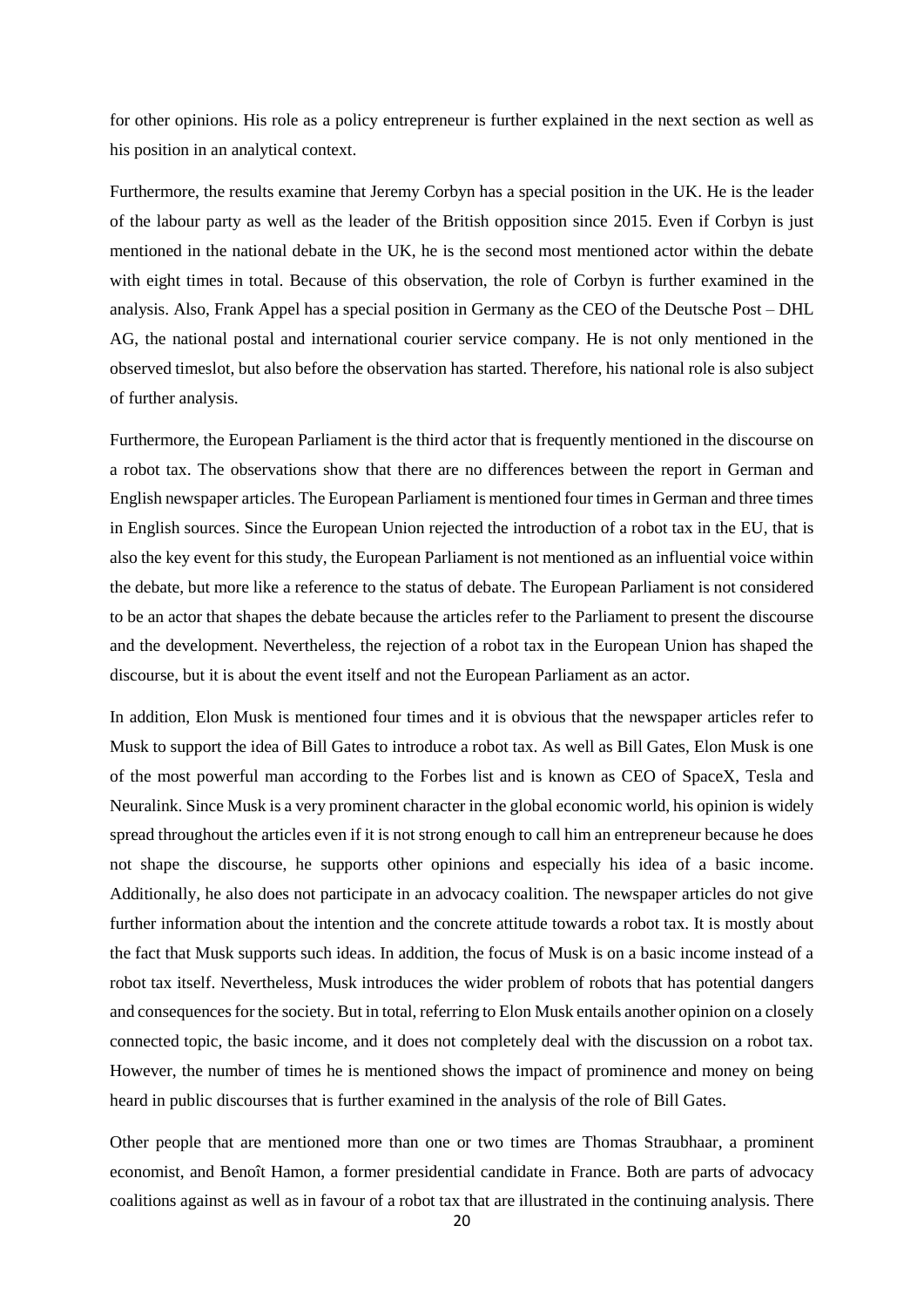for other opinions. His role as a policy entrepreneur is further explained in the next section as well as his position in an analytical context.

Furthermore, the results examine that Jeremy Corbyn has a special position in the UK. He is the leader of the labour party as well as the leader of the British opposition since 2015. Even if Corbyn is just mentioned in the national debate in the UK, he is the second most mentioned actor within the debate with eight times in total. Because of this observation, the role of Corbyn is further examined in the analysis. Also, Frank Appel has a special position in Germany as the CEO of the Deutsche Post – DHL AG, the national postal and international courier service company. He is not only mentioned in the observed timeslot, but also before the observation has started. Therefore, his national role is also subject of further analysis.

Furthermore, the European Parliament is the third actor that is frequently mentioned in the discourse on a robot tax. The observations show that there are no differences between the report in German and English newspaper articles. The European Parliament is mentioned four times in German and three times in English sources. Since the European Union rejected the introduction of a robot tax in the EU, that is also the key event for this study, the European Parliament is not mentioned as an influential voice within the debate, but more like a reference to the status of debate. The European Parliament is not considered to be an actor that shapes the debate because the articles refer to the Parliament to present the discourse and the development. Nevertheless, the rejection of a robot tax in the European Union has shaped the discourse, but it is about the event itself and not the European Parliament as an actor.

In addition, Elon Musk is mentioned four times and it is obvious that the newspaper articles refer to Musk to support the idea of Bill Gates to introduce a robot tax. As well as Bill Gates, Elon Musk is one of the most powerful man according to the Forbes list and is known as CEO of SpaceX, Tesla and Neuralink. Since Musk is a very prominent character in the global economic world, his opinion is widely spread throughout the articles even if it is not strong enough to call him an entrepreneur because he does not shape the discourse, he supports other opinions and especially his idea of a basic income. Additionally, he also does not participate in an advocacy coalition. The newspaper articles do not give further information about the intention and the concrete attitude towards a robot tax. It is mostly about the fact that Musk supports such ideas. In addition, the focus of Musk is on a basic income instead of a robot tax itself. Nevertheless, Musk introduces the wider problem of robots that has potential dangers and consequences for the society. But in total, referring to Elon Musk entails another opinion on a closely connected topic, the basic income, and it does not completely deal with the discussion on a robot tax. However, the number of times he is mentioned shows the impact of prominence and money on being heard in public discourses that is further examined in the analysis of the role of Bill Gates.

Other people that are mentioned more than one or two times are Thomas Straubhaar, a prominent economist, and Benoît Hamon, a former presidential candidate in France. Both are parts of advocacy coalitions against as well as in favour of a robot tax that are illustrated in the continuing analysis. There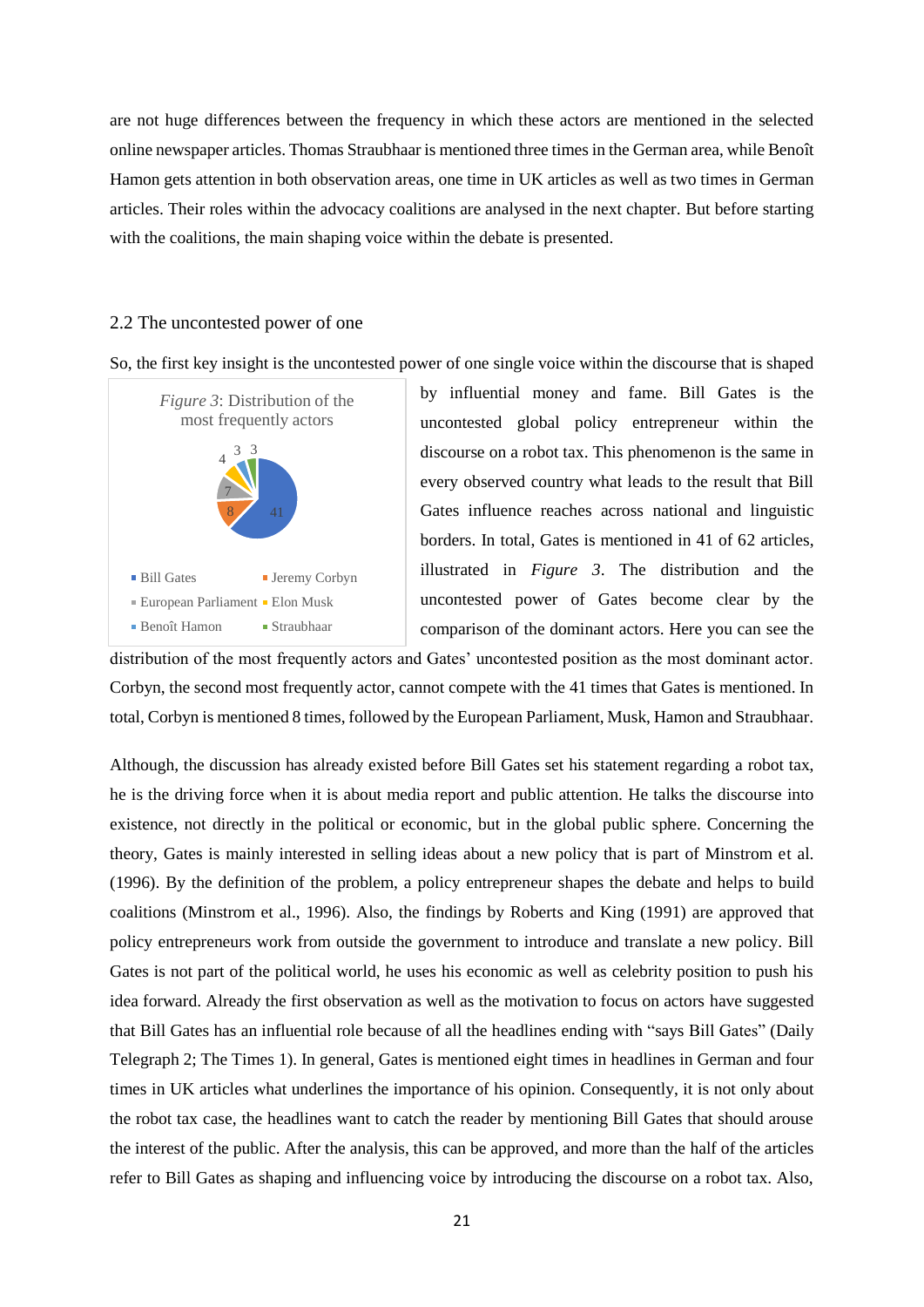are not huge differences between the frequency in which these actors are mentioned in the selected online newspaper articles. Thomas Straubhaar is mentioned three times in the German area, while Benoît Hamon gets attention in both observation areas, one time in UK articles as well as two times in German articles. Their roles within the advocacy coalitions are analysed in the next chapter. But before starting with the coalitions, the main shaping voice within the debate is presented.

## 2.2 The uncontested power of one

So, the first key insight is the uncontested power of one single voice within the discourse that is shaped by influential money and fame. Bill Gates is the uncontested global policy entrepreneur within the discourse on a robot tax. This phenomenon is the same in every observed country what leads to the result that Bill Gates influence reaches across national and linguistic borders. In total, Gates is mentioned in 41 of 62 articles, illustrated in *Figure 3*. The distribution and the uncontested power of Gates become clear by the comparison of the dominant actors. Here you can see the distribution of the most frequently actors and Gates' uncontested position as the most dominant actor. Corbyn, the second most frequently actor, cannot compete with the 41 times that Gates is mentioned. In total, Corbyn is mentioned 8 times, followed by the European Parliament, Musk, Hamon and Straubhaar.

*Figure 3*: Distribution of the most frequently actors

| Actor | Mentions |
|---|---|
| Bill Gates | 41 |
| Jeremy Corbyn | 8 |
| European Parliament | 7 |
| Elon Musk | 4 |
| Benoît Hamon | 3 |
| Straubhaar | 3 |

Although, the discussion has already existed before Bill Gates set his statement regarding a robot tax, he is the driving force when it is about media report and public attention. He talks the discourse into existence, not directly in the political or economic, but in the global public sphere. Concerning the theory, Gates is mainly interested in selling ideas about a new policy that is part of Minstrom et al. (1996). By the definition of the problem, a policy entrepreneur shapes the debate and helps to build coalitions (Minstrom et al., 1996). Also, the findings by Roberts and King (1991) are approved that policy entrepreneurs work from outside the government to introduce and translate a new policy. Bill Gates is not part of the political world, he uses his economic as well as celebrity position to push his idea forward. Already the first observation as well as the motivation to focus on actors have suggested that Bill Gates has an influential role because of all the headlines ending with "says Bill Gates" (Daily Telegraph 2; The Times 1). In general, Gates is mentioned eight times in headlines in German and four times in UK articles what underlines the importance of his opinion. Consequently, it is not only about the robot tax case, the headlines want to catch the reader by mentioning Bill Gates that should arouse the interest of the public. After the analysis, this can be approved, and more than the half of the articles refer to Bill Gates as shaping and influencing voice by introducing the discourse on a robot tax. Also,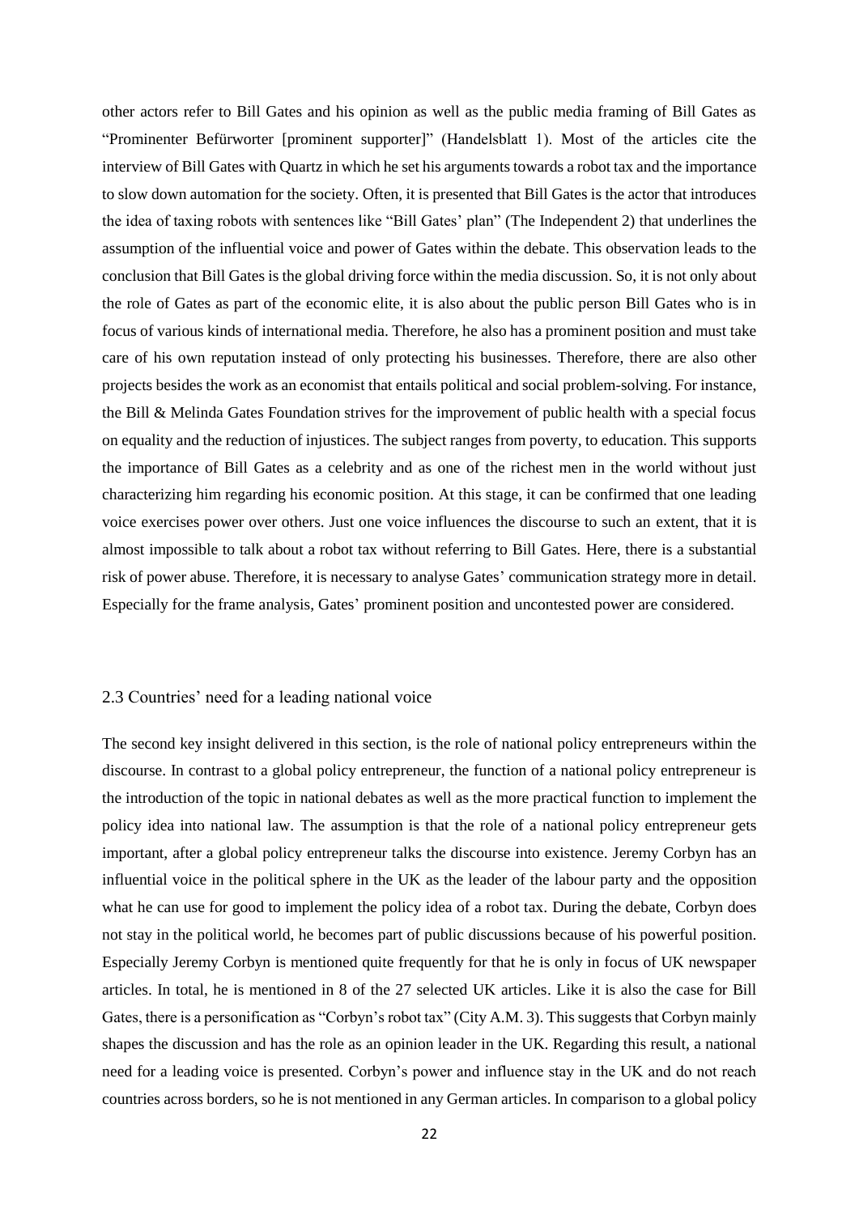other actors refer to Bill Gates and his opinion as well as the public media framing of Bill Gates as "Prominenter Befürworter [prominent supporter]" (Handelsblatt 1). Most of the articles cite the interview of Bill Gates with Quartz in which he set his arguments towards a robot tax and the importance to slow down automation for the society. Often, it is presented that Bill Gates is the actor that introduces the idea of taxing robots with sentences like "Bill Gates' plan" (The Independent 2) that underlines the assumption of the influential voice and power of Gates within the debate. This observation leads to the conclusion that Bill Gates is the global driving force within the media discussion. So, it is not only about the role of Gates as part of the economic elite, it is also about the public person Bill Gates who is in focus of various kinds of international media. Therefore, he also has a prominent position and must take care of his own reputation instead of only protecting his businesses. Therefore, there are also other projects besides the work as an economist that entails political and social problem-solving. For instance, the Bill & Melinda Gates Foundation strives for the improvement of public health with a special focus on equality and the reduction of injustices. The subject ranges from poverty, to education. This supports the importance of Bill Gates as a celebrity and as one of the richest men in the world without just characterizing him regarding his economic position. At this stage, it can be confirmed that one leading voice exercises power over others. Just one voice influences the discourse to such an extent, that it is almost impossible to talk about a robot tax without referring to Bill Gates. Here, there is a substantial risk of power abuse. Therefore, it is necessary to analyse Gates' communication strategy more in detail. Especially for the frame analysis, Gates' prominent position and uncontested power are considered.

## 2.3 Countries' need for a leading national voice

The second key insight delivered in this section, is the role of national policy entrepreneurs within the discourse. In contrast to a global policy entrepreneur, the function of a national policy entrepreneur is the introduction of the topic in national debates as well as the more practical function to implement the policy idea into national law. The assumption is that the role of a national policy entrepreneur gets important, after a global policy entrepreneur talks the discourse into existence. Jeremy Corbyn has an influential voice in the political sphere in the UK as the leader of the labour party and the opposition what he can use for good to implement the policy idea of a robot tax. During the debate, Corbyn does not stay in the political world, he becomes part of public discussions because of his powerful position. Especially Jeremy Corbyn is mentioned quite frequently for that he is only in focus of UK newspaper articles. In total, he is mentioned in 8 of the 27 selected UK articles. Like it is also the case for Bill Gates, there is a personification as "Corbyn's robot tax" (City A.M. 3). This suggests that Corbyn mainly shapes the discussion and has the role as an opinion leader in the UK. Regarding this result, a national need for a leading voice is presented. Corbyn's power and influence stay in the UK and do not reach countries across borders, so he is not mentioned in any German articles. In comparison to a global policy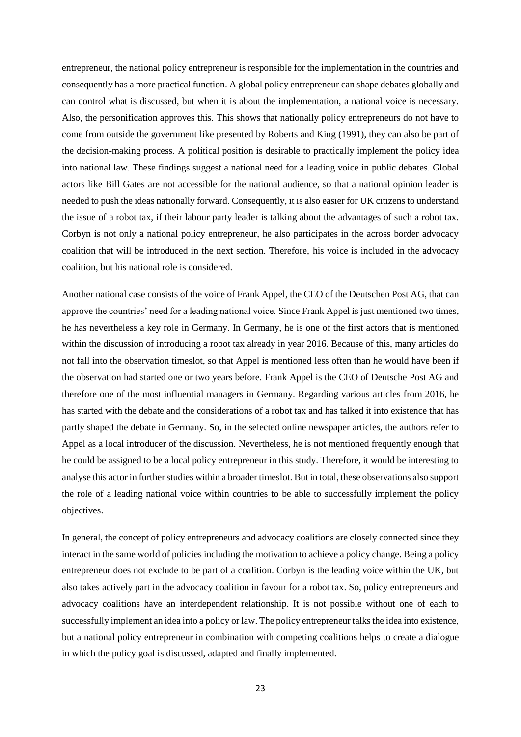entrepreneur, the national policy entrepreneur is responsible for the implementation in the countries and consequently has a more practical function. A global policy entrepreneur can shape debates globally and can control what is discussed, but when it is about the implementation, a national voice is necessary. Also, the personification approves this. This shows that nationally policy entrepreneurs do not have to come from outside the government like presented by Roberts and King (1991), they can also be part of the decision-making process. A political position is desirable to practically implement the policy idea into national law. These findings suggest a national need for a leading voice in public debates. Global actors like Bill Gates are not accessible for the national audience, so that a national opinion leader is needed to push the ideas nationally forward. Consequently, it is also easier for UK citizens to understand the issue of a robot tax, if their labour party leader is talking about the advantages of such a robot tax. Corbyn is not only a national policy entrepreneur, he also participates in the across border advocacy coalition that will be introduced in the next section. Therefore, his voice is included in the advocacy coalition, but his national role is considered.

Another national case consists of the voice of Frank Appel, the CEO of the Deutschen Post AG, that can approve the countries' need for a leading national voice. Since Frank Appel is just mentioned two times, he has nevertheless a key role in Germany. In Germany, he is one of the first actors that is mentioned within the discussion of introducing a robot tax already in year 2016. Because of this, many articles do not fall into the observation timeslot, so that Appel is mentioned less often than he would have been if the observation had started one or two years before. Frank Appel is the CEO of Deutsche Post AG and therefore one of the most influential managers in Germany. Regarding various articles from 2016, he has started with the debate and the considerations of a robot tax and has talked it into existence that has partly shaped the debate in Germany. So, in the selected online newspaper articles, the authors refer to Appel as a local introducer of the discussion. Nevertheless, he is not mentioned frequently enough that he could be assigned to be a local policy entrepreneur in this study. Therefore, it would be interesting to analyse this actor in further studies within a broader timeslot. But in total, these observations also support the role of a leading national voice within countries to be able to successfully implement the policy objectives.

In general, the concept of policy entrepreneurs and advocacy coalitions are closely connected since they interact in the same world of policies including the motivation to achieve a policy change. Being a policy entrepreneur does not exclude to be part of a coalition. Corbyn is the leading voice within the UK, but also takes actively part in the advocacy coalition in favour for a robot tax. So, policy entrepreneurs and advocacy coalitions have an interdependent relationship. It is not possible without one of each to successfully implement an idea into a policy or law. The policy entrepreneur talks the idea into existence, but a national policy entrepreneur in combination with competing coalitions helps to create a dialogue in which the policy goal is discussed, adapted and finally implemented.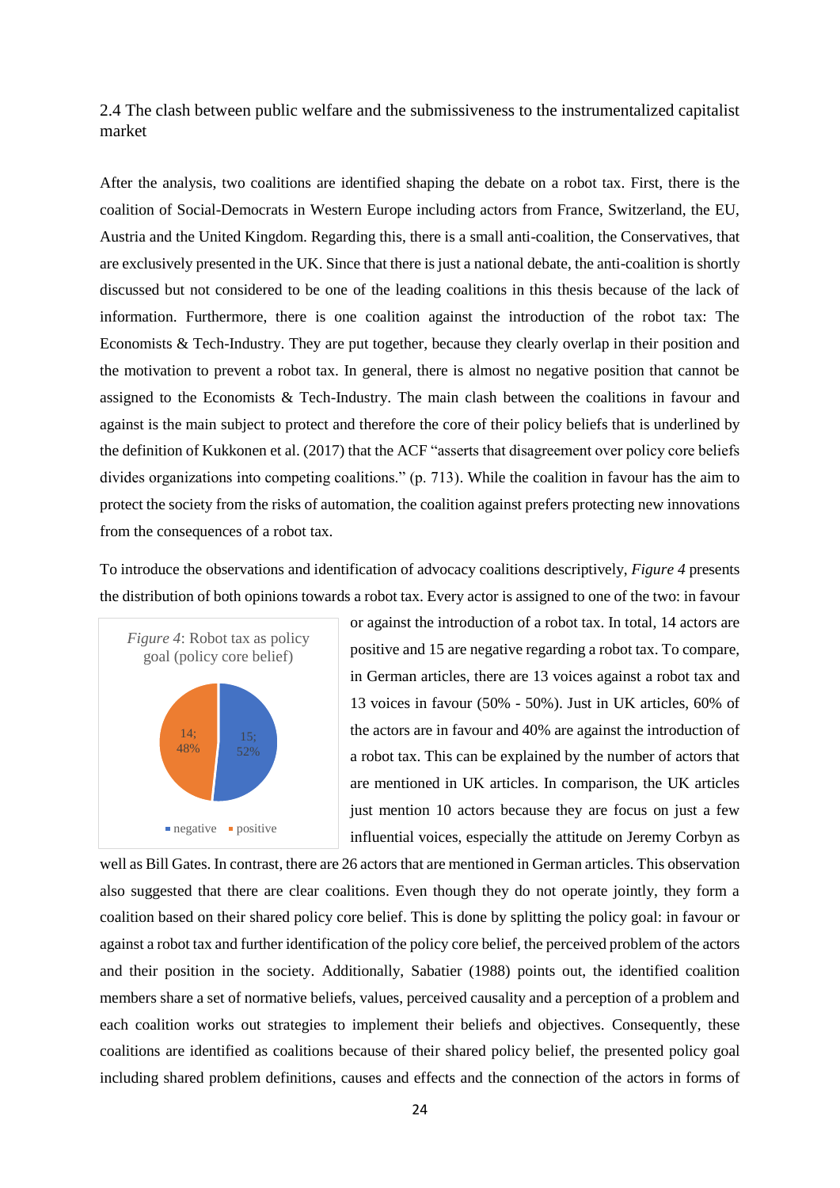## 2.4 The clash between public welfare and the submissiveness to the instrumentalized capitalist market

After the analysis, two coalitions are identified shaping the debate on a robot tax. First, there is the coalition of Social-Democrats in Western Europe including actors from France, Switzerland, the EU, Austria and the United Kingdom. Regarding this, there is a small anti-coalition, the Conservatives, that are exclusively presented in the UK. Since that there is just a national debate, the anti-coalition is shortly discussed but not considered to be one of the leading coalitions in this thesis because of the lack of information. Furthermore, there is one coalition against the introduction of the robot tax: The Economists & Tech-Industry. They are put together, because they clearly overlap in their position and the motivation to prevent a robot tax. In general, there is almost no negative position that cannot be assigned to the Economists & Tech-Industry. The main clash between the coalitions in favour and against is the main subject to protect and therefore the core of their policy beliefs that is underlined by the definition of Kukkonen et al. (2017) that the ACF "asserts that disagreement over policy core beliefs divides organizations into competing coalitions." (p. 713). While the coalition in favour has the aim to protect the society from the risks of automation, the coalition against prefers protecting new innovations from the consequences of a robot tax.

To introduce the observations and identification of advocacy coalitions descriptively, *Figure 4* presents the distribution of both opinions towards a robot tax. Every actor is assigned to one of the two: in favour or against the introduction of a robot tax. In total, 14 actors are positive and 15 are negative regarding a robot tax. To compare, in German articles, there are 13 voices against a robot tax and 13 voices in favour (50% - 50%). Just in UK articles, 60% of the actors are in favour and 40% are against the introduction of a robot tax. This can be explained by the number of actors that are mentioned in UK articles. In comparison, the UK articles just mention 10 actors because they are focus on just a few influential voices, especially the attitude on Jeremy Corbyn as well as Bill Gates. In contrast, there are 26 actors that are mentioned in German articles. This observation also suggested that there are clear coalitions. Even though they do not operate jointly, they form a coalition based on their shared policy core belief. This is done by splitting the policy goal: in favour or against a robot tax and further identification of the policy core belief, the perceived problem of the actors and their position in the society. Additionally, Sabatier (1988) points out, the identified coalition members share a set of normative beliefs, values, perceived causality and a perception of a problem and each coalition works out strategies to implement their beliefs and objectives. Consequently, these coalitions are identified as coalitions because of their shared policy belief, the presented policy goal including shared problem definitions, causes and effects and the connection of the actors in forms of

*Figure 4*: Robot tax as policy goal (policy core belief)

| Opinion | Number | Share |
|---|---|---|
| negative | 15 | 52% |
| positive | 14 | 48% |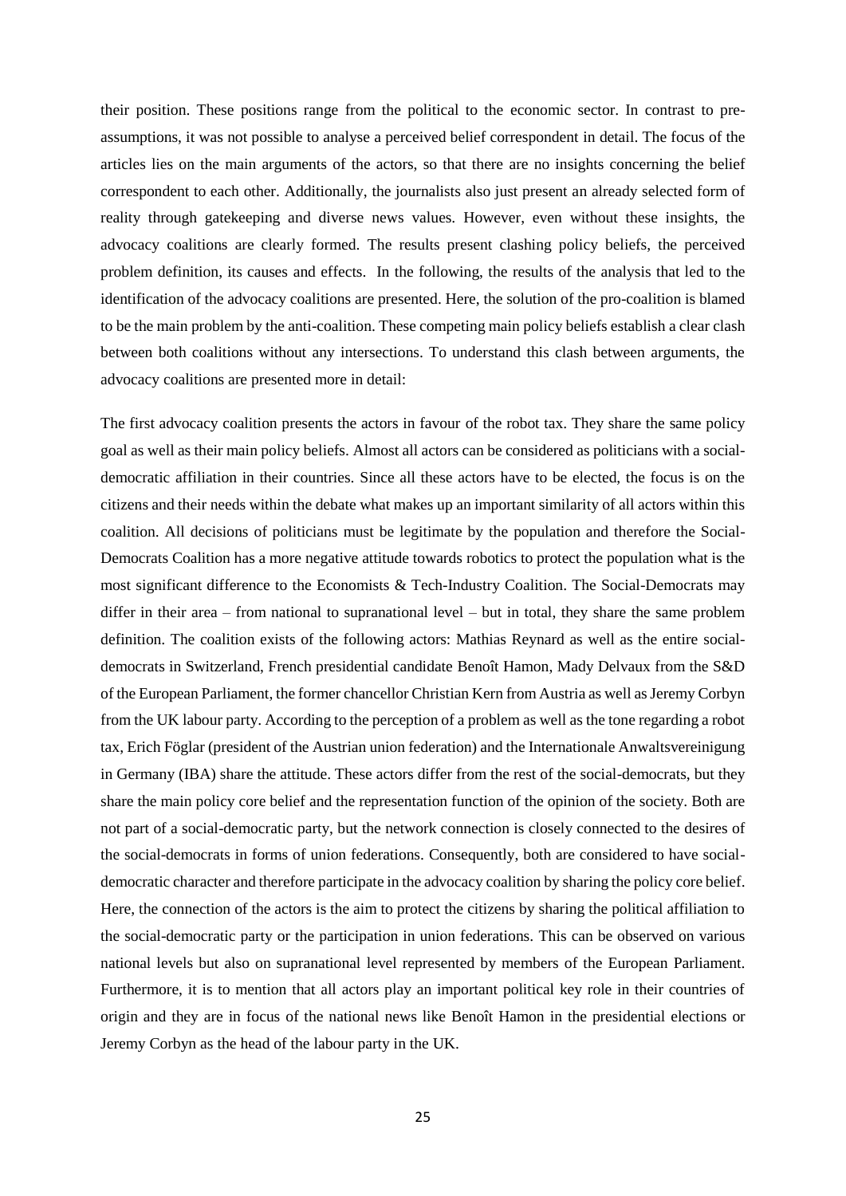their position. These positions range from the political to the economic sector. In contrast to pre-assumptions, it was not possible to analyse a perceived belief correspondent in detail. The focus of the articles lies on the main arguments of the actors, so that there are no insights concerning the belief correspondent to each other. Additionally, the journalists also just present an already selected form of reality through gatekeeping and diverse news values. However, even without these insights, the advocacy coalitions are clearly formed. The results present clashing policy beliefs, the perceived problem definition, its causes and effects. In the following, the results of the analysis that led to the identification of the advocacy coalitions are presented. Here, the solution of the pro-coalition is blamed to be the main problem by the anti-coalition. These competing main policy beliefs establish a clear clash between both coalitions without any intersections. To understand this clash between arguments, the advocacy coalitions are presented more in detail:

The first advocacy coalition presents the actors in favour of the robot tax. They share the same policy goal as well as their main policy beliefs. Almost all actors can be considered as politicians with a social-democratic affiliation in their countries. Since all these actors have to be elected, the focus is on the citizens and their needs within the debate what makes up an important similarity of all actors within this coalition. All decisions of politicians must be legitimate by the population and therefore the Social-Democrats Coalition has a more negative attitude towards robotics to protect the population what is the most significant difference to the Economists & Tech-Industry Coalition. The Social-Democrats may differ in their area – from national to supranational level – but in total, they share the same problem definition. The coalition exists of the following actors: Mathias Reynard as well as the entire social-democrats in Switzerland, French presidential candidate Benoît Hamon, Mady Delvaux from the S&D of the European Parliament, the former chancellor Christian Kern from Austria as well as Jeremy Corbyn from the UK labour party. According to the perception of a problem as well as the tone regarding a robot tax, Erich Föglar (president of the Austrian union federation) and the Internationale Anwaltsvereinigung in Germany (IBA) share the attitude. These actors differ from the rest of the social-democrats, but they share the main policy core belief and the representation function of the opinion of the society. Both are not part of a social-democratic party, but the network connection is closely connected to the desires of the social-democrats in forms of union federations. Consequently, both are considered to have social-democratic character and therefore participate in the advocacy coalition by sharing the policy core belief. Here, the connection of the actors is the aim to protect the citizens by sharing the political affiliation to the social-democratic party or the participation in union federations. This can be observed on various national levels but also on supranational level represented by members of the European Parliament. Furthermore, it is to mention that all actors play an important political key role in their countries of origin and they are in focus of the national news like Benoît Hamon in the presidential elections or Jeremy Corbyn as the head of the labour party in the UK.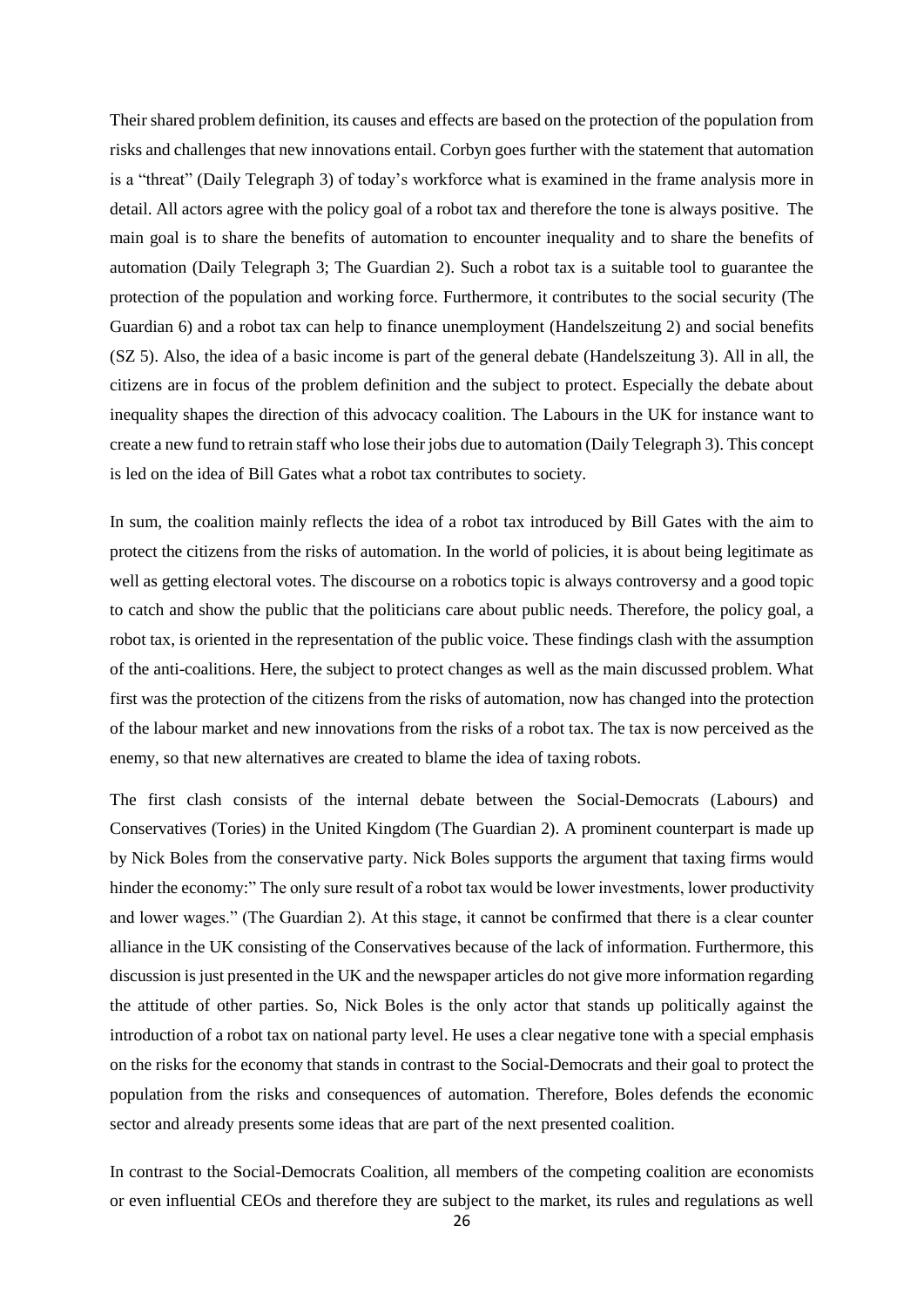Their shared problem definition, its causes and effects are based on the protection of the population from risks and challenges that new innovations entail. Corbyn goes further with the statement that automation is a "threat" (Daily Telegraph 3) of today's workforce what is examined in the frame analysis more in detail. All actors agree with the policy goal of a robot tax and therefore the tone is always positive. The main goal is to share the benefits of automation to encounter inequality and to share the benefits of automation (Daily Telegraph 3; The Guardian 2). Such a robot tax is a suitable tool to guarantee the protection of the population and working force. Furthermore, it contributes to the social security (The Guardian 6) and a robot tax can help to finance unemployment (Handelszeitung 2) and social benefits (SZ 5). Also, the idea of a basic income is part of the general debate (Handelszeitung 3). All in all, the citizens are in focus of the problem definition and the subject to protect. Especially the debate about inequality shapes the direction of this advocacy coalition. The Labours in the UK for instance want to create a new fund to retrain staff who lose their jobs due to automation (Daily Telegraph 3). This concept is led on the idea of Bill Gates what a robot tax contributes to society.

In sum, the coalition mainly reflects the idea of a robot tax introduced by Bill Gates with the aim to protect the citizens from the risks of automation. In the world of policies, it is about being legitimate as well as getting electoral votes. The discourse on a robotics topic is always controversy and a good topic to catch and show the public that the politicians care about public needs. Therefore, the policy goal, a robot tax, is oriented in the representation of the public voice. These findings clash with the assumption of the anti-coalitions. Here, the subject to protect changes as well as the main discussed problem. What first was the protection of the citizens from the risks of automation, now has changed into the protection of the labour market and new innovations from the risks of a robot tax. The tax is now perceived as the enemy, so that new alternatives are created to blame the idea of taxing robots.

The first clash consists of the internal debate between the Social-Democrats (Labours) and Conservatives (Tories) in the United Kingdom (The Guardian 2). A prominent counterpart is made up by Nick Boles from the conservative party. Nick Boles supports the argument that taxing firms would hinder the economy:" The only sure result of a robot tax would be lower investments, lower productivity and lower wages." (The Guardian 2). At this stage, it cannot be confirmed that there is a clear counter alliance in the UK consisting of the Conservatives because of the lack of information. Furthermore, this discussion is just presented in the UK and the newspaper articles do not give more information regarding the attitude of other parties. So, Nick Boles is the only actor that stands up politically against the introduction of a robot tax on national party level. He uses a clear negative tone with a special emphasis on the risks for the economy that stands in contrast to the Social-Democrats and their goal to protect the population from the risks and consequences of automation. Therefore, Boles defends the economic sector and already presents some ideas that are part of the next presented coalition.

In contrast to the Social-Democrats Coalition, all members of the competing coalition are economists or even influential CEOs and therefore they are subject to the market, its rules and regulations as well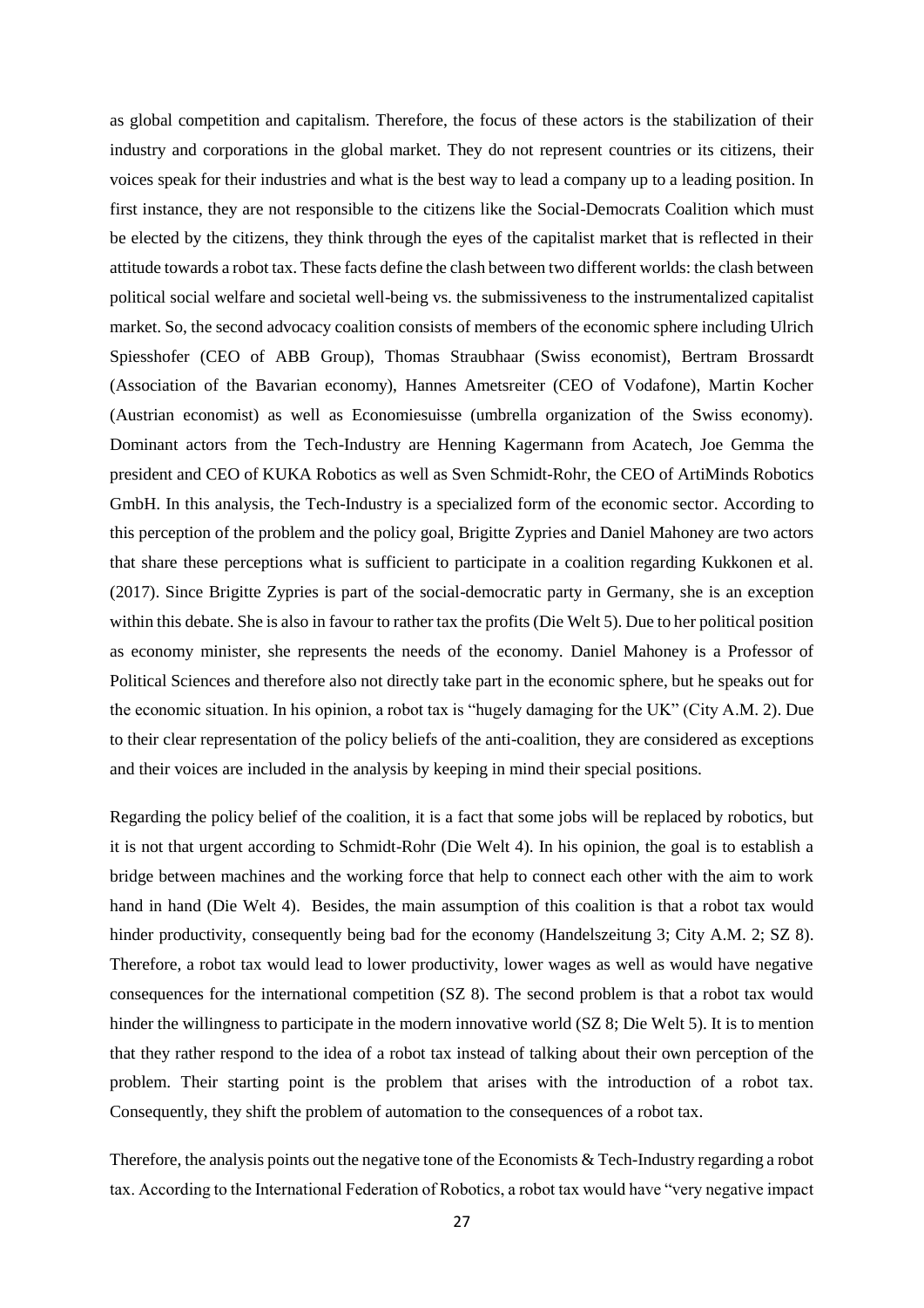as global competition and capitalism. Therefore, the focus of these actors is the stabilization of their industry and corporations in the global market. They do not represent countries or its citizens, their voices speak for their industries and what is the best way to lead a company up to a leading position. In first instance, they are not responsible to the citizens like the Social-Democrats Coalition which must be elected by the citizens, they think through the eyes of the capitalist market that is reflected in their attitude towards a robot tax. These facts define the clash between two different worlds: the clash between political social welfare and societal well-being vs. the submissiveness to the instrumentalized capitalist market. So, the second advocacy coalition consists of members of the economic sphere including Ulrich Spiesshofer (CEO of ABB Group), Thomas Straubhaar (Swiss economist), Bertram Brossardt (Association of the Bavarian economy), Hannes Ametsreiter (CEO of Vodafone), Martin Kocher (Austrian economist) as well as Economiesuisse (umbrella organization of the Swiss economy). Dominant actors from the Tech-Industry are Henning Kagermann from Acatech, Joe Gemma the president and CEO of KUKA Robotics as well as Sven Schmidt-Rohr, the CEO of ArtiMinds Robotics GmbH. In this analysis, the Tech-Industry is a specialized form of the economic sector. According to this perception of the problem and the policy goal, Brigitte Zypries and Daniel Mahoney are two actors that share these perceptions what is sufficient to participate in a coalition regarding Kukkonen et al. (2017). Since Brigitte Zypries is part of the social-democratic party in Germany, she is an exception within this debate. She is also in favour to rather tax the profits (Die Welt 5). Due to her political position as economy minister, she represents the needs of the economy. Daniel Mahoney is a Professor of Political Sciences and therefore also not directly take part in the economic sphere, but he speaks out for the economic situation. In his opinion, a robot tax is "hugely damaging for the UK" (City A.M. 2). Due to their clear representation of the policy beliefs of the anti-coalition, they are considered as exceptions and their voices are included in the analysis by keeping in mind their special positions.

Regarding the policy belief of the coalition, it is a fact that some jobs will be replaced by robotics, but it is not that urgent according to Schmidt-Rohr (Die Welt 4). In his opinion, the goal is to establish a bridge between machines and the working force that help to connect each other with the aim to work hand in hand (Die Welt 4). Besides, the main assumption of this coalition is that a robot tax would hinder productivity, consequently being bad for the economy (Handelszeitung 3; City A.M. 2; SZ 8). Therefore, a robot tax would lead to lower productivity, lower wages as well as would have negative consequences for the international competition (SZ 8). The second problem is that a robot tax would hinder the willingness to participate in the modern innovative world (SZ 8; Die Welt 5). It is to mention that they rather respond to the idea of a robot tax instead of talking about their own perception of the problem. Their starting point is the problem that arises with the introduction of a robot tax. Consequently, they shift the problem of automation to the consequences of a robot tax.

Therefore, the analysis points out the negative tone of the Economists & Tech-Industry regarding a robot tax. According to the International Federation of Robotics, a robot tax would have "very negative impact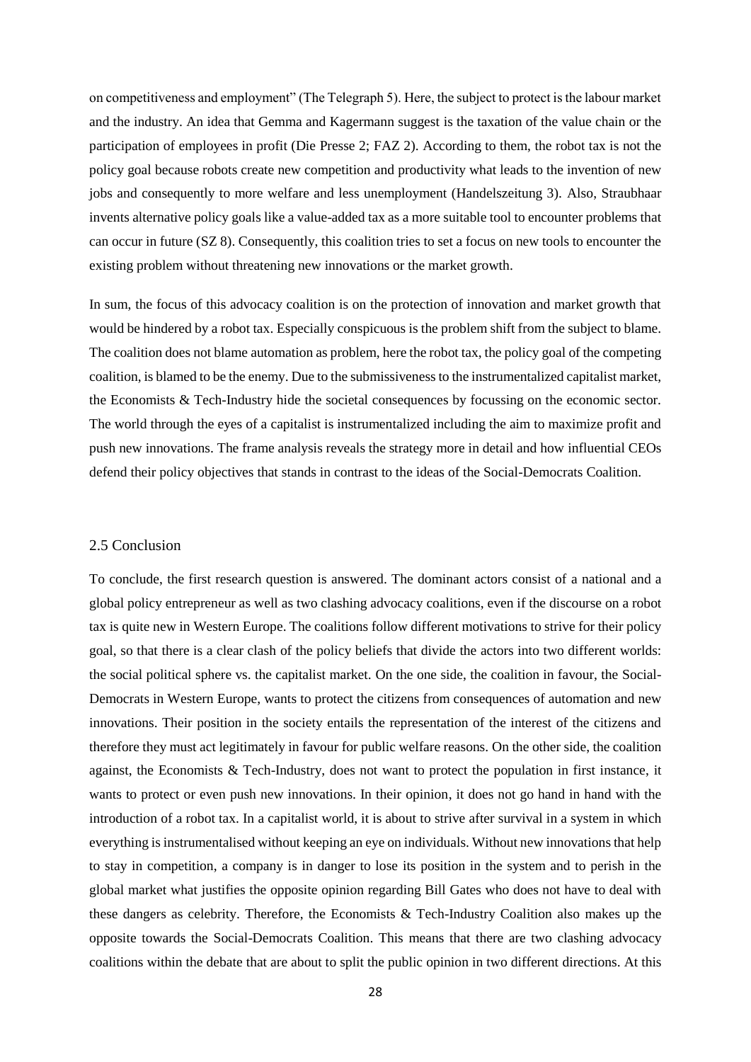on competitiveness and employment" (The Telegraph 5). Here, the subject to protect is the labour market and the industry. An idea that Gemma and Kagermann suggest is the taxation of the value chain or the participation of employees in profit (Die Presse 2; FAZ 2). According to them, the robot tax is not the policy goal because robots create new competition and productivity what leads to the invention of new jobs and consequently to more welfare and less unemployment (Handelszeitung 3). Also, Straubhaar invents alternative policy goals like a value-added tax as a more suitable tool to encounter problems that can occur in future (SZ 8). Consequently, this coalition tries to set a focus on new tools to encounter the existing problem without threatening new innovations or the market growth.

In sum, the focus of this advocacy coalition is on the protection of innovation and market growth that would be hindered by a robot tax. Especially conspicuous is the problem shift from the subject to blame. The coalition does not blame automation as problem, here the robot tax, the policy goal of the competing coalition, is blamed to be the enemy. Due to the submissiveness to the instrumentalized capitalist market, the Economists & Tech-Industry hide the societal consequences by focussing on the economic sector. The world through the eyes of a capitalist is instrumentalized including the aim to maximize profit and push new innovations. The frame analysis reveals the strategy more in detail and how influential CEOs defend their policy objectives that stands in contrast to the ideas of the Social-Democrats Coalition.

## 2.5 Conclusion

To conclude, the first research question is answered. The dominant actors consist of a national and a global policy entrepreneur as well as two clashing advocacy coalitions, even if the discourse on a robot tax is quite new in Western Europe. The coalitions follow different motivations to strive for their policy goal, so that there is a clear clash of the policy beliefs that divide the actors into two different worlds: the social political sphere vs. the capitalist market. On the one side, the coalition in favour, the Social-Democrats in Western Europe, wants to protect the citizens from consequences of automation and new innovations. Their position in the society entails the representation of the interest of the citizens and therefore they must act legitimately in favour for public welfare reasons. On the other side, the coalition against, the Economists & Tech-Industry, does not want to protect the population in first instance, it wants to protect or even push new innovations. In their opinion, it does not go hand in hand with the introduction of a robot tax. In a capitalist world, it is about to strive after survival in a system in which everything is instrumentalised without keeping an eye on individuals. Without new innovations that help to stay in competition, a company is in danger to lose its position in the system and to perish in the global market what justifies the opposite opinion regarding Bill Gates who does not have to deal with these dangers as celebrity. Therefore, the Economists & Tech-Industry Coalition also makes up the opposite towards the Social-Democrats Coalition. This means that there are two clashing advocacy coalitions within the debate that are about to split the public opinion in two different directions. At this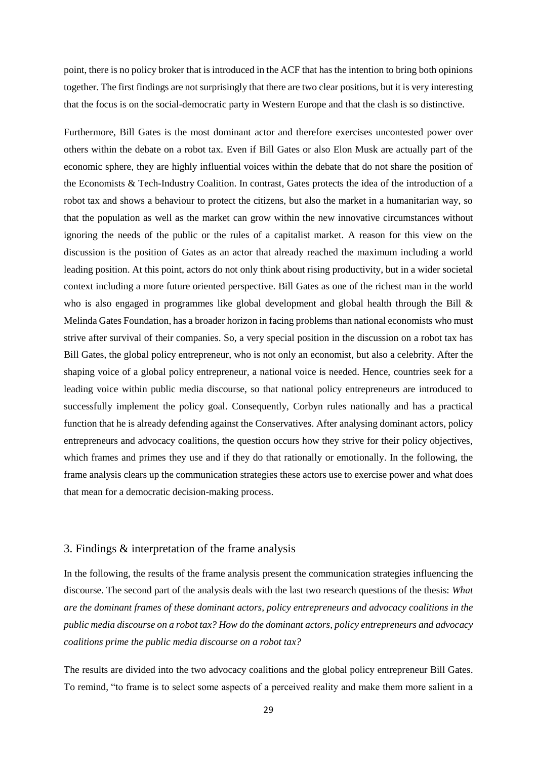point, there is no policy broker that is introduced in the ACF that has the intention to bring both opinions together. The first findings are not surprisingly that there are two clear positions, but it is very interesting that the focus is on the social-democratic party in Western Europe and that the clash is so distinctive.

Furthermore, Bill Gates is the most dominant actor and therefore exercises uncontested power over others within the debate on a robot tax. Even if Bill Gates or also Elon Musk are actually part of the economic sphere, they are highly influential voices within the debate that do not share the position of the Economists & Tech-Industry Coalition. In contrast, Gates protects the idea of the introduction of a robot tax and shows a behaviour to protect the citizens, but also the market in a humanitarian way, so that the population as well as the market can grow within the new innovative circumstances without ignoring the needs of the public or the rules of a capitalist market. A reason for this view on the discussion is the position of Gates as an actor that already reached the maximum including a world leading position. At this point, actors do not only think about rising productivity, but in a wider societal context including a more future oriented perspective. Bill Gates as one of the richest man in the world who is also engaged in programmes like global development and global health through the Bill & Melinda Gates Foundation, has a broader horizon in facing problems than national economists who must strive after survival of their companies. So, a very special position in the discussion on a robot tax has Bill Gates, the global policy entrepreneur, who is not only an economist, but also a celebrity. After the shaping voice of a global policy entrepreneur, a national voice is needed. Hence, countries seek for a leading voice within public media discourse, so that national policy entrepreneurs are introduced to successfully implement the policy goal. Consequently, Corbyn rules nationally and has a practical function that he is already defending against the Conservatives. After analysing dominant actors, policy entrepreneurs and advocacy coalitions, the question occurs how they strive for their policy objectives, which frames and primes they use and if they do that rationally or emotionally. In the following, the frame analysis clears up the communication strategies these actors use to exercise power and what does that mean for a democratic decision-making process.

## 3. Findings & interpretation of the frame analysis

In the following, the results of the frame analysis present the communication strategies influencing the discourse. The second part of the analysis deals with the last two research questions of the thesis: *What are the dominant frames of these dominant actors, policy entrepreneurs and advocacy coalitions in the public media discourse on a robot tax? How do the dominant actors, policy entrepreneurs and advocacy coalitions prime the public media discourse on a robot tax?*

The results are divided into the two advocacy coalitions and the global policy entrepreneur Bill Gates. To remind, "to frame is to select some aspects of a perceived reality and make them more salient in a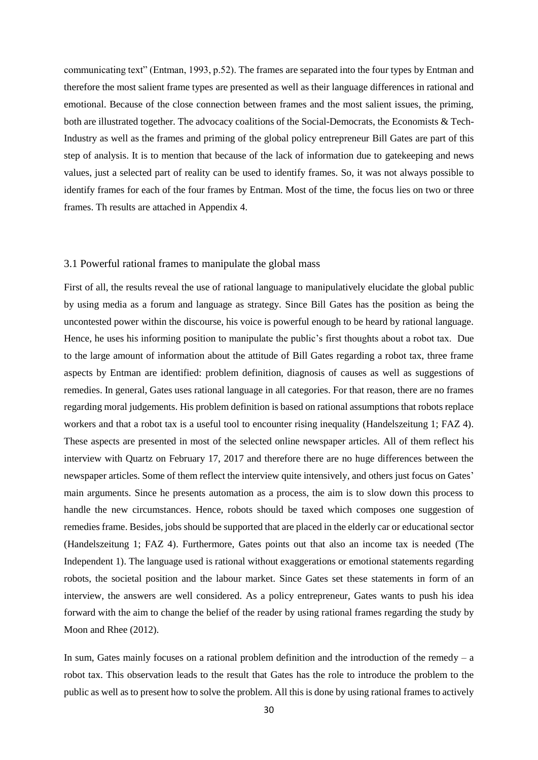communicating text" (Entman, 1993, p.52). The frames are separated into the four types by Entman and therefore the most salient frame types are presented as well as their language differences in rational and emotional. Because of the close connection between frames and the most salient issues, the priming, both are illustrated together. The advocacy coalitions of the Social-Democrats, the Economists & Tech-Industry as well as the frames and priming of the global policy entrepreneur Bill Gates are part of this step of analysis. It is to mention that because of the lack of information due to gatekeeping and news values, just a selected part of reality can be used to identify frames. So, it was not always possible to identify frames for each of the four frames by Entman. Most of the time, the focus lies on two or three frames. Th results are attached in Appendix 4.

### 3.1 Powerful rational frames to manipulate the global mass

First of all, the results reveal the use of rational language to manipulatively elucidate the global public by using media as a forum and language as strategy. Since Bill Gates has the position as being the uncontested power within the discourse, his voice is powerful enough to be heard by rational language. Hence, he uses his informing position to manipulate the public's first thoughts about a robot tax. Due to the large amount of information about the attitude of Bill Gates regarding a robot tax, three frame aspects by Entman are identified: problem definition, diagnosis of causes as well as suggestions of remedies. In general, Gates uses rational language in all categories. For that reason, there are no frames regarding moral judgements. His problem definition is based on rational assumptions that robots replace workers and that a robot tax is a useful tool to encounter rising inequality (Handelszeitung 1; FAZ 4). These aspects are presented in most of the selected online newspaper articles. All of them reflect his interview with Quartz on February 17, 2017 and therefore there are no huge differences between the newspaper articles. Some of them reflect the interview quite intensively, and others just focus on Gates' main arguments. Since he presents automation as a process, the aim is to slow down this process to handle the new circumstances. Hence, robots should be taxed which composes one suggestion of remedies frame. Besides, jobs should be supported that are placed in the elderly car or educational sector (Handelszeitung 1; FAZ 4). Furthermore, Gates points out that also an income tax is needed (The Independent 1). The language used is rational without exaggerations or emotional statements regarding robots, the societal position and the labour market. Since Gates set these statements in form of an interview, the answers are well considered. As a policy entrepreneur, Gates wants to push his idea forward with the aim to change the belief of the reader by using rational frames regarding the study by Moon and Rhee (2012).

In sum, Gates mainly focuses on a rational problem definition and the introduction of the remedy – a robot tax. This observation leads to the result that Gates has the role to introduce the problem to the public as well as to present how to solve the problem. All this is done by using rational frames to actively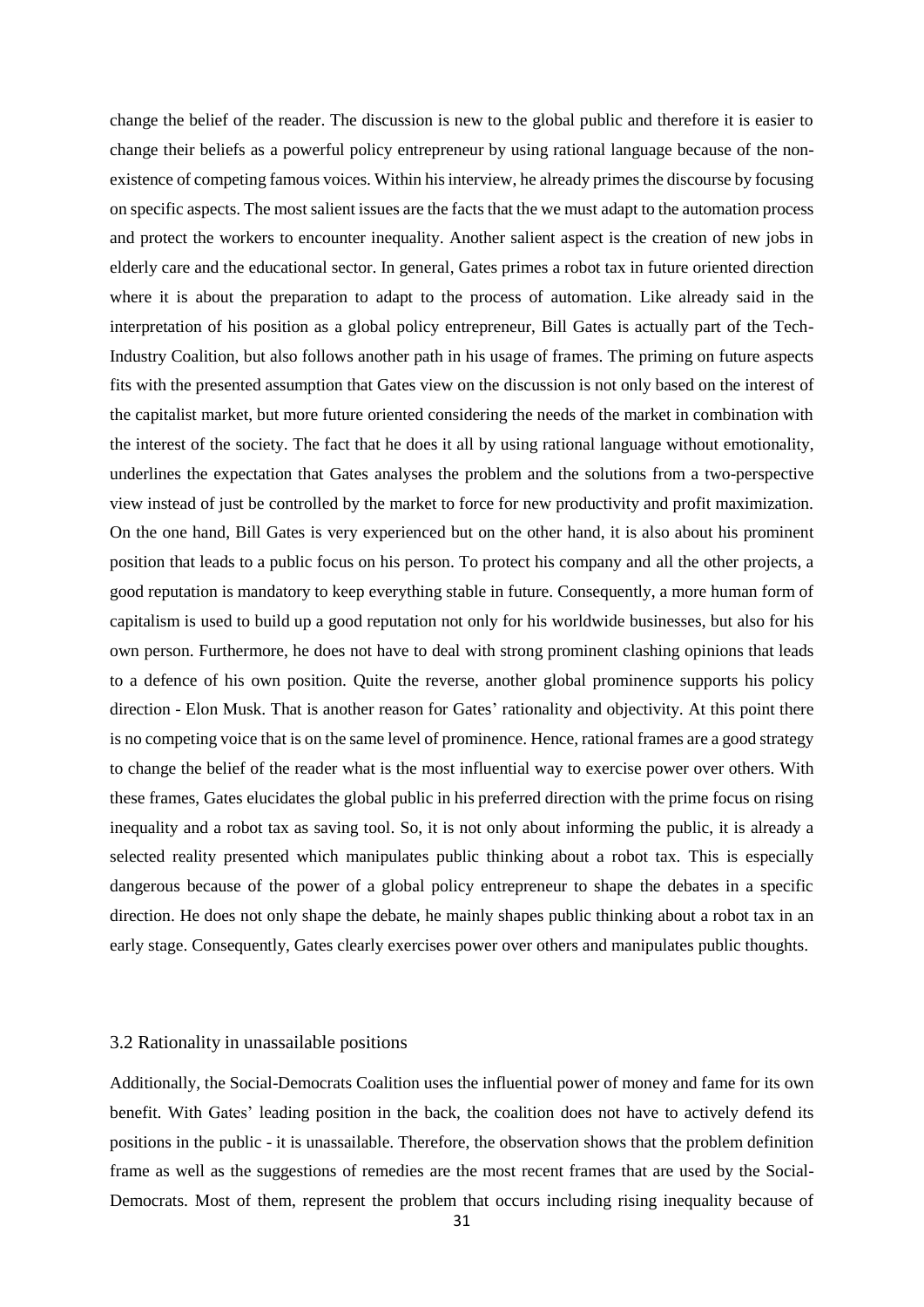change the belief of the reader. The discussion is new to the global public and therefore it is easier to change their beliefs as a powerful policy entrepreneur by using rational language because of the non-existence of competing famous voices. Within his interview, he already primes the discourse by focusing on specific aspects. The most salient issues are the facts that the we must adapt to the automation process and protect the workers to encounter inequality. Another salient aspect is the creation of new jobs in elderly care and the educational sector. In general, Gates primes a robot tax in future oriented direction where it is about the preparation to adapt to the process of automation. Like already said in the interpretation of his position as a global policy entrepreneur, Bill Gates is actually part of the Tech-Industry Coalition, but also follows another path in his usage of frames. The priming on future aspects fits with the presented assumption that Gates view on the discussion is not only based on the interest of the capitalist market, but more future oriented considering the needs of the market in combination with the interest of the society. The fact that he does it all by using rational language without emotionality, underlines the expectation that Gates analyses the problem and the solutions from a two-perspective view instead of just be controlled by the market to force for new productivity and profit maximization. On the one hand, Bill Gates is very experienced but on the other hand, it is also about his prominent position that leads to a public focus on his person. To protect his company and all the other projects, a good reputation is mandatory to keep everything stable in future. Consequently, a more human form of capitalism is used to build up a good reputation not only for his worldwide businesses, but also for his own person. Furthermore, he does not have to deal with strong prominent clashing opinions that leads to a defence of his own position. Quite the reverse, another global prominence supports his policy direction - Elon Musk. That is another reason for Gates' rationality and objectivity. At this point there is no competing voice that is on the same level of prominence. Hence, rational frames are a good strategy to change the belief of the reader what is the most influential way to exercise power over others. With these frames, Gates elucidates the global public in his preferred direction with the prime focus on rising inequality and a robot tax as saving tool. So, it is not only about informing the public, it is already a selected reality presented which manipulates public thinking about a robot tax. This is especially dangerous because of the power of a global policy entrepreneur to shape the debates in a specific direction. He does not only shape the debate, he mainly shapes public thinking about a robot tax in an early stage. Consequently, Gates clearly exercises power over others and manipulates public thoughts.

### 3.2 Rationality in unassailable positions

Additionally, the Social-Democrats Coalition uses the influential power of money and fame for its own benefit. With Gates' leading position in the back, the coalition does not have to actively defend its positions in the public - it is unassailable. Therefore, the observation shows that the problem definition frame as well as the suggestions of remedies are the most recent frames that are used by the Social-Democrats. Most of them, represent the problem that occurs including rising inequality because of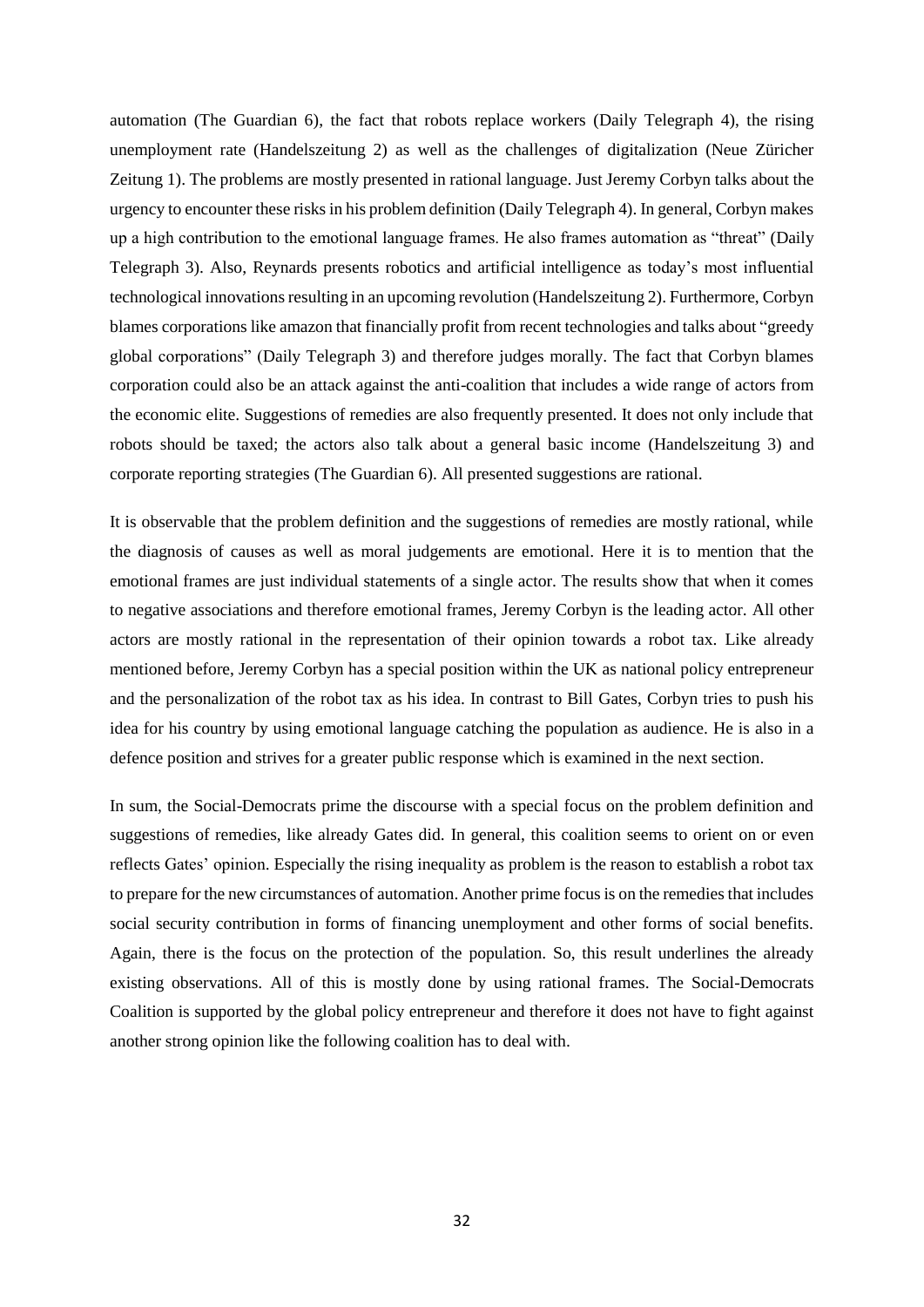automation (The Guardian 6), the fact that robots replace workers (Daily Telegraph 4), the rising unemployment rate (Handelszeitung 2) as well as the challenges of digitalization (Neue Züricher Zeitung 1). The problems are mostly presented in rational language. Just Jeremy Corbyn talks about the urgency to encounter these risks in his problem definition (Daily Telegraph 4). In general, Corbyn makes up a high contribution to the emotional language frames. He also frames automation as "threat" (Daily Telegraph 3). Also, Reynards presents robotics and artificial intelligence as today's most influential technological innovations resulting in an upcoming revolution (Handelszeitung 2). Furthermore, Corbyn blames corporations like amazon that financially profit from recent technologies and talks about "greedy global corporations" (Daily Telegraph 3) and therefore judges morally. The fact that Corbyn blames corporation could also be an attack against the anti-coalition that includes a wide range of actors from the economic elite. Suggestions of remedies are also frequently presented. It does not only include that robots should be taxed; the actors also talk about a general basic income (Handelszeitung 3) and corporate reporting strategies (The Guardian 6). All presented suggestions are rational.

It is observable that the problem definition and the suggestions of remedies are mostly rational, while the diagnosis of causes as well as moral judgements are emotional. Here it is to mention that the emotional frames are just individual statements of a single actor. The results show that when it comes to negative associations and therefore emotional frames, Jeremy Corbyn is the leading actor. All other actors are mostly rational in the representation of their opinion towards a robot tax. Like already mentioned before, Jeremy Corbyn has a special position within the UK as national policy entrepreneur and the personalization of the robot tax as his idea. In contrast to Bill Gates, Corbyn tries to push his idea for his country by using emotional language catching the population as audience. He is also in a defence position and strives for a greater public response which is examined in the next section.

In sum, the Social-Democrats prime the discourse with a special focus on the problem definition and suggestions of remedies, like already Gates did. In general, this coalition seems to orient on or even reflects Gates' opinion. Especially the rising inequality as problem is the reason to establish a robot tax to prepare for the new circumstances of automation. Another prime focus is on the remedies that includes social security contribution in forms of financing unemployment and other forms of social benefits. Again, there is the focus on the protection of the population. So, this result underlines the already existing observations. All of this is mostly done by using rational frames. The Social-Democrats Coalition is supported by the global policy entrepreneur and therefore it does not have to fight against another strong opinion like the following coalition has to deal with.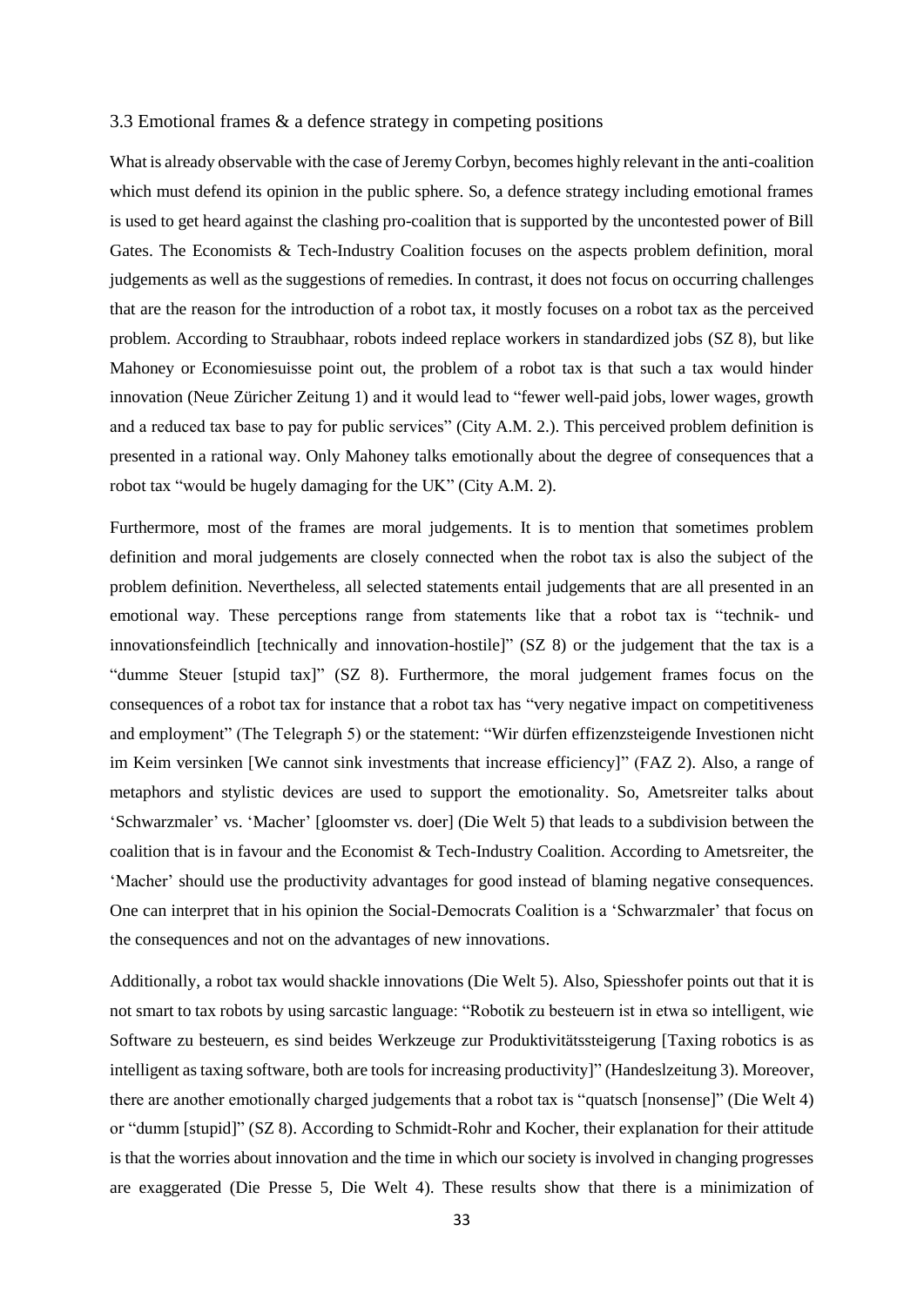### 3.3 Emotional frames & a defence strategy in competing positions

What is already observable with the case of Jeremy Corbyn, becomes highly relevant in the anti-coalition which must defend its opinion in the public sphere. So, a defence strategy including emotional frames is used to get heard against the clashing pro-coalition that is supported by the uncontested power of Bill Gates. The Economists & Tech-Industry Coalition focuses on the aspects problem definition, moral judgements as well as the suggestions of remedies. In contrast, it does not focus on occurring challenges that are the reason for the introduction of a robot tax, it mostly focuses on a robot tax as the perceived problem. According to Straubhaar, robots indeed replace workers in standardized jobs (SZ 8), but like Mahoney or Economiesuisse point out, the problem of a robot tax is that such a tax would hinder innovation (Neue Züricher Zeitung 1) and it would lead to "fewer well-paid jobs, lower wages, growth and a reduced tax base to pay for public services" (City A.M. 2.). This perceived problem definition is presented in a rational way. Only Mahoney talks emotionally about the degree of consequences that a robot tax "would be hugely damaging for the UK" (City A.M. 2).

Furthermore, most of the frames are moral judgements. It is to mention that sometimes problem definition and moral judgements are closely connected when the robot tax is also the subject of the problem definition. Nevertheless, all selected statements entail judgements that are all presented in an emotional way. These perceptions range from statements like that a robot tax is "technik- und innovationsfeindlich [technically and innovation-hostile]" (SZ 8) or the judgement that the tax is a "dumme Steuer [stupid tax]" (SZ 8). Furthermore, the moral judgement frames focus on the consequences of a robot tax for instance that a robot tax has "very negative impact on competitiveness and employment" (The Telegraph 5) or the statement: "Wir dürfen effizenzsteigende Investionen nicht im Keim versinken [We cannot sink investments that increase efficiency]" (FAZ 2). Also, a range of metaphors and stylistic devices are used to support the emotionality. So, Ametsreiter talks about 'Schwarzmaler' vs. 'Macher' [gloomster vs. doer] (Die Welt 5) that leads to a subdivision between the coalition that is in favour and the Economist & Tech-Industry Coalition. According to Ametsreiter, the 'Macher' should use the productivity advantages for good instead of blaming negative consequences. One can interpret that in his opinion the Social-Democrats Coalition is a 'Schwarzmaler' that focus on the consequences and not on the advantages of new innovations.

Additionally, a robot tax would shackle innovations (Die Welt 5). Also, Spiesshofer points out that it is not smart to tax robots by using sarcastic language: "Robotik zu besteuern ist in etwa so intelligent, wie Software zu besteuern, es sind beides Werkzeuge zur Produktivitätssteigerung [Taxing robotics is as intelligent as taxing software, both are tools for increasing productivity]" (Handeslzeitung 3). Moreover, there are another emotionally charged judgements that a robot tax is "quatsch [nonsense]" (Die Welt 4) or "dumm [stupid]" (SZ 8). According to Schmidt-Rohr and Kocher, their explanation for their attitude is that the worries about innovation and the time in which our society is involved in changing progresses are exaggerated (Die Presse 5, Die Welt 4). These results show that there is a minimization of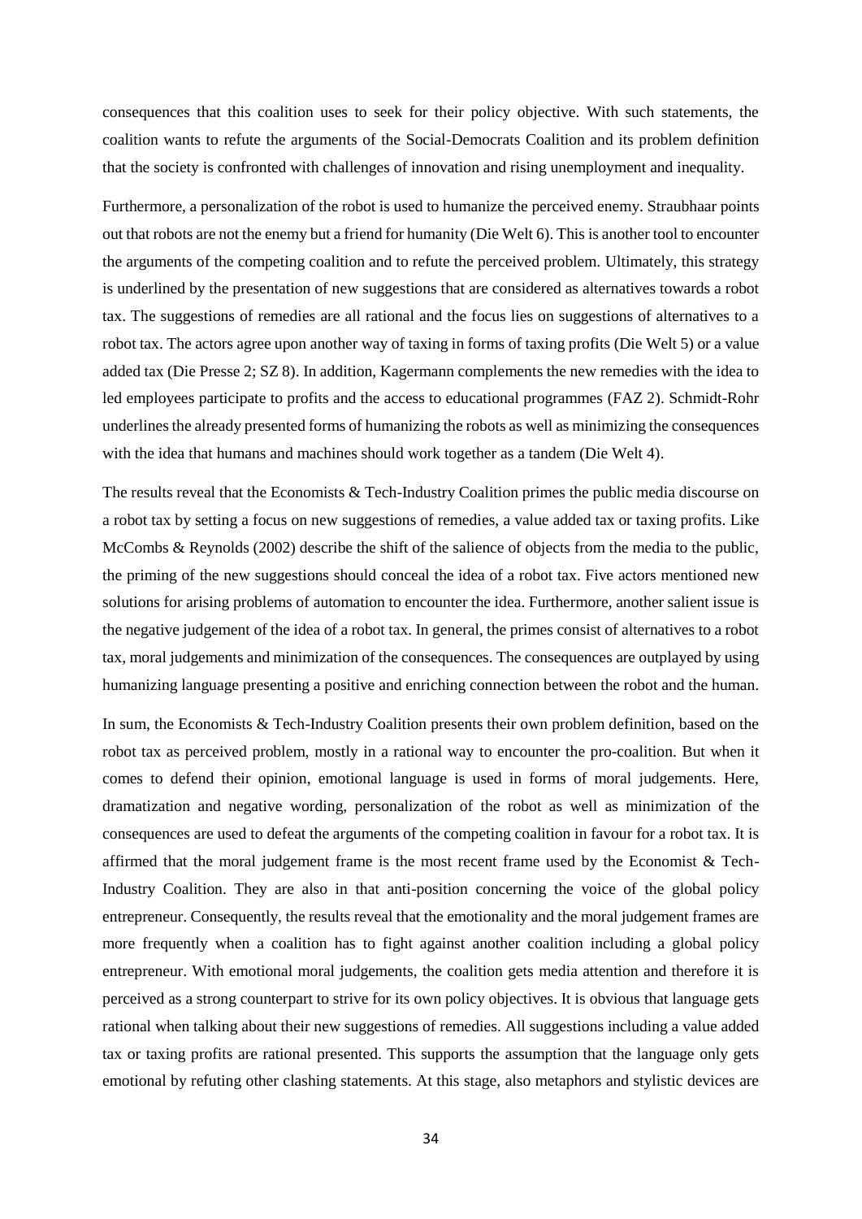consequences that this coalition uses to seek for their policy objective. With such statements, the coalition wants to refute the arguments of the Social-Democrats Coalition and its problem definition that the society is confronted with challenges of innovation and rising unemployment and inequality.

Furthermore, a personalization of the robot is used to humanize the perceived enemy. Straubhaar points out that robots are not the enemy but a friend for humanity (Die Welt 6). This is another tool to encounter the arguments of the competing coalition and to refute the perceived problem. Ultimately, this strategy is underlined by the presentation of new suggestions that are considered as alternatives towards a robot tax. The suggestions of remedies are all rational and the focus lies on suggestions of alternatives to a robot tax. The actors agree upon another way of taxing in forms of taxing profits (Die Welt 5) or a value added tax (Die Presse 2; SZ 8). In addition, Kagermann complements the new remedies with the idea to led employees participate to profits and the access to educational programmes (FAZ 2). Schmidt-Rohr underlines the already presented forms of humanizing the robots as well as minimizing the consequences with the idea that humans and machines should work together as a tandem (Die Welt 4).

The results reveal that the Economists & Tech-Industry Coalition primes the public media discourse on a robot tax by setting a focus on new suggestions of remedies, a value added tax or taxing profits. Like McCombs & Reynolds (2002) describe the shift of the salience of objects from the media to the public, the priming of the new suggestions should conceal the idea of a robot tax. Five actors mentioned new solutions for arising problems of automation to encounter the idea. Furthermore, another salient issue is the negative judgement of the idea of a robot tax. In general, the primes consist of alternatives to a robot tax, moral judgements and minimization of the consequences. The consequences are outplayed by using humanizing language presenting a positive and enriching connection between the robot and the human.

In sum, the Economists & Tech-Industry Coalition presents their own problem definition, based on the robot tax as perceived problem, mostly in a rational way to encounter the pro-coalition. But when it comes to defend their opinion, emotional language is used in forms of moral judgements. Here, dramatization and negative wording, personalization of the robot as well as minimization of the consequences are used to defeat the arguments of the competing coalition in favour for a robot tax. It is affirmed that the moral judgement frame is the most recent frame used by the Economist & Tech-Industry Coalition. They are also in that anti-position concerning the voice of the global policy entrepreneur. Consequently, the results reveal that the emotionality and the moral judgement frames are more frequently when a coalition has to fight against another coalition including a global policy entrepreneur. With emotional moral judgements, the coalition gets media attention and therefore it is perceived as a strong counterpart to strive for its own policy objectives. It is obvious that language gets rational when talking about their new suggestions of remedies. All suggestions including a value added tax or taxing profits are rational presented. This supports the assumption that the language only gets emotional by refuting other clashing statements. At this stage, also metaphors and stylistic devices are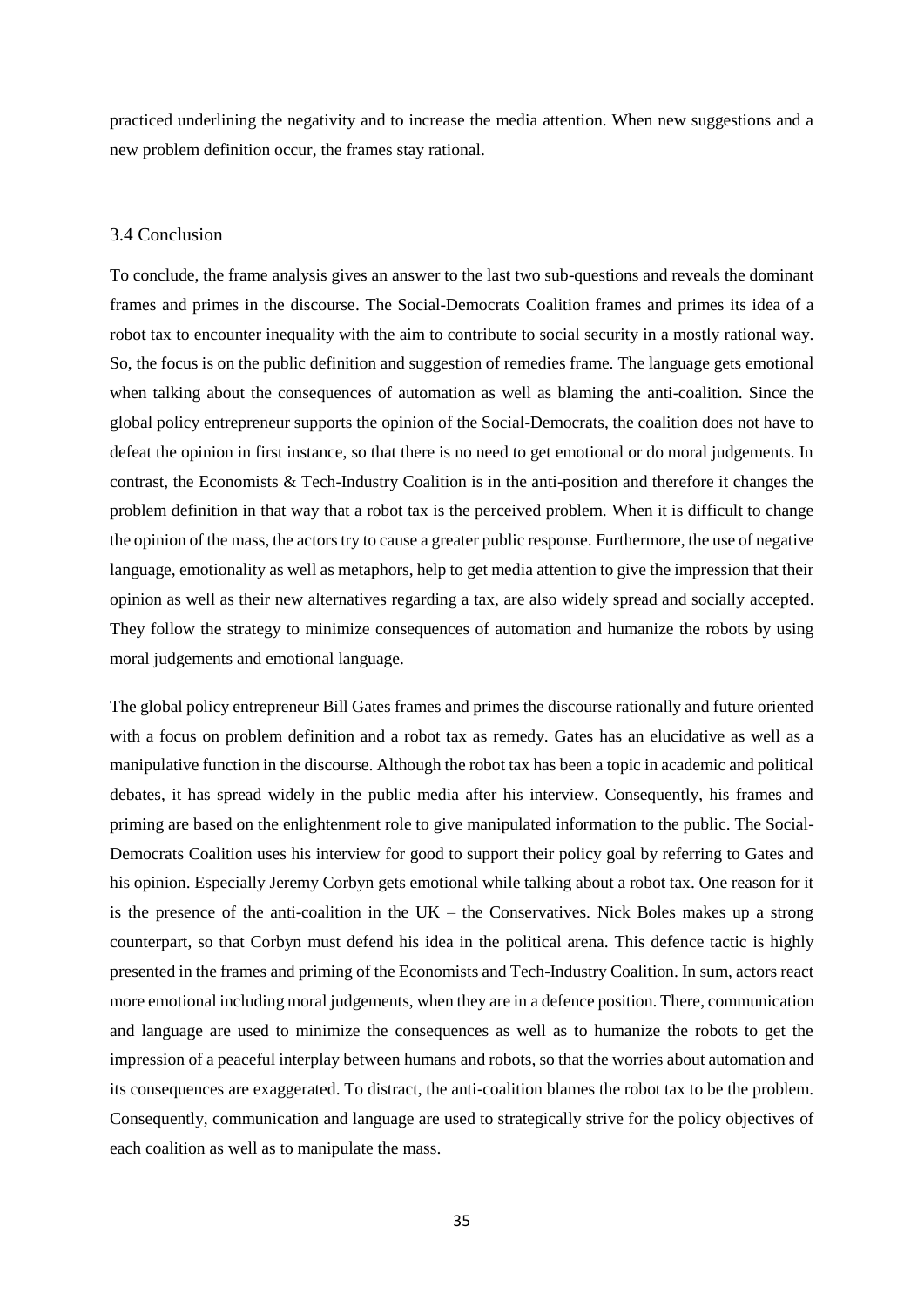practiced underlining the negativity and to increase the media attention. When new suggestions and a new problem definition occur, the frames stay rational.

### 3.4 Conclusion

To conclude, the frame analysis gives an answer to the last two sub-questions and reveals the dominant frames and primes in the discourse. The Social-Democrats Coalition frames and primes its idea of a robot tax to encounter inequality with the aim to contribute to social security in a mostly rational way. So, the focus is on the public definition and suggestion of remedies frame. The language gets emotional when talking about the consequences of automation as well as blaming the anti-coalition. Since the global policy entrepreneur supports the opinion of the Social-Democrats, the coalition does not have to defeat the opinion in first instance, so that there is no need to get emotional or do moral judgements. In contrast, the Economists & Tech-Industry Coalition is in the anti-position and therefore it changes the problem definition in that way that a robot tax is the perceived problem. When it is difficult to change the opinion of the mass, the actors try to cause a greater public response. Furthermore, the use of negative language, emotionality as well as metaphors, help to get media attention to give the impression that their opinion as well as their new alternatives regarding a tax, are also widely spread and socially accepted. They follow the strategy to minimize consequences of automation and humanize the robots by using moral judgements and emotional language.

The global policy entrepreneur Bill Gates frames and primes the discourse rationally and future oriented with a focus on problem definition and a robot tax as remedy. Gates has an elucidative as well as a manipulative function in the discourse. Although the robot tax has been a topic in academic and political debates, it has spread widely in the public media after his interview. Consequently, his frames and priming are based on the enlightenment role to give manipulated information to the public. The Social-Democrats Coalition uses his interview for good to support their policy goal by referring to Gates and his opinion. Especially Jeremy Corbyn gets emotional while talking about a robot tax. One reason for it is the presence of the anti-coalition in the UK – the Conservatives. Nick Boles makes up a strong counterpart, so that Corbyn must defend his idea in the political arena. This defence tactic is highly presented in the frames and priming of the Economists and Tech-Industry Coalition. In sum, actors react more emotional including moral judgements, when they are in a defence position. There, communication and language are used to minimize the consequences as well as to humanize the robots to get the impression of a peaceful interplay between humans and robots, so that the worries about automation and its consequences are exaggerated. To distract, the anti-coalition blames the robot tax to be the problem. Consequently, communication and language are used to strategically strive for the policy objectives of each coalition as well as to manipulate the mass.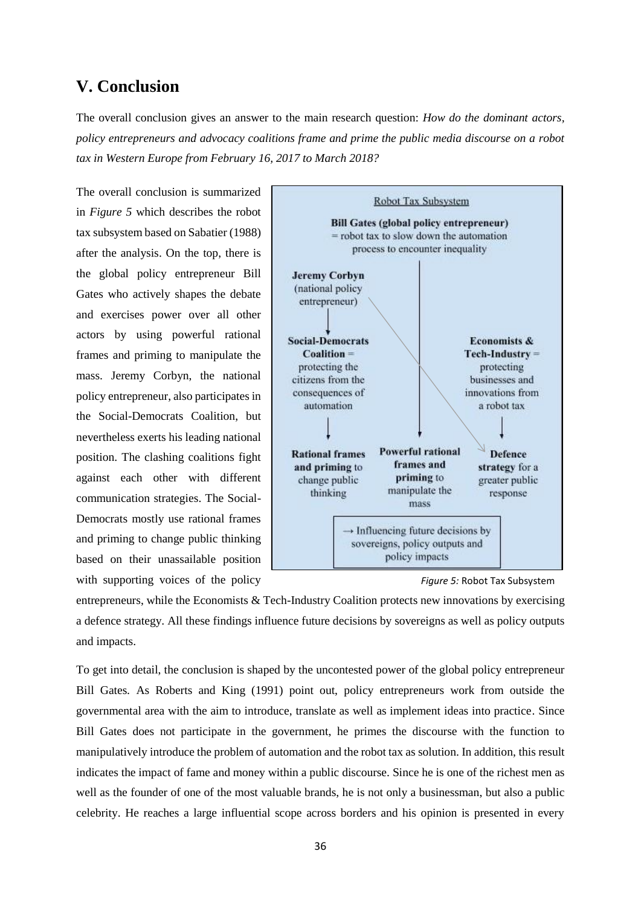# V. Conclusion

The overall conclusion gives an answer to the main research question: *How do the dominant actors, policy entrepreneurs and advocacy coalitions frame and prime the public media discourse on a robot tax in Western Europe from February 16, 2017 to March 2018?*

The overall conclusion is summarized in *Figure 5* which describes the robot tax subsystem based on Sabatier (1988) after the analysis. On the top, there is the global policy entrepreneur Bill Gates who actively shapes the debate and exercises power over all other actors by using powerful rational frames and priming to manipulate the mass. Jeremy Corbyn, the national policy entrepreneur, also participates in the Social-Democrats Coalition, but nevertheless exerts his leading national position. The clashing coalitions fight against each other with different communication strategies. The Social-Democrats mostly use rational frames and priming to change public thinking based on their unassailable position with supporting voices of the policy entrepreneurs, while the Economists & Tech-Industry Coalition protects new innovations by exercising a defence strategy. All these findings influence future decisions by sovereigns as well as policy outputs and impacts.

Robot Tax Subsystem

**Bill Gates (global policy entrepreneur)** = robot tax to slow down the automation process to encounter inequality

**Jeremy Corbyn** (national policy entrepreneur)

**Social-Democrats Coalition** = protecting the citizens from the consequences of automation

**Economists & Tech-Industry** = protecting businesses and innovations from a robot tax

**Rational frames and priming** to change public thinking

**Powerful rational frames and priming** to manipulate the mass

**Defence strategy** for a greater public response

→ Influencing future decisions by sovereigns, policy outputs and policy impacts

*Figure 5:* Robot Tax Subsystem

To get into detail, the conclusion is shaped by the uncontested power of the global policy entrepreneur Bill Gates. As Roberts and King (1991) point out, policy entrepreneurs work from outside the governmental area with the aim to introduce, translate as well as implement ideas into practice. Since Bill Gates does not participate in the government, he primes the discourse with the function to manipulatively introduce the problem of automation and the robot tax as solution. In addition, this result indicates the impact of fame and money within a public discourse. Since he is one of the richest men as well as the founder of one of the most valuable brands, he is not only a businessman, but also a public celebrity. He reaches a large influential scope across borders and his opinion is presented in every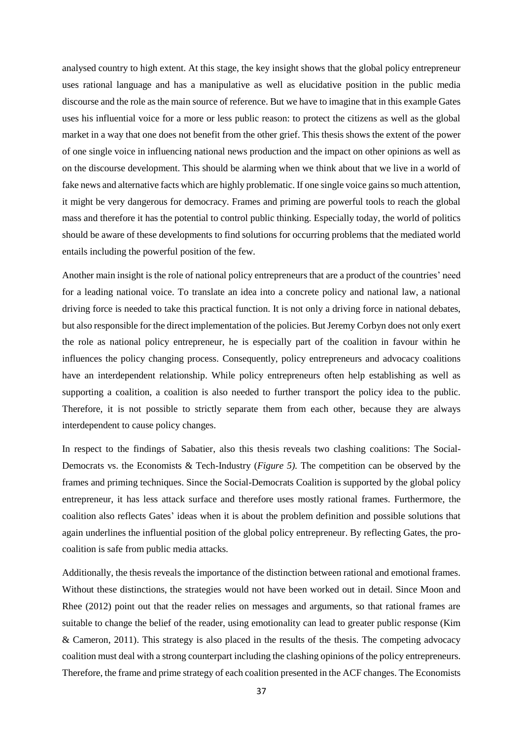analysed country to high extent. At this stage, the key insight shows that the global policy entrepreneur uses rational language and has a manipulative as well as elucidative position in the public media discourse and the role as the main source of reference. But we have to imagine that in this example Gates uses his influential voice for a more or less public reason: to protect the citizens as well as the global market in a way that one does not benefit from the other grief. This thesis shows the extent of the power of one single voice in influencing national news production and the impact on other opinions as well as on the discourse development. This should be alarming when we think about that we live in a world of fake news and alternative facts which are highly problematic. If one single voice gains so much attention, it might be very dangerous for democracy. Frames and priming are powerful tools to reach the global mass and therefore it has the potential to control public thinking. Especially today, the world of politics should be aware of these developments to find solutions for occurring problems that the mediated world entails including the powerful position of the few.

Another main insight is the role of national policy entrepreneurs that are a product of the countries' need for a leading national voice. To translate an idea into a concrete policy and national law, a national driving force is needed to take this practical function. It is not only a driving force in national debates, but also responsible for the direct implementation of the policies. But Jeremy Corbyn does not only exert the role as national policy entrepreneur, he is especially part of the coalition in favour within he influences the policy changing process. Consequently, policy entrepreneurs and advocacy coalitions have an interdependent relationship. While policy entrepreneurs often help establishing as well as supporting a coalition, a coalition is also needed to further transport the policy idea to the public. Therefore, it is not possible to strictly separate them from each other, because they are always interdependent to cause policy changes.

In respect to the findings of Sabatier, also this thesis reveals two clashing coalitions: The Social-Democrats vs. the Economists & Tech-Industry (*Figure 5)*. The competition can be observed by the frames and priming techniques. Since the Social-Democrats Coalition is supported by the global policy entrepreneur, it has less attack surface and therefore uses mostly rational frames. Furthermore, the coalition also reflects Gates' ideas when it is about the problem definition and possible solutions that again underlines the influential position of the global policy entrepreneur. By reflecting Gates, the pro-coalition is safe from public media attacks.

Additionally, the thesis reveals the importance of the distinction between rational and emotional frames. Without these distinctions, the strategies would not have been worked out in detail. Since Moon and Rhee (2012) point out that the reader relies on messages and arguments, so that rational frames are suitable to change the belief of the reader, using emotionality can lead to greater public response (Kim & Cameron, 2011). This strategy is also placed in the results of the thesis. The competing advocacy coalition must deal with a strong counterpart including the clashing opinions of the policy entrepreneurs. Therefore, the frame and prime strategy of each coalition presented in the ACF changes. The Economists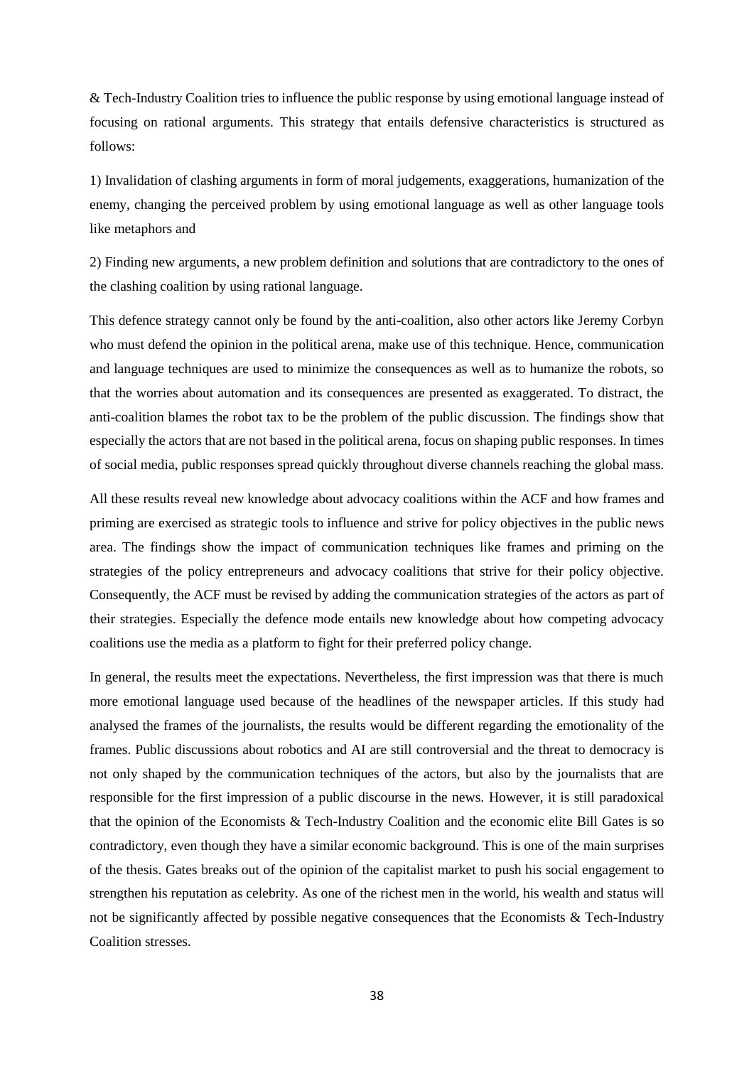& Tech-Industry Coalition tries to influence the public response by using emotional language instead of focusing on rational arguments. This strategy that entails defensive characteristics is structured as follows:

1) Invalidation of clashing arguments in form of moral judgements, exaggerations, humanization of the enemy, changing the perceived problem by using emotional language as well as other language tools like metaphors and

2) Finding new arguments, a new problem definition and solutions that are contradictory to the ones of the clashing coalition by using rational language.

This defence strategy cannot only be found by the anti-coalition, also other actors like Jeremy Corbyn who must defend the opinion in the political arena, make use of this technique. Hence, communication and language techniques are used to minimize the consequences as well as to humanize the robots, so that the worries about automation and its consequences are presented as exaggerated. To distract, the anti-coalition blames the robot tax to be the problem of the public discussion. The findings show that especially the actors that are not based in the political arena, focus on shaping public responses. In times of social media, public responses spread quickly throughout diverse channels reaching the global mass.

All these results reveal new knowledge about advocacy coalitions within the ACF and how frames and priming are exercised as strategic tools to influence and strive for policy objectives in the public news area. The findings show the impact of communication techniques like frames and priming on the strategies of the policy entrepreneurs and advocacy coalitions that strive for their policy objective. Consequently, the ACF must be revised by adding the communication strategies of the actors as part of their strategies. Especially the defence mode entails new knowledge about how competing advocacy coalitions use the media as a platform to fight for their preferred policy change.

In general, the results meet the expectations. Nevertheless, the first impression was that there is much more emotional language used because of the headlines of the newspaper articles. If this study had analysed the frames of the journalists, the results would be different regarding the emotionality of the frames. Public discussions about robotics and AI are still controversial and the threat to democracy is not only shaped by the communication techniques of the actors, but also by the journalists that are responsible for the first impression of a public discourse in the news. However, it is still paradoxical that the opinion of the Economists & Tech-Industry Coalition and the economic elite Bill Gates is so contradictory, even though they have a similar economic background. This is one of the main surprises of the thesis. Gates breaks out of the opinion of the capitalist market to push his social engagement to strengthen his reputation as celebrity. As one of the richest men in the world, his wealth and status will not be significantly affected by possible negative consequences that the Economists & Tech-Industry Coalition stresses.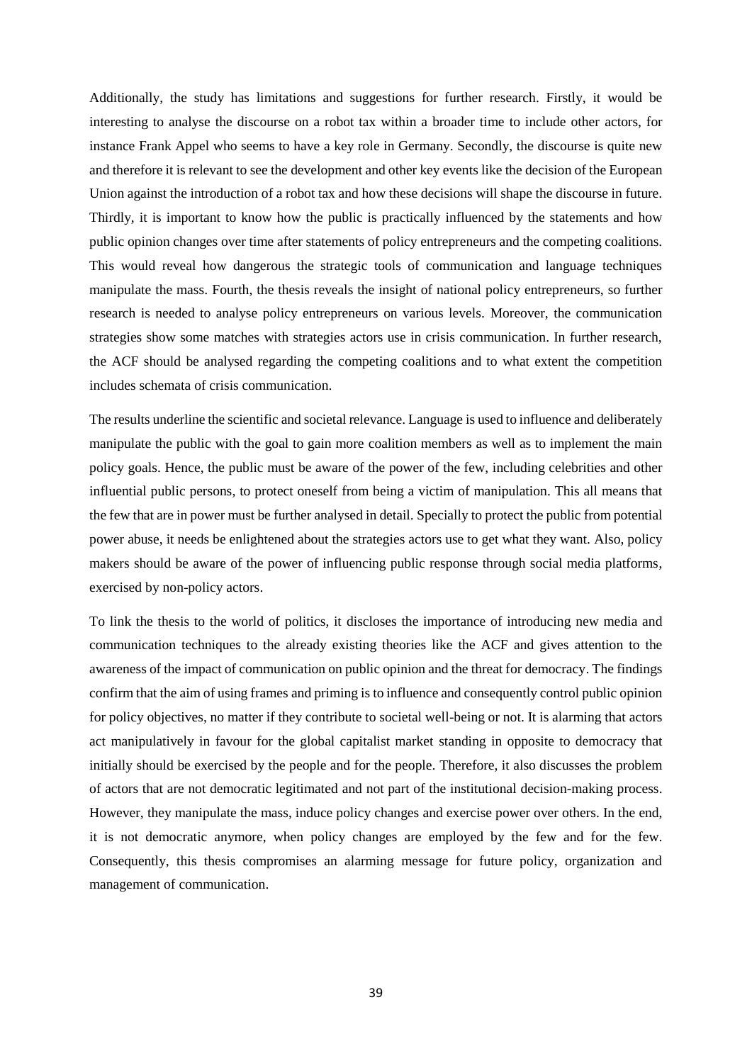Additionally, the study has limitations and suggestions for further research. Firstly, it would be interesting to analyse the discourse on a robot tax within a broader time to include other actors, for instance Frank Appel who seems to have a key role in Germany. Secondly, the discourse is quite new and therefore it is relevant to see the development and other key events like the decision of the European Union against the introduction of a robot tax and how these decisions will shape the discourse in future. Thirdly, it is important to know how the public is practically influenced by the statements and how public opinion changes over time after statements of policy entrepreneurs and the competing coalitions. This would reveal how dangerous the strategic tools of communication and language techniques manipulate the mass. Fourth, the thesis reveals the insight of national policy entrepreneurs, so further research is needed to analyse policy entrepreneurs on various levels. Moreover, the communication strategies show some matches with strategies actors use in crisis communication. In further research, the ACF should be analysed regarding the competing coalitions and to what extent the competition includes schemata of crisis communication.

The results underline the scientific and societal relevance. Language is used to influence and deliberately manipulate the public with the goal to gain more coalition members as well as to implement the main policy goals. Hence, the public must be aware of the power of the few, including celebrities and other influential public persons, to protect oneself from being a victim of manipulation. This all means that the few that are in power must be further analysed in detail. Specially to protect the public from potential power abuse, it needs be enlightened about the strategies actors use to get what they want. Also, policy makers should be aware of the power of influencing public response through social media platforms, exercised by non-policy actors.

To link the thesis to the world of politics, it discloses the importance of introducing new media and communication techniques to the already existing theories like the ACF and gives attention to the awareness of the impact of communication on public opinion and the threat for democracy. The findings confirm that the aim of using frames and priming is to influence and consequently control public opinion for policy objectives, no matter if they contribute to societal well-being or not. It is alarming that actors act manipulatively in favour for the global capitalist market standing in opposite to democracy that initially should be exercised by the people and for the people. Therefore, it also discusses the problem of actors that are not democratic legitimated and not part of the institutional decision-making process. However, they manipulate the mass, induce policy changes and exercise power over others. In the end, it is not democratic anymore, when policy changes are employed by the few and for the few. Consequently, this thesis compromises an alarming message for future policy, organization and management of communication.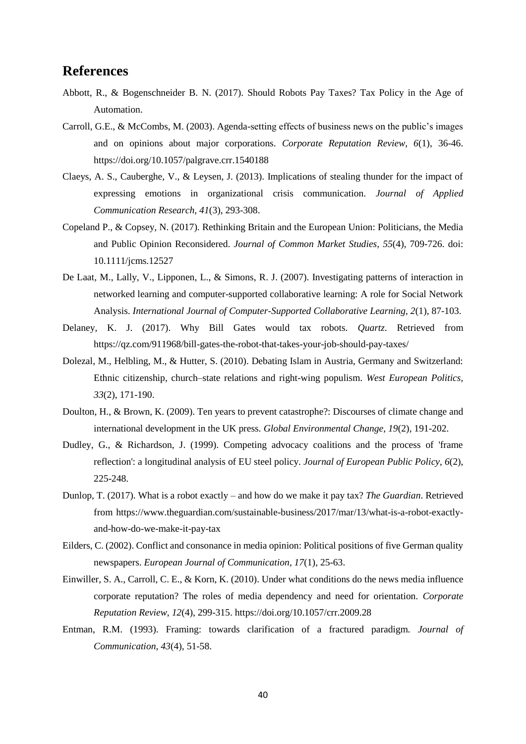## References

Abbott, R., & Bogenschneider B. N. (2017). Should Robots Pay Taxes? Tax Policy in the Age of Automation.

Carroll, G.E., & McCombs, M. (2003). Agenda-setting effects of business news on the public's images and on opinions about major corporations. *Corporate Reputation Review, 6*(1), 36-46. https://doi.org/10.1057/palgrave.crr.1540188

Claeys, A. S., Cauberghe, V., & Leysen, J. (2013). Implications of stealing thunder for the impact of expressing emotions in organizational crisis communication. *Journal of Applied Communication Research, 41*(3), 293-308.

Copeland P., & Copsey, N. (2017). Rethinking Britain and the European Union: Politicians, the Media and Public Opinion Reconsidered. *Journal of Common Market Studies, 55*(4), 709-726. doi: 10.1111/jcms.12527

De Laat, M., Lally, V., Lipponen, L., & Simons, R. J. (2007). Investigating patterns of interaction in networked learning and computer-supported collaborative learning: A role for Social Network Analysis. *International Journal of Computer-Supported Collaborative Learning, 2*(1), 87-103.

Delaney, K. J. (2017). Why Bill Gates would tax robots. *Quartz*. Retrieved from https://qz.com/911968/bill-gates-the-robot-that-takes-your-job-should-pay-taxes/

Dolezal, M., Helbling, M., & Hutter, S. (2010). Debating Islam in Austria, Germany and Switzerland: Ethnic citizenship, church–state relations and right-wing populism. *West European Politics, 33*(2), 171-190.

Doulton, H., & Brown, K. (2009). Ten years to prevent catastrophe?: Discourses of climate change and international development in the UK press. *Global Environmental Change, 19*(2), 191-202.

Dudley, G., & Richardson, J. (1999). Competing advocacy coalitions and the process of 'frame reflection': a longitudinal analysis of EU steel policy. *Journal of European Public Policy*, *6*(2), 225-248.

Dunlop, T. (2017). What is a robot exactly – and how do we make it pay tax? *The Guardian*. Retrieved from https://www.theguardian.com/sustainable-business/2017/mar/13/what-is-a-robot-exactly-and-how-do-we-make-it-pay-tax

Eilders, C. (2002). Conflict and consonance in media opinion: Political positions of five German quality newspapers. *European Journal of Communication*, *17*(1), 25-63.

Einwiller, S. A., Carroll, C. E., & Korn, K. (2010). Under what conditions do the news media influence corporate reputation? The roles of media dependency and need for orientation. *Corporate Reputation Review*, *12*(4), 299-315. https://doi.org/10.1057/crr.2009.28

Entman, R.M. (1993). Framing: towards clarification of a fractured paradigm. *Journal of Communication*, *43*(4), 51-58.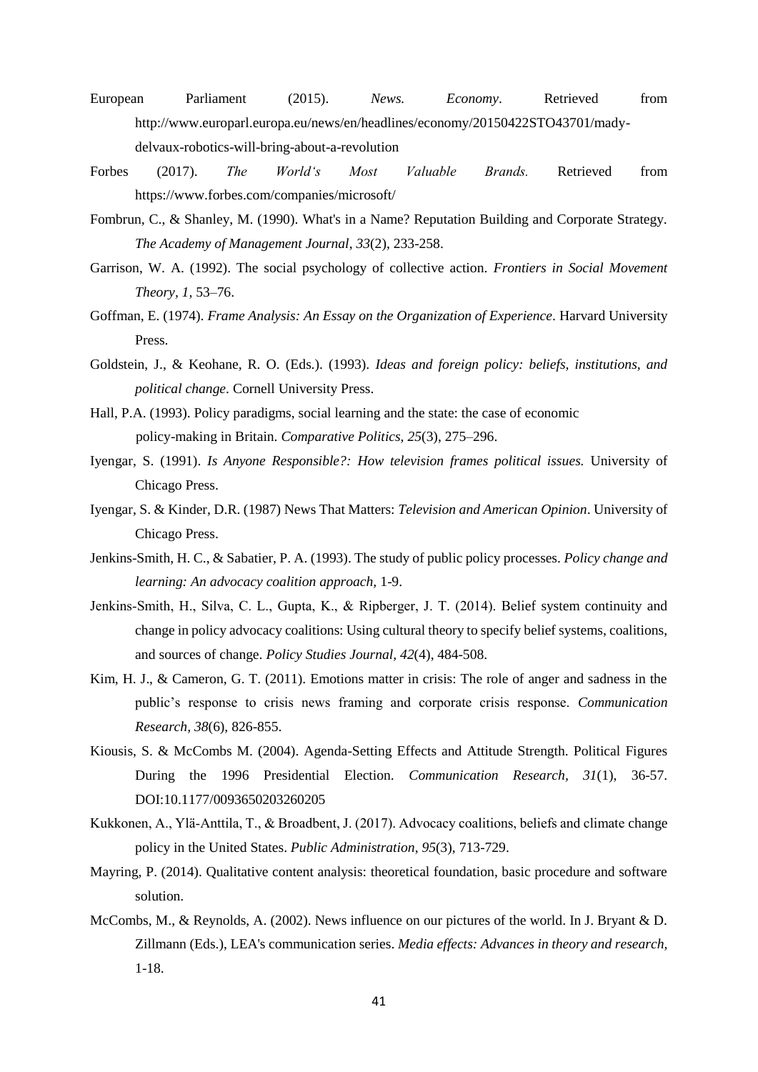European Parliament (2015). *News. Economy*. Retrieved from http://www.europarl.europa.eu/news/en/headlines/economy/20150422STO43701/mady-delvaux-robotics-will-bring-about-a-revolution

Forbes (2017). *The World's Most Valuable Brands.* Retrieved from https://www.forbes.com/companies/microsoft/

Fombrun, C., & Shanley, M. (1990). What's in a Name? Reputation Building and Corporate Strategy. *The Academy of Management Journal*, *33*(2), 233-258.

Garrison, W. A. (1992). The social psychology of collective action. *Frontiers in Social Movement Theory*, *1*, 53–76.

Goffman, E. (1974). *Frame Analysis: An Essay on the Organization of Experience*. Harvard University Press.

Goldstein, J., & Keohane, R. O. (Eds.). (1993). *Ideas and foreign policy: beliefs, institutions, and political change*. Cornell University Press.

Hall, P.A. (1993). Policy paradigms, social learning and the state: the case of economic policy-making in Britain. *Comparative Politics, 25*(3), 275–296.

Iyengar, S. (1991). *Is Anyone Responsible?: How television frames political issues.* University of Chicago Press.

Iyengar, S. & Kinder, D.R. (1987) News That Matters: *Television and American Opinion*. University of Chicago Press.

Jenkins-Smith, H. C., & Sabatier, P. A. (1993). The study of public policy processes. *Policy change and learning: An advocacy coalition approach,* 1-9.

Jenkins-Smith, H., Silva, C. L., Gupta, K., & Ripberger, J. T. (2014). Belief system continuity and change in policy advocacy coalitions: Using cultural theory to specify belief systems, coalitions, and sources of change. *Policy Studies Journal, 42*(4), 484-508.

Kim, H. J., & Cameron, G. T. (2011). Emotions matter in crisis: The role of anger and sadness in the public's response to crisis news framing and corporate crisis response. *Communication Research, 38*(6), 826-855.

Kiousis, S. & McCombs M. (2004). Agenda-Setting Effects and Attitude Strength. Political Figures During the 1996 Presidential Election. *Communication Research, 31*(1), 36-57. DOI:10.1177/0093650203260205

Kukkonen, A., Ylä-Anttila, T., & Broadbent, J. (2017). Advocacy coalitions, beliefs and climate change policy in the United States. *Public Administration*, *95*(3), 713-729.

Mayring, P. (2014). Qualitative content analysis: theoretical foundation, basic procedure and software solution.

McCombs, M., & Reynolds, A. (2002). News influence on our pictures of the world. In J. Bryant & D. Zillmann (Eds.), LEA's communication series. *Media effects: Advances in theory and research,* 1-18.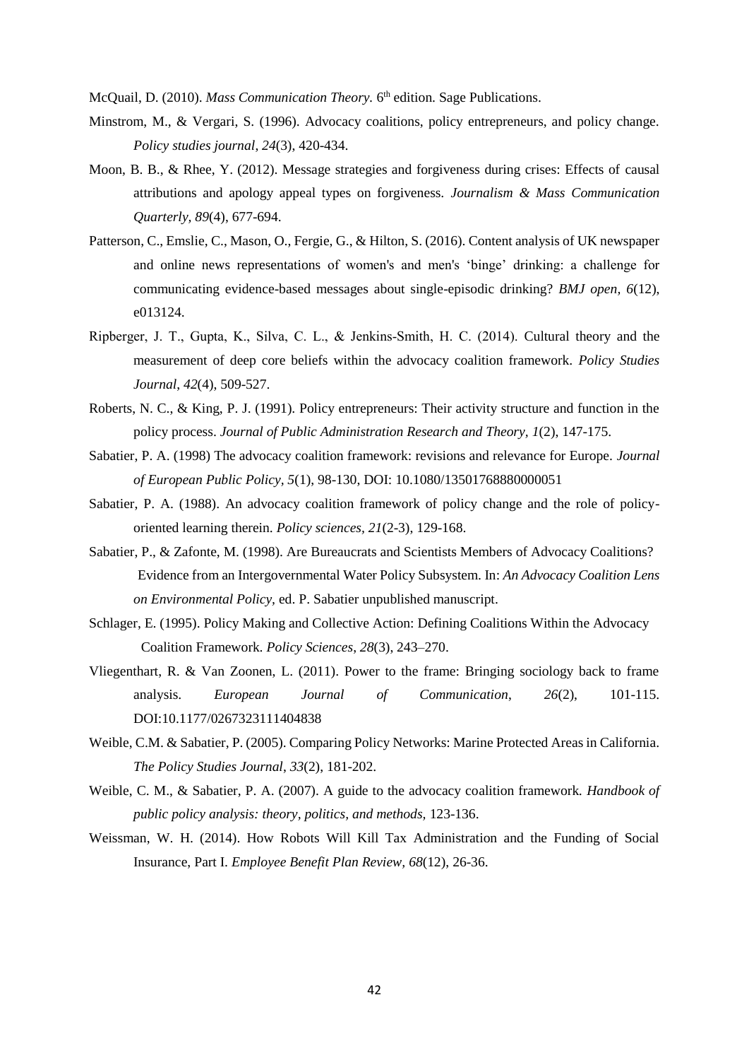McQuail, D. (2010). *Mass Communication Theory.* 6th edition. Sage Publications.

Minstrom, M., & Vergari, S. (1996). Advocacy coalitions, policy entrepreneurs, and policy change. *Policy studies journal*, *24*(3), 420-434.

Moon, B. B., & Rhee, Y. (2012). Message strategies and forgiveness during crises: Effects of causal attributions and apology appeal types on forgiveness. *Journalism & Mass Communication Quarterly, 89*(4), 677-694.

Patterson, C., Emslie, C., Mason, O., Fergie, G., & Hilton, S. (2016). Content analysis of UK newspaper and online news representations of women's and men's 'binge' drinking: a challenge for communicating evidence-based messages about single-episodic drinking? *BMJ open, 6*(12), e013124.

Ripberger, J. T., Gupta, K., Silva, C. L., & Jenkins-Smith, H. C. (2014). Cultural theory and the measurement of deep core beliefs within the advocacy coalition framework. *Policy Studies Journal*, *42*(4), 509-527.

Roberts, N. C., & King, P. J. (1991). Policy entrepreneurs: Their activity structure and function in the policy process. *Journal of Public Administration Research and Theory, 1*(2), 147-175.

Sabatier, P. A. (1998) The advocacy coalition framework: revisions and relevance for Europe. *Journal of European Public Policy, 5*(1), 98-130, DOI: 10.1080/13501768880000051

Sabatier, P. A. (1988). An advocacy coalition framework of policy change and the role of policy-oriented learning therein. *Policy sciences, 21*(2-3), 129-168.

Sabatier, P., & Zafonte, M. (1998). Are Bureaucrats and Scientists Members of Advocacy Coalitions? Evidence from an Intergovernmental Water Policy Subsystem. In: *An Advocacy Coalition Lens on Environmental Policy*, ed. P. Sabatier unpublished manuscript.

Schlager, E. (1995). Policy Making and Collective Action: Defining Coalitions Within the Advocacy Coalition Framework. *Policy Sciences*, *28*(3), 243–270.

Vliegenthart, R. & Van Zoonen, L. (2011). Power to the frame: Bringing sociology back to frame analysis. *European Journal of Communication*, *26*(2), 101-115. DOI:10.1177/0267323111404838

Weible, C.M. & Sabatier, P. (2005). Comparing Policy Networks: Marine Protected Areas in California. *The Policy Studies Journal*, *33*(2), 181-202.

Weible, C. M., & Sabatier, P. A. (2007). A guide to the advocacy coalition framework. *Handbook of public policy analysis: theory, politics, and methods*, 123-136.

Weissman, W. H. (2014). How Robots Will Kill Tax Administration and the Funding of Social Insurance, Part I. *Employee Benefit Plan Review, 68*(12), 26-36.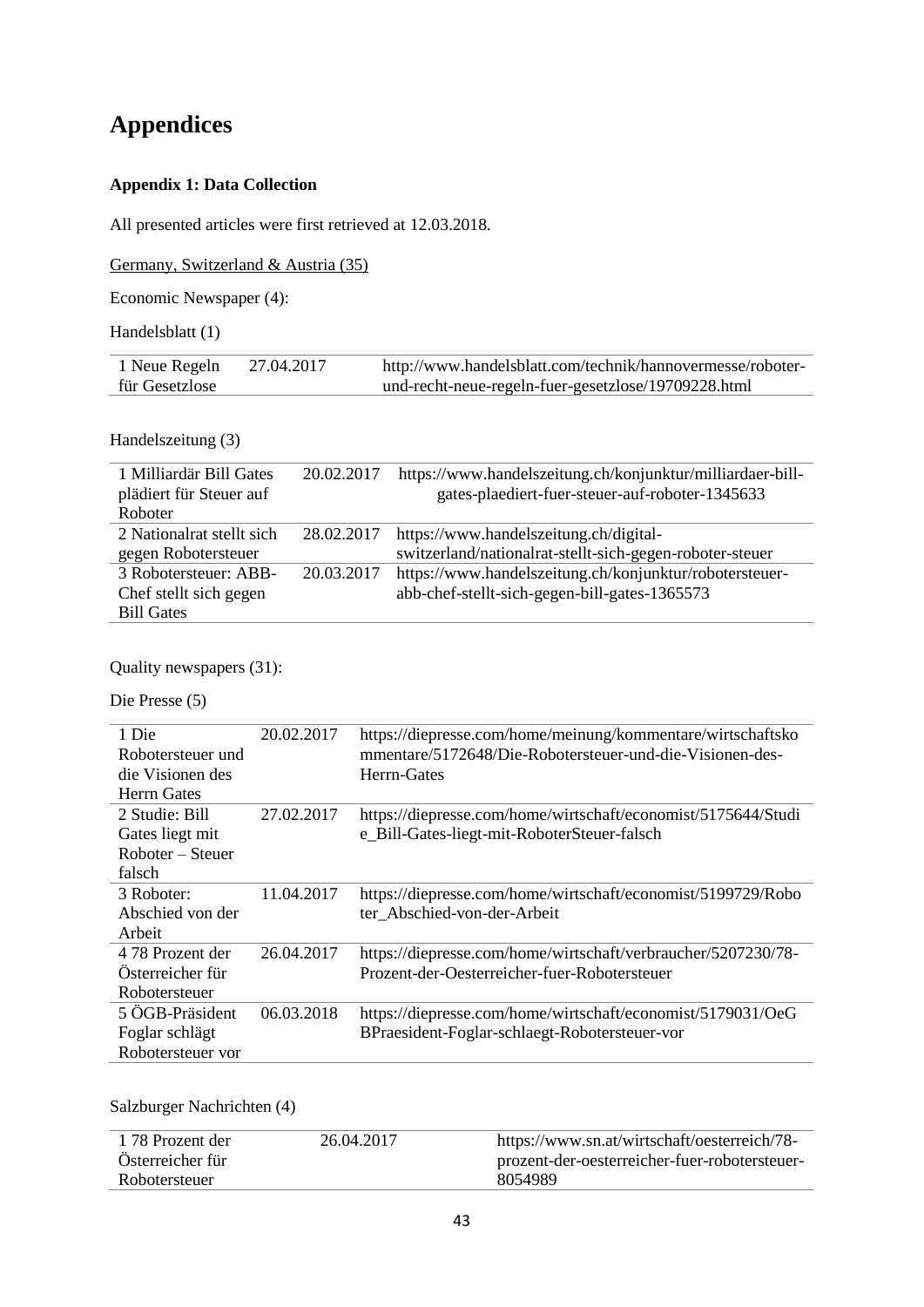# Appendices

### Appendix 1: Data Collection

All presented articles were first retrieved at 12.03.2018.

Germany, Switzerland & Austria (35)

Economic Newspaper (4):

Handelsblatt (1)

| | | |
|---|---|---|
| 1 Neue Regeln für Gesetzlose | 27.04.2017 | http://www.handelsblatt.com/technik/hannovermesse/roboter-und-recht-neue-regeln-fuer-gesetzlose/19709228.html |

Handelszeitung (3)

| | | |
|---|---|---|
| 1 Milliardär Bill Gates plädiert für Steuer auf Roboter | 20.02.2017 | https://www.handelszeitung.ch/konjunktur/milliardaer-bill-gates-plaediert-fuer-steuer-auf-roboter-1345633 |
| 2 Nationalrat stellt sich gegen Robotersteuer | 28.02.2017 | https://www.handelszeitung.ch/digital-switzerland/nationalrat-stellt-sich-gegen-roboter-steuer |
| 3 Robotersteuer: ABB-Chef stellt sich gegen Bill Gates | 20.03.2017 | https://www.handelszeitung.ch/konjunktur/robotersteuer-abb-chef-stellt-sich-gegen-bill-gates-1365573 |

Quality newspapers (31):

Die Presse (5)

| | | |
|---|---|---|
| 1 Die Robotersteuer und die Visionen des Herrn Gates | 20.02.2017 | https://diepresse.com/home/meinung/kommentare/wirtschaftskommentare/5172648/Die-Robotersteuer-und-die-Visionen-des-Herrn-Gates |
| 2 Studie: Bill Gates liegt mit Roboter – Steuer falsch | 27.02.2017 | https://diepresse.com/home/wirtschaft/economist/5175644/Studie_Bill-Gates-liegt-mit-RoboterSteuer-falsch |
| 3 Roboter: Abschied von der Arbeit | 11.04.2017 | https://diepresse.com/home/wirtschaft/economist/5199729/Roboter_Abschied-von-der-Arbeit |
| 4 78 Prozent der Österreicher für Robotersteuer | 26.04.2017 | https://diepresse.com/home/wirtschaft/verbraucher/5207230/78-Prozent-der-Oesterreicher-fuer-Robotersteuer |
| 5 ÖGB-Präsident Foglar schlägt Robotersteuer vor | 06.03.2018 | https://diepresse.com/home/wirtschaft/economist/5179031/OeGBPraesident-Foglar-schlaegt-Robotersteuer-vor |

Salzburger Nachrichten (4)

| | | |
|---|---|---|
| 1 78 Prozent der Österreicher für Robotersteuer | 26.04.2017 | https://www.sn.at/wirtschaft/oesterreich/78-prozent-der-oesterreicher-fuer-robotersteuer-8054989 |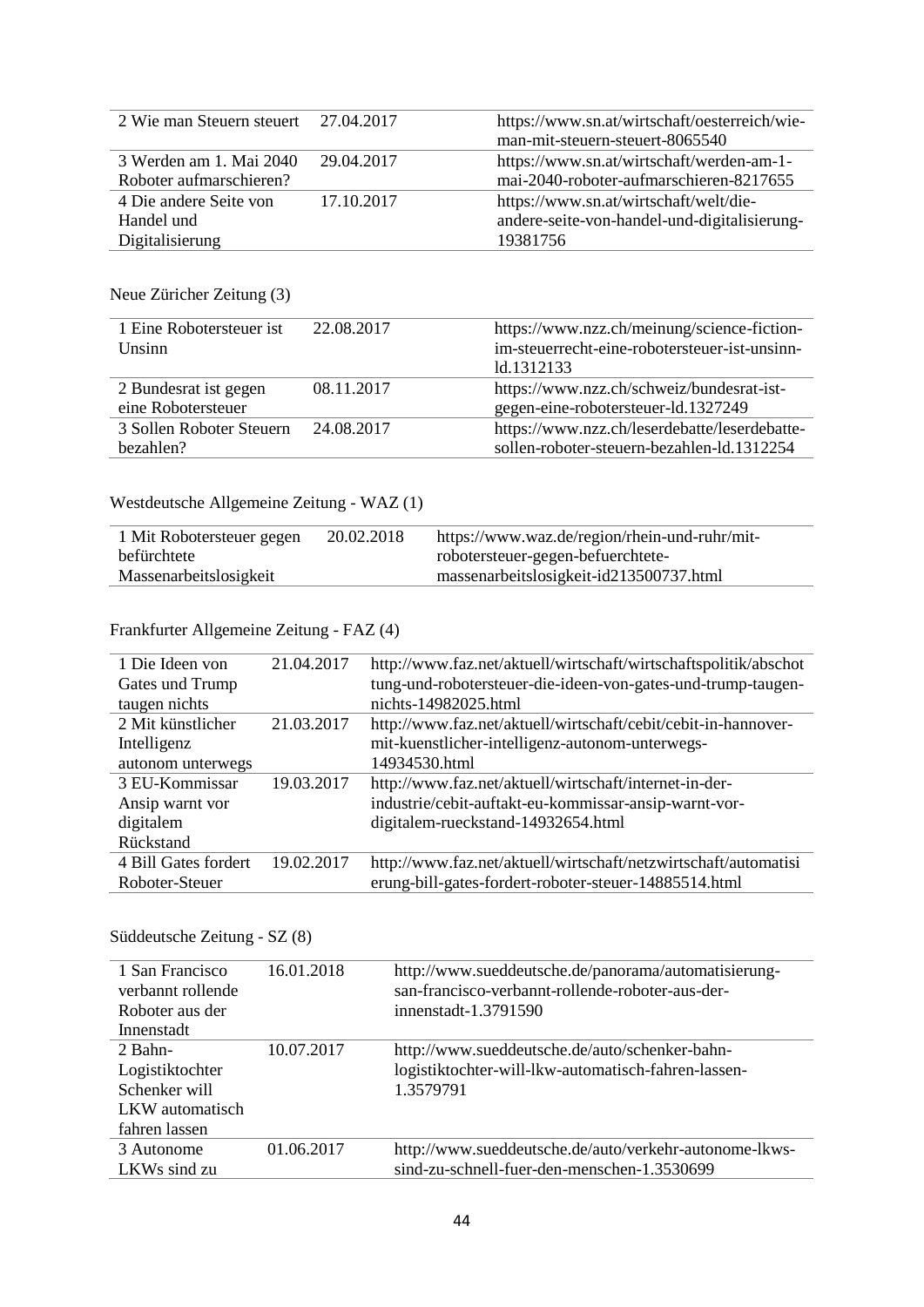| | | |
|---|---|---|
| 2 Wie man Steuern steuert | 27.04.2017 | https://www.sn.at/wirtschaft/oesterreich/wie-man-mit-steuern-steuert-8065540 |
| 3 Werden am 1. Mai 2040 Roboter aufmarschieren? | 29.04.2017 | https://www.sn.at/wirtschaft/werden-am-1-mai-2040-roboter-aufmarschieren-8217655 |
| 4 Die andere Seite von Handel und Digitalisierung | 17.10.2017 | https://www.sn.at/wirtschaft/welt/die-andere-seite-von-handel-und-digitalisierung-19381756 |

Neue Züricher Zeitung (3)

| | | |
|---|---|---|
| 1 Eine Robotersteuer ist Unsinn | 22.08.2017 | https://www.nzz.ch/meinung/science-fiction-im-steuerrecht-eine-robotersteuer-ist-unsinn-ld.1312133 |
| 2 Bundesrat ist gegen eine Robotersteuer | 08.11.2017 | https://www.nzz.ch/schweiz/bundesrat-ist-gegen-eine-robotersteuer-ld.1327249 |
| 3 Sollen Roboter Steuern bezahlen? | 24.08.2017 | https://www.nzz.ch/leserdebatte/leserdebatte-sollen-roboter-steuern-bezahlen-ld.1312254 |

Westdeutsche Allgemeine Zeitung - WAZ (1)

| | | |
|---|---|---|
| 1 Mit Robotersteuer gegen befürchtete Massenarbeitslosigkeit | 20.02.2018 | https://www.waz.de/region/rhein-und-ruhr/mit-robotersteuer-gegen-befuerchtete-massenarbeitslosigkeit-id213500737.html |

Frankfurter Allgemeine Zeitung - FAZ (4)

| | | |
|---|---|---|
| 1 Die Ideen von Gates und Trump taugen nichts | 21.04.2017 | http://www.faz.net/aktuell/wirtschaft/wirtschaftspolitik/abschottung-und-robotersteuer-die-ideen-von-gates-und-trump-taugen-nichts-14982025.html |
| 2 Mit künstlicher Intelligenz autonom unterwegs | 21.03.2017 | http://www.faz.net/aktuell/wirtschaft/cebit/cebit-in-hannover-mit-kuenstlicher-intelligenz-autonom-unterwegs-14934530.html |
| 3 EU-Kommissar Ansip warnt vor digitalem Rückstand | 19.03.2017 | http://www.faz.net/aktuell/wirtschaft/internet-in-der-industrie/cebit-auftakt-eu-kommissar-ansip-warnt-vor-digitalem-rueckstand-14932654.html |
| 4 Bill Gates fordert Roboter-Steuer | 19.02.2017 | http://www.faz.net/aktuell/wirtschaft/netzwirtschaft/automatisierung-bill-gates-fordert-roboter-steuer-14885514.html |

Süddeutsche Zeitung - SZ (8)

| | | |
|---|---|---|
| 1 San Francisco verbannt rollende Roboter aus der Innenstadt | 16.01.2018 | http://www.sueddeutsche.de/panorama/automatisierung-san-francisco-verbannt-rollende-roboter-aus-der-innenstadt-1.3791590 |
| 2 Bahn-Logistiktochter Schenker will LKW automatisch fahren lassen | 10.07.2017 | http://www.sueddeutsche.de/auto/schenker-bahn-logistiktochter-will-lkw-automatisch-fahren-lassen-1.3579791 |
| 3 Autonome LKWs sind zu | 01.06.2017 | http://www.sueddeutsche.de/auto/verkehr-autonome-lkws-sind-zu-schnell-fuer-den-menschen-1.3530699 |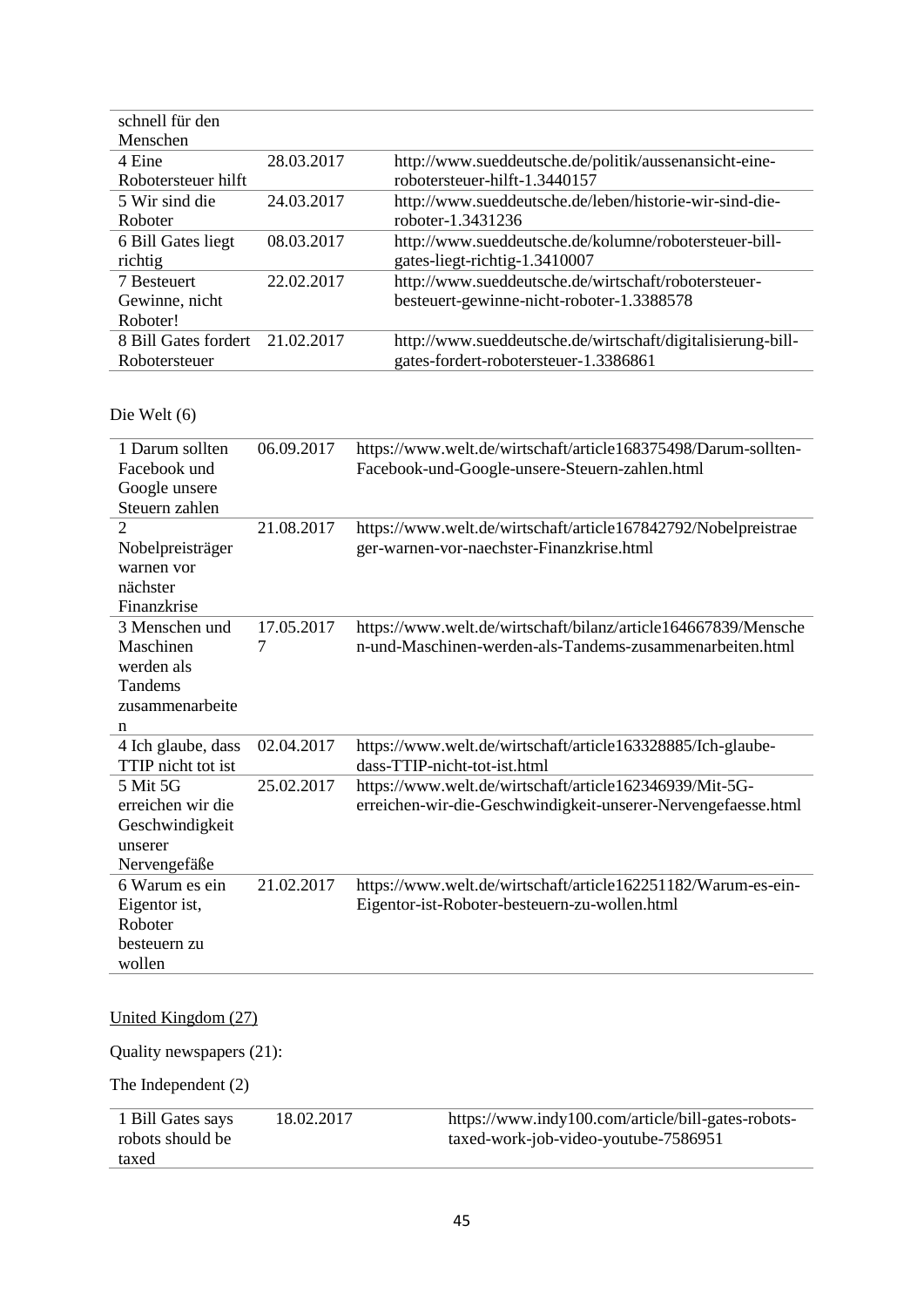| | | |
|---|---|---|
| schnell für den Menschen | | |
| 4 Eine Robotersteuer hilft | 28.03.2017 | http://www.sueddeutsche.de/politik/aussenansicht-eine-robotersteuer-hilft-1.3440157 |
| 5 Wir sind die Roboter | 24.03.2017 | http://www.sueddeutsche.de/leben/historie-wir-sind-die-roboter-1.3431236 |
| 6 Bill Gates liegt richtig | 08.03.2017 | http://www.sueddeutsche.de/kolumne/robotersteuer-bill-gates-liegt-richtig-1.3410007 |
| 7 Besteuert Gewinne, nicht Roboter! | 22.02.2017 | http://www.sueddeutsche.de/wirtschaft/robotersteuer-besteuert-gewinne-nicht-roboter-1.3388578 |
| 8 Bill Gates fordert Robotersteuer | 21.02.2017 | http://www.sueddeutsche.de/wirtschaft/digitalisierung-bill-gates-fordert-robotersteuer-1.3386861 |

Die Welt (6)

| | | |
|---|---|---|
| 1 Darum sollten Facebook und Google unsere Steuern zahlen | 06.09.2017 | https://www.welt.de/wirtschaft/article168375498/Darum-sollten-Facebook-und-Google-unsere-Steuern-zahlen.html |
| 2 Nobelpreisträger warnen vor nächster Finanzkrise | 21.08.2017 | https://www.welt.de/wirtschaft/article167842792/Nobelpreistraeger-warnen-vor-naechster-Finanzkrise.html |
| 3 Menschen und Maschinen werden als Tandems zusammenarbeiten | 17.05.2017 7 | https://www.welt.de/wirtschaft/bilanz/article164667839/Menschen-und-Maschinen-werden-als-Tandems-zusammenarbeiten.html |
| 4 Ich glaube, dass TTIP nicht tot ist | 02.04.2017 | https://www.welt.de/wirtschaft/article163328885/Ich-glaube-dass-TTIP-nicht-tot-ist.html |
| 5 Mit 5G erreichen wir die Geschwindigkeit unserer Nervengefäße | 25.02.2017 | https://www.welt.de/wirtschaft/article162346939/Mit-5G-erreichen-wir-die-Geschwindigkeit-unserer-Nervengefaesse.html |
| 6 Warum es ein Eigentor ist, Roboter besteuern zu wollen | 21.02.2017 | https://www.welt.de/wirtschaft/article162251182/Warum-es-ein-Eigentor-ist-Roboter-besteuern-zu-wollen.html |

United Kingdom (27)

Quality newspapers (21):

The Independent (2)

| | | |
|---|---|---|
| 1 Bill Gates says robots should be taxed | 18.02.2017 | https://www.indy100.com/article/bill-gates-robots-taxed-work-job-video-youtube-7586951 |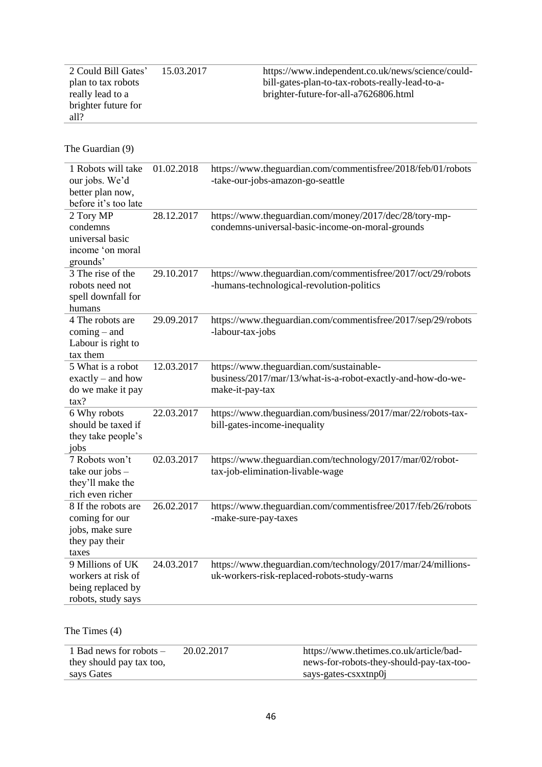| | | |
|---|---|---|
| 2 Could Bill Gates' plan to tax robots really lead to a brighter future for all? | 15.03.2017 | https://www.independent.co.uk/news/science/could-bill-gates-plan-to-tax-robots-really-lead-to-a-brighter-future-for-all-a7626806.html |

The Guardian (9)

| | | |
|---|---|---|
| 1 Robots will take our jobs. We'd better plan now, before it's too late | 01.02.2018 | https://www.theguardian.com/commentisfree/2018/feb/01/robots-take-our-jobs-amazon-go-seattle |
| 2 Tory MP condemns universal basic income 'on moral grounds' | 28.12.2017 | https://www.theguardian.com/money/2017/dec/28/tory-mp-condemns-universal-basic-income-on-moral-grounds |
| 3 The rise of the robots need not spell downfall for humans | 29.10.2017 | https://www.theguardian.com/commentisfree/2017/oct/29/robots-humans-technological-revolution-politics |
| 4 The robots are coming – and Labour is right to tax them | 29.09.2017 | https://www.theguardian.com/commentisfree/2017/sep/29/robots-labour-tax-jobs |
| 5 What is a robot exactly – and how do we make it pay tax? | 12.03.2017 | https://www.theguardian.com/sustainable-business/2017/mar/13/what-is-a-robot-exactly-and-how-do-we-make-it-pay-tax |
| 6 Why robots should be taxed if they take people's jobs | 22.03.2017 | https://www.theguardian.com/business/2017/mar/22/robots-tax-bill-gates-income-inequality |
| 7 Robots won't take our jobs – they'll make the rich even richer | 02.03.2017 | https://www.theguardian.com/technology/2017/mar/02/robot-tax-job-elimination-livable-wage |
| 8 If the robots are coming for our jobs, make sure they pay their taxes | 26.02.2017 | https://www.theguardian.com/commentisfree/2017/feb/26/robots-make-sure-pay-taxes |
| 9 Millions of UK workers at risk of being replaced by robots, study says | 24.03.2017 | https://www.theguardian.com/technology/2017/mar/24/millions-uk-workers-risk-replaced-robots-study-warns |

The Times (4)

| | | |
|---|---|---|
| 1 Bad news for robots – they should pay tax too, says Gates | 20.02.2017 | https://www.thetimes.co.uk/article/bad-news-for-robots-they-should-pay-tax-too-says-gates-csxxtnp0j |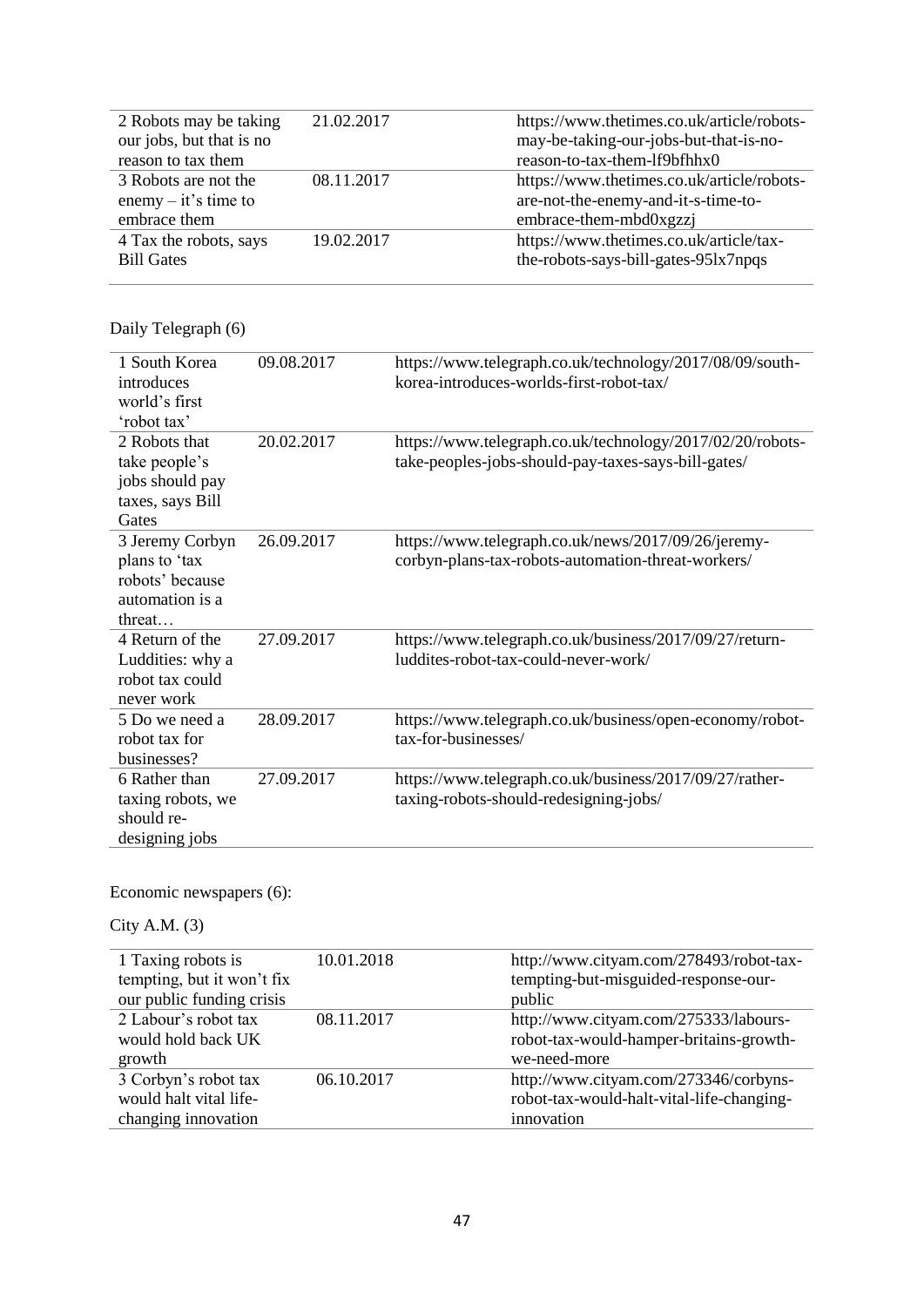| | | |
|---|---|---|
| 2 Robots may be taking our jobs, but that is no reason to tax them | 21.02.2017 | https://www.thetimes.co.uk/article/robots-may-be-taking-our-jobs-but-that-is-no-reason-to-tax-them-lf9bfhhx0 |
| 3 Robots are not the enemy – it's time to embrace them | 08.11.2017 | https://www.thetimes.co.uk/article/robots-are-not-the-enemy-and-it-s-time-to-embrace-them-mbd0xgzzj |
| 4 Tax the robots, says Bill Gates | 19.02.2017 | https://www.thetimes.co.uk/article/tax-the-robots-says-bill-gates-95lx7npqs |

Daily Telegraph (6)

| | | |
|---|---|---|
| 1 South Korea introduces world's first 'robot tax' | 09.08.2017 | https://www.telegraph.co.uk/technology/2017/08/09/south-korea-introduces-worlds-first-robot-tax/ |
| 2 Robots that take people's jobs should pay taxes, says Bill Gates | 20.02.2017 | https://www.telegraph.co.uk/technology/2017/02/20/robots-take-peoples-jobs-should-pay-taxes-says-bill-gates/ |
| 3 Jeremy Corbyn plans to 'tax robots' because automation is a threat… | 26.09.2017 | https://www.telegraph.co.uk/news/2017/09/26/jeremy-corbyn-plans-tax-robots-automation-threat-workers/ |
| 4 Return of the Luddities: why a robot tax could never work | 27.09.2017 | https://www.telegraph.co.uk/business/2017/09/27/return-luddites-robot-tax-could-never-work/ |
| 5 Do we need a robot tax for businesses? | 28.09.2017 | https://www.telegraph.co.uk/business/open-economy/robot-tax-for-businesses/ |
| 6 Rather than taxing robots, we should re-designing jobs | 27.09.2017 | https://www.telegraph.co.uk/business/2017/09/27/rather-taxing-robots-should-redesigning-jobs/ |

Economic newspapers (6):

City A.M. (3)

| | | |
|---|---|---|
| 1 Taxing robots is tempting, but it won't fix our public funding crisis | 10.01.2018 | http://www.cityam.com/278493/robot-tax-tempting-but-misguided-response-our-public |
| 2 Labour's robot tax would hold back UK growth | 08.11.2017 | http://www.cityam.com/275333/labours-robot-tax-would-hamper-britains-growth-we-need-more |
| 3 Corbyn's robot tax would halt vital life-changing innovation | 06.10.2017 | http://www.cityam.com/273346/corbyns-robot-tax-would-halt-vital-life-changing-innovation |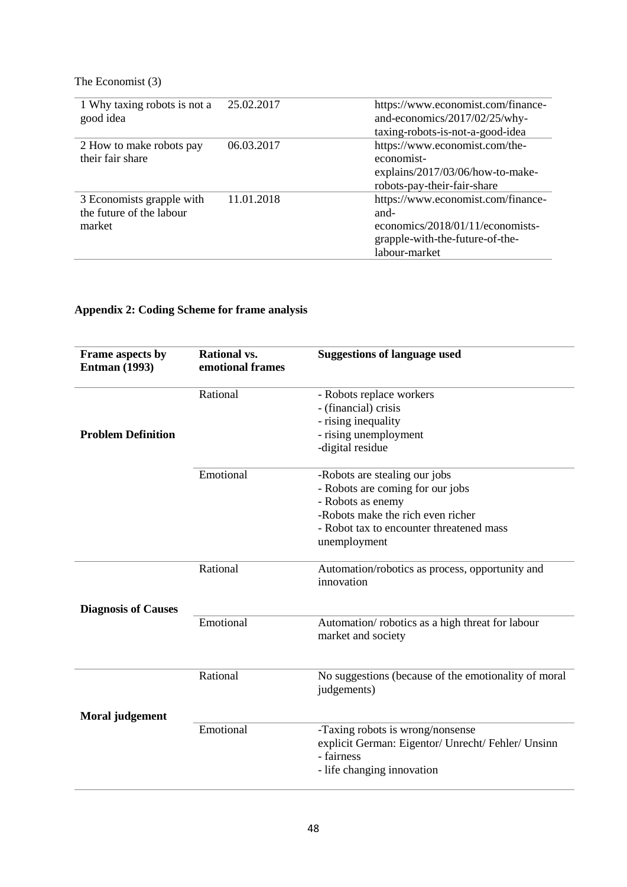The Economist (3)

| | | |
|---|---|---|
| 1 Why taxing robots is not a good idea | 25.02.2017 | https://www.economist.com/finance-and-economics/2017/02/25/why-taxing-robots-is-not-a-good-idea |
| 2 How to make robots pay their fair share | 06.03.2017 | https://www.economist.com/the-economist-explains/2017/03/06/how-to-make-robots-pay-their-fair-share |
| 3 Economists grapple with the future of the labour market | 11.01.2018 | https://www.economist.com/finance-and-economics/2018/01/11/economists-grapple-with-the-future-of-the-labour-market |

**Appendix 2: Coding Scheme for frame analysis**

| Frame aspects by Entman (1993) | Rational vs. emotional frames | Suggestions of language used |
|---|---|---|
| **Problem Definition** | Rational | - Robots replace workers<br>- (financial) crisis<br>- rising inequality<br>- rising unemployment<br>-digital residue |
| | Emotional | -Robots are stealing our jobs<br>- Robots are coming for our jobs<br>- Robots as enemy<br>-Robots make the rich even richer<br>- Robot tax to encounter threatened mass unemployment |
| **Diagnosis of Causes** | Rational | Automation/robotics as process, opportunity and innovation |
| | Emotional | Automation/ robotics as a high threat for labour market and society |
| **Moral judgement** | Rational | No suggestions (because of the emotionality of moral judgements) |
| | Emotional | -Taxing robots is wrong/nonsense<br>explicit German: Eigentor/ Unrecht/ Fehler/ Unsinn<br>- fairness<br>- life changing innovation |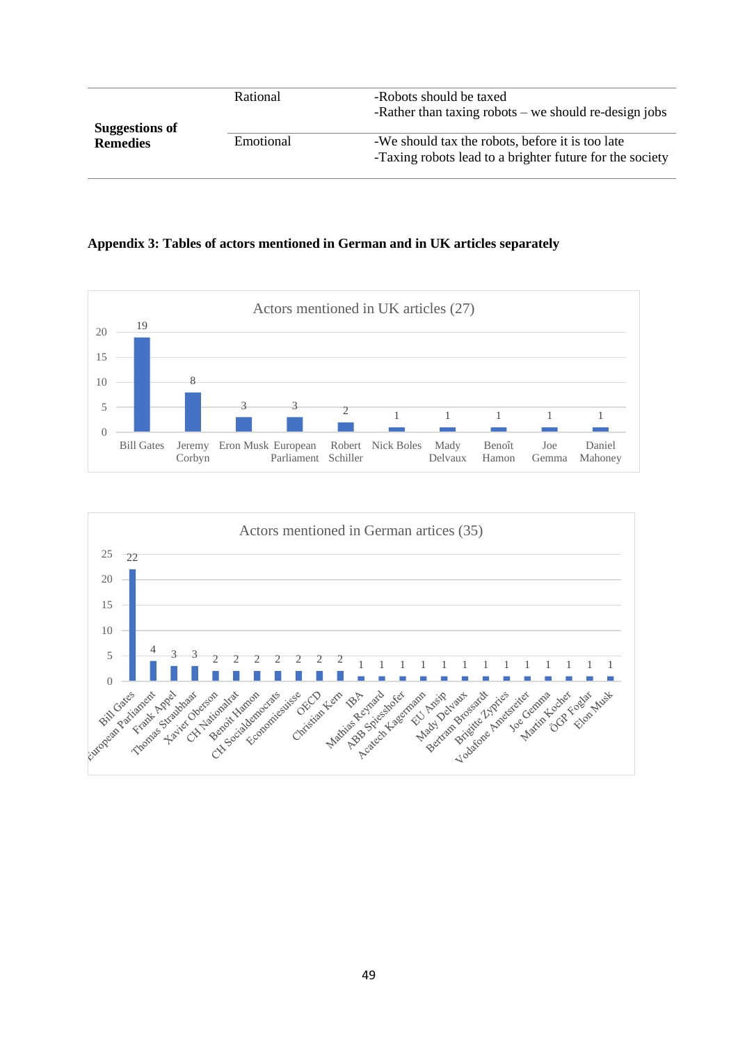| | | |
|---|---|---|
| **Suggestions of Remedies** | Rational | -Robots should be taxed<br>-Rather than taxing robots – we should re-design jobs |
| | Emotional | -We should tax the robots, before it is too late<br>-Taxing robots lead to a brighter future for the society |

**Appendix 3: Tables of actors mentioned in German and in UK articles separately**

**Actors mentioned in UK articles (27)**

| Actor | Mentions |
|---|---|
| Bill Gates | 19 |
| Jeremy Corbyn | 8 |
| Eron Musk | 3 |
| European Parliament | 3 |
| Robert Schiller | 2 |
| Nick Boles | 1 |
| Mady Delvaux | 1 |
| Benoît Hamon | 1 |
| Joe Gemma | 1 |
| Daniel Mahoney | 1 |

**Actors mentioned in German artices (35)**

| Actor | Mentions |
|---|---|
| Bill Gates | 22 |
| European Parliament | 4 |
| Frank Appel | 3 |
| Thomas Straubhaar | 3 |
| Xavier Oberson | 2 |
| CH Nationalrat | 2 |
| Benoît Hamon | 2 |
| CH Socialdemocrats | 2 |
| Economiesuisse | 2 |
| OECD | 2 |
| Christian Kern | 2 |
| IBA | 1 |
| Mathias Reynard | 1 |
| ABB Spiesshofer | 1 |
| Acatech Kagermann | 1 |
| EU Ansip | 1 |
| Mady Delvaux | 1 |
| Bertram Brossardt | 1 |
| Brigitte Zypries | 1 |
| Vodafone Ametsreiter | 1 |
| Joe Gemma | 1 |
| Martin Kocher | 1 |
| ÖGP Foglar | 1 |
| Elon Musk | 1 |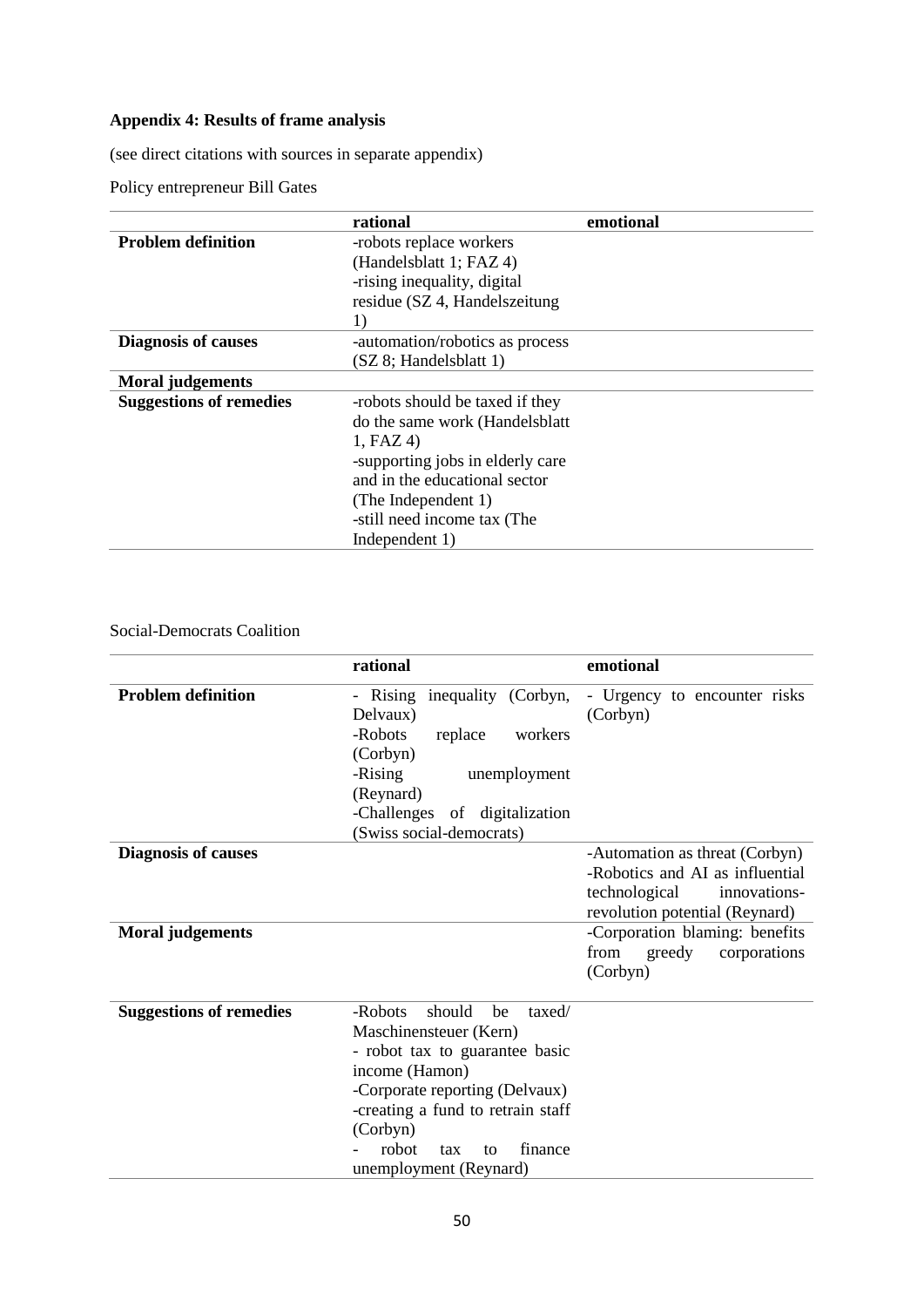**Appendix 4: Results of frame analysis**

(see direct citations with sources in separate appendix)

Policy entrepreneur Bill Gates

| | rational | emotional |
|---|---|---|
| **Problem definition** | -robots replace workers (Handelsblatt 1; FAZ 4)<br>-rising inequality, digital residue (SZ 4, Handelszeitung 1) | |
| **Diagnosis of causes** | -automation/robotics as process (SZ 8; Handelsblatt 1) | |
| **Moral judgements** | | |
| **Suggestions of remedies** | -robots should be taxed if they do the same work (Handelsblatt 1, FAZ 4)<br>-supporting jobs in elderly care and in the educational sector (The Independent 1)<br>-still need income tax (The Independent 1) | |

Social-Democrats Coalition

| | rational | emotional |
|---|---|---|
| **Problem definition** | - Rising inequality (Corbyn, Delvaux)<br>-Robots replace workers (Corbyn)<br>-Rising unemployment (Reynard)<br>-Challenges of digitalization (Swiss social-democrats) | - Urgency to encounter risks (Corbyn) |
| **Diagnosis of causes** | | -Automation as threat (Corbyn)<br>-Robotics and AI as influential technological innovations-revolution potential (Reynard) |
| **Moral judgements** | | -Corporation blaming: benefits from greedy corporations (Corbyn) |
| **Suggestions of remedies** | -Robots should be taxed/ Maschinensteuer (Kern)<br>- robot tax to guarantee basic income (Hamon)<br>-Corporate reporting (Delvaux)<br>-creating a fund to retrain staff (Corbyn)<br>- robot tax to finance unemployment (Reynard) | |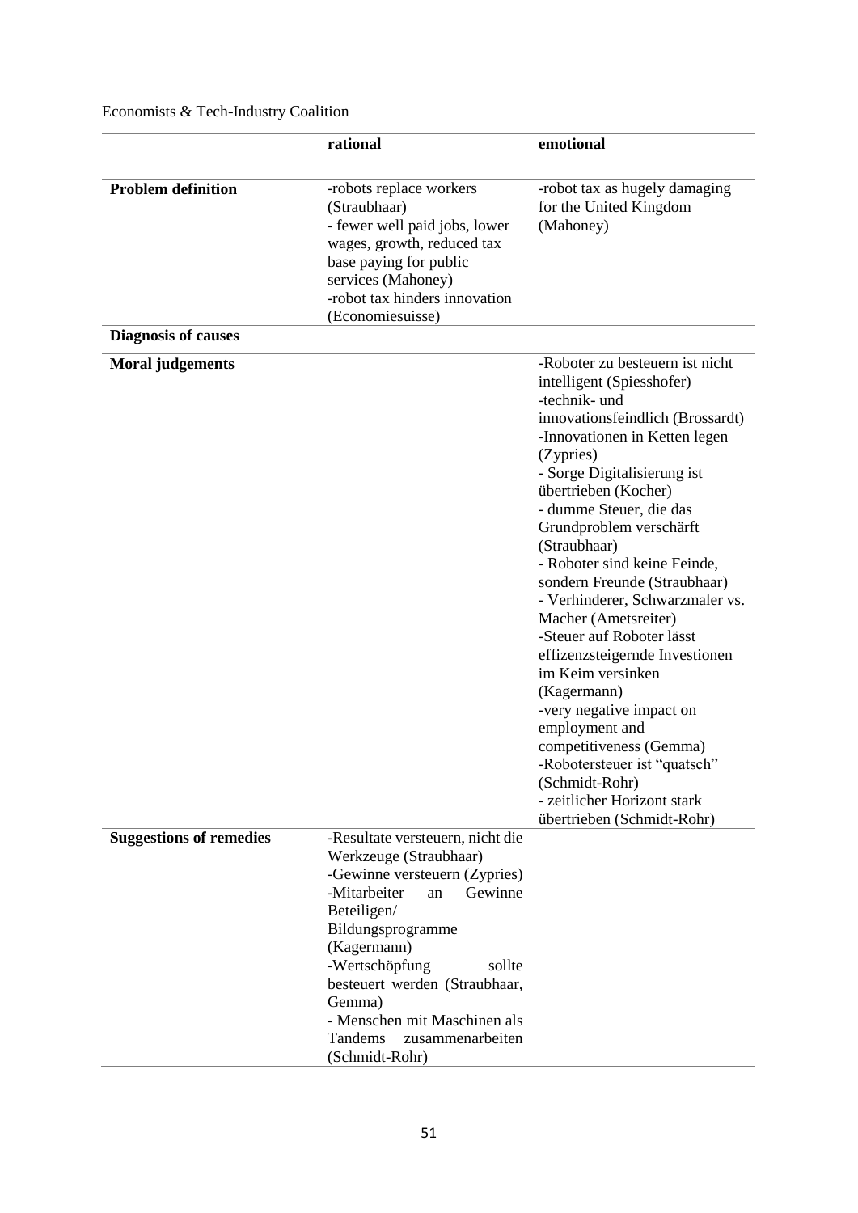Economists & Tech-Industry Coalition

| | rational | emotional |
|---|---|---|
| **Problem definition** | -robots replace workers (Straubhaar)<br>- fewer well paid jobs, lower wages, growth, reduced tax base paying for public services (Mahoney)<br>-robot tax hinders innovation (Economiesuisse) | -robot tax as hugely damaging for the United Kingdom (Mahoney) |
| **Diagnosis of causes** | | |
| **Moral judgements** | | -Roboter zu besteuern ist nicht intelligent (Spiesshofer)<br>-technik- und innovationsfeindlich (Brossardt)<br>-Innovationen in Ketten legen (Zypries)<br>- Sorge Digitalisierung ist übertrieben (Kocher)<br>- dumme Steuer, die das Grundproblem verschärft (Straubhaar)<br>- Roboter sind keine Feinde, sondern Freunde (Straubhaar)<br>- Verhinderer, Schwarzmaler vs. Macher (Ametsreiter)<br>-Steuer auf Roboter lässt effizenzsteigernde Investionen im Keim versinken (Kagermann)<br>-very negative impact on employment and competitiveness (Gemma)<br>-Robotersteuer ist "quatsch" (Schmidt-Rohr)<br>- zeitlicher Horizont stark übertrieben (Schmidt-Rohr) |
| **Suggestions of remedies** | -Resultate versteuern, nicht die Werkzeuge (Straubhaar)<br>-Gewinne versteuern (Zypries)<br>-Mitarbeiter an Gewinne Beteiligen/ Bildungsprogramme (Kagermann)<br>-Wertschöpfung sollte besteuert werden (Straubhaar, Gemma)<br>- Menschen mit Maschinen als Tandems zusammenarbeiten (Schmidt-Rohr) | |